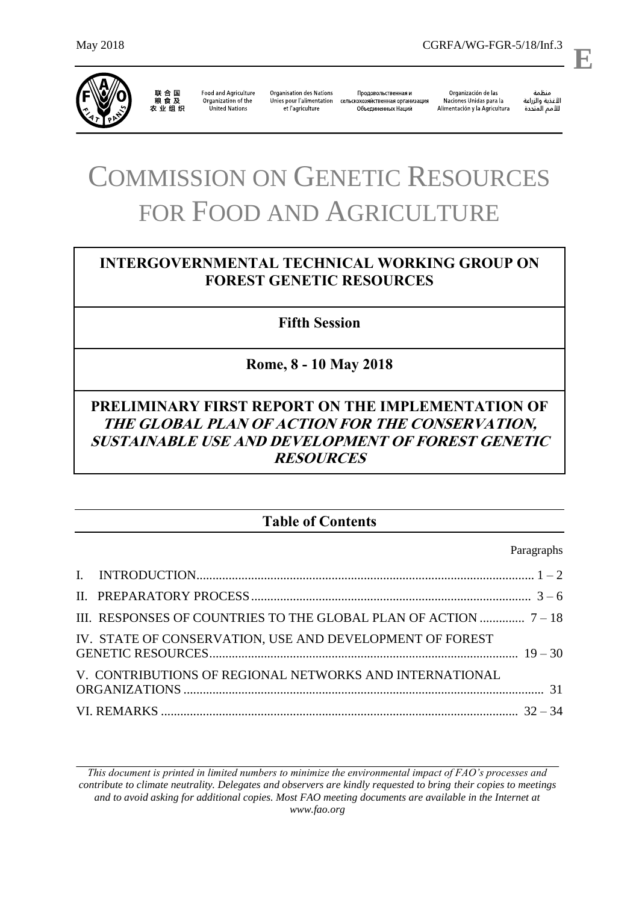May 2018 CGRFA/WG-FGR-5/18/Inf.3

**E**

联合国粮食及农业组织 | Food and Agriculture Organization of the United Nations | Organisation des Nations Unies pour l'alimentation et l'agriculture | Продовольственная и сельскохозяйственная организация Объединенных Наций | Organización de las Naciones Unidas para la Alimentación y la Agricultura | منظمة الأغذية والزراعة للأمم المتحدة

# COMMISSION ON GENETIC RESOURCES FOR FOOD AND AGRICULTURE

## INTERGOVERNMENTAL TECHNICAL WORKING GROUP ON FOREST GENETIC RESOURCES

## Fifth Session

## Rome, 8 - 10 May 2018

## PRELIMINARY FIRST REPORT ON THE IMPLEMENTATION OF *THE GLOBAL PLAN OF ACTION FOR THE CONSERVATION, SUSTAINABLE USE AND DEVELOPMENT OF FOREST GENETIC RESOURCES*

## Table of Contents

| | Paragraphs |
|---|---|
| I. INTRODUCTION | 1 – 2 |
| II. PREPARATORY PROCESS | 3 – 6 |
| III. RESPONSES OF COUNTRIES TO THE GLOBAL PLAN OF ACTION | 7 – 18 |
| IV. STATE OF CONSERVATION, USE AND DEVELOPMENT OF FOREST GENETIC RESOURCES | 19 – 30 |
| V. CONTRIBUTIONS OF REGIONAL NETWORKS AND INTERNATIONAL ORGANIZATIONS | 31 |
| VI. REMARKS | 32 – 34 |

*This document is printed in limited numbers to minimize the environmental impact of FAO's processes and contribute to climate neutrality. Delegates and observers are kindly requested to bring their copies to meetings and to avoid asking for additional copies. Most FAO meeting documents are available in the Internet at www.fao.org*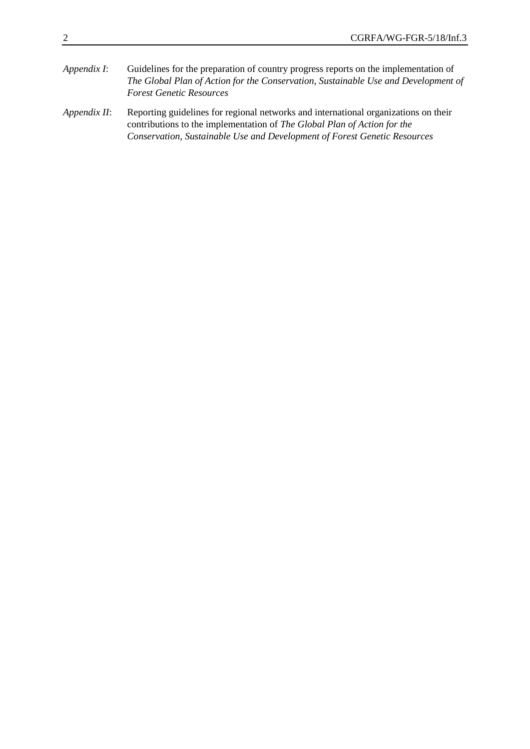*Appendix I*: Guidelines for the preparation of country progress reports on the implementation of *The Global Plan of Action for the Conservation, Sustainable Use and Development of Forest Genetic Resources*

*Appendix II*: Reporting guidelines for regional networks and international organizations on their contributions to the implementation of *The Global Plan of Action for the Conservation, Sustainable Use and Development of Forest Genetic Resources*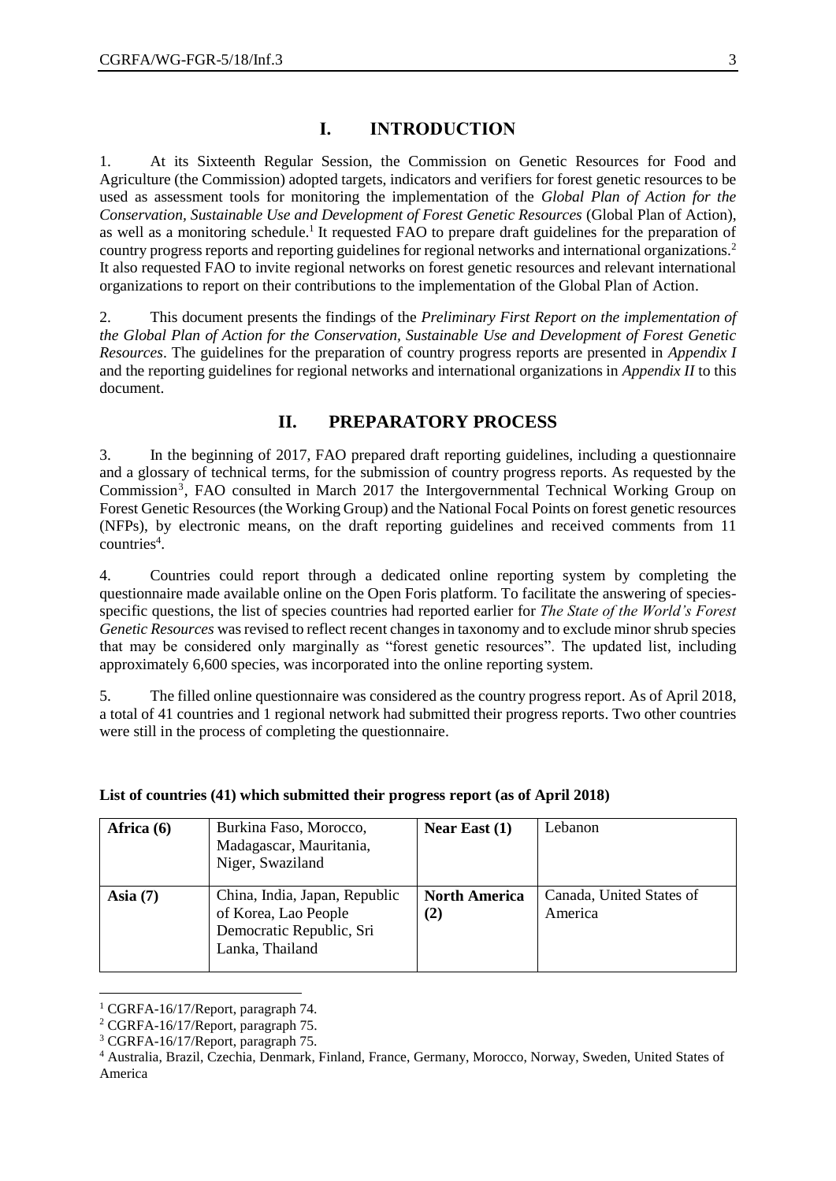# I. INTRODUCTION

1. At its Sixteenth Regular Session, the Commission on Genetic Resources for Food and Agriculture (the Commission) adopted targets, indicators and verifiers for forest genetic resources to be used as assessment tools for monitoring the implementation of the *Global Plan of Action for the Conservation, Sustainable Use and Development of Forest Genetic Resources* (Global Plan of Action), as well as a monitoring schedule.[1] It requested FAO to prepare draft guidelines for the preparation of country progress reports and reporting guidelines for regional networks and international organizations.[2] It also requested FAO to invite regional networks on forest genetic resources and relevant international organizations to report on their contributions to the implementation of the Global Plan of Action.

2. This document presents the findings of the *Preliminary First Report on the implementation of the Global Plan of Action for the Conservation, Sustainable Use and Development of Forest Genetic Resources*. The guidelines for the preparation of country progress reports are presented in *Appendix I* and the reporting guidelines for regional networks and international organizations in *Appendix II* to this document.

# II. PREPARATORY PROCESS

3. In the beginning of 2017, FAO prepared draft reporting guidelines, including a questionnaire and a glossary of technical terms, for the submission of country progress reports. As requested by the Commission[3], FAO consulted in March 2017 the Intergovernmental Technical Working Group on Forest Genetic Resources (the Working Group) and the National Focal Points on forest genetic resources (NFPs), by electronic means, on the draft reporting guidelines and received comments from 11 countries[4].

4. Countries could report through a dedicated online reporting system by completing the questionnaire made available online on the Open Foris platform. To facilitate the answering of species-specific questions, the list of species countries had reported earlier for *The State of the World's Forest Genetic Resources* was revised to reflect recent changes in taxonomy and to exclude minor shrub species that may be considered only marginally as "forest genetic resources". The updated list, including approximately 6,600 species, was incorporated into the online reporting system.

5. The filled online questionnaire was considered as the country progress report. As of April 2018, a total of 41 countries and 1 regional network had submitted their progress reports. Two other countries were still in the process of completing the questionnaire.

**List of countries (41) which submitted their progress report (as of April 2018)**

| | | | |
|---|---|---|---|
| **Africa (6)** | Burkina Faso, Morocco, Madagascar, Mauritania, Niger, Swaziland | **Near East (1)** | Lebanon |
| **Asia (7)** | China, India, Japan, Republic of Korea, Lao People Democratic Republic, Sri Lanka, Thailand | **North America (2)** | Canada, United States of America |

[1] CGRFA-16/17/Report, paragraph 74.
[2] CGRFA-16/17/Report, paragraph 75.
[3] CGRFA-16/17/Report, paragraph 75.
[4] Australia, Brazil, Czechia, Denmark, Finland, France, Germany, Morocco, Norway, Sweden, United States of America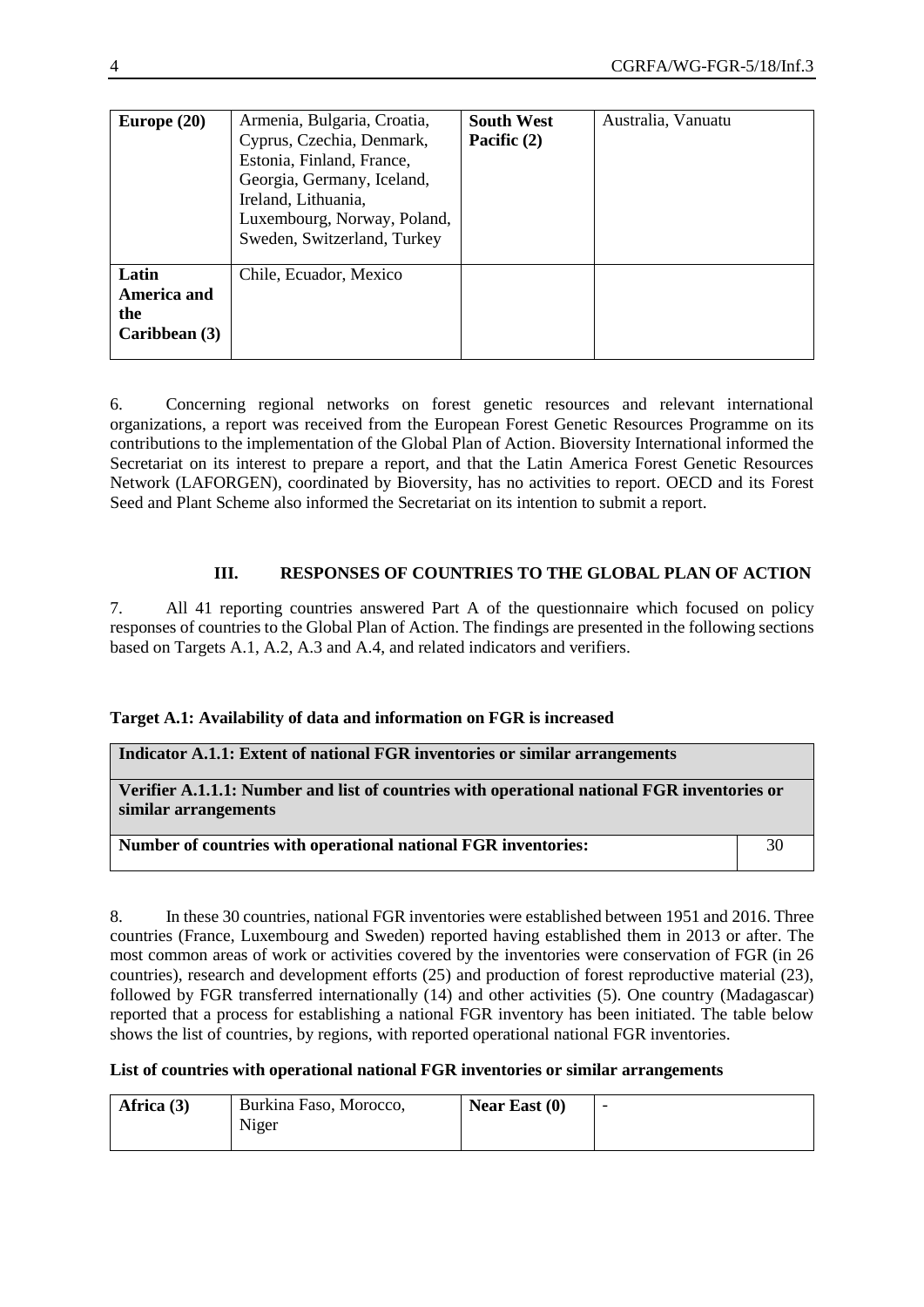| Europe (20) | Armenia, Bulgaria, Croatia, Cyprus, Czechia, Denmark, Estonia, Finland, France, Georgia, Germany, Iceland, Ireland, Lithuania, Luxembourg, Norway, Poland, Sweden, Switzerland, Turkey | South West Pacific (2) | Australia, Vanuatu |
|---|---|---|---|
| Latin America and the Caribbean (3) | Chile, Ecuador, Mexico | | |

6. Concerning regional networks on forest genetic resources and relevant international organizations, a report was received from the European Forest Genetic Resources Programme on its contributions to the implementation of the Global Plan of Action. Bioversity International informed the Secretariat on its interest to prepare a report, and that the Latin America Forest Genetic Resources Network (LAFORGEN), coordinated by Bioversity, has no activities to report. OECD and its Forest Seed and Plant Scheme also informed the Secretariat on its intention to submit a report.

## III. RESPONSES OF COUNTRIES TO THE GLOBAL PLAN OF ACTION

7. All 41 reporting countries answered Part A of the questionnaire which focused on policy responses of countries to the Global Plan of Action. The findings are presented in the following sections based on Targets A.1, A.2, A.3 and A.4, and related indicators and verifiers.

**Target A.1: Availability of data and information on FGR is increased**

| **Indicator A.1.1: Extent of national FGR inventories or similar arrangements** | |
|---|---|
| **Verifier A.1.1.1: Number and list of countries with operational national FGR inventories or similar arrangements** | |
| **Number of countries with operational national FGR inventories:** | 30 |

8. In these 30 countries, national FGR inventories were established between 1951 and 2016. Three countries (France, Luxembourg and Sweden) reported having established them in 2013 or after. The most common areas of work or activities covered by the inventories were conservation of FGR (in 26 countries), research and development efforts (25) and production of forest reproductive material (23), followed by FGR transferred internationally (14) and other activities (5). One country (Madagascar) reported that a process for establishing a national FGR inventory has been initiated. The table below shows the list of countries, by regions, with reported operational national FGR inventories.

**List of countries with operational national FGR inventories or similar arrangements**

| Africa (3) | Burkina Faso, Morocco, Niger | Near East (0) | - |
|---|---|---|---|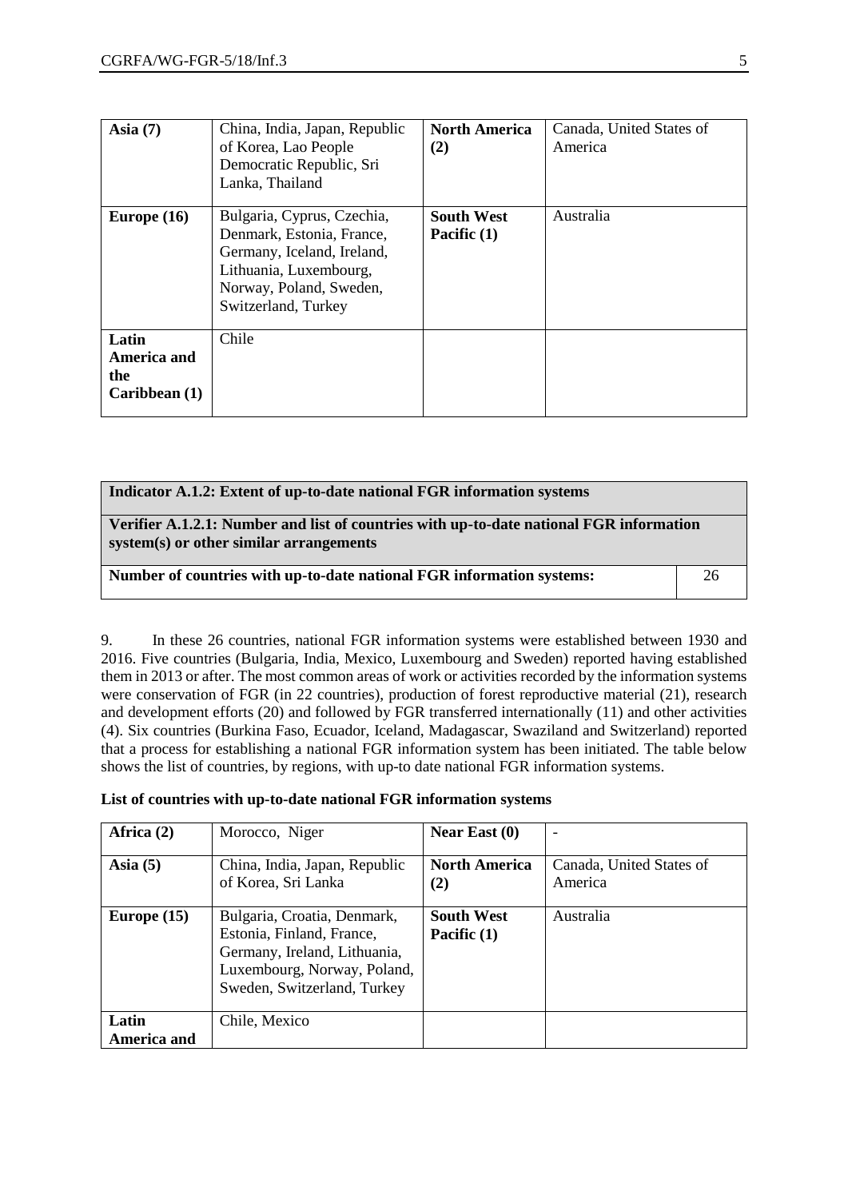| **Asia (7)** | China, India, Japan, Republic of Korea, Lao People Democratic Republic, Sri Lanka, Thailand | **North America (2)** | Canada, United States of America |
|---|---|---|---|
| **Europe (16)** | Bulgaria, Cyprus, Czechia, Denmark, Estonia, France, Germany, Iceland, Ireland, Lithuania, Luxembourg, Norway, Poland, Sweden, Switzerland, Turkey | **South West Pacific (1)** | Australia |
| **Latin America and the Caribbean (1)** | Chile | | |

| **Indicator A.1.2: Extent of up-to-date national FGR information systems** | |
|---|---|
| **Verifier A.1.2.1: Number and list of countries with up-to-date national FGR information system(s) or other similar arrangements** | |
| **Number of countries with up-to-date national FGR information systems:** | 26 |

9. In these 26 countries, national FGR information systems were established between 1930 and 2016. Five countries (Bulgaria, India, Mexico, Luxembourg and Sweden) reported having established them in 2013 or after. The most common areas of work or activities recorded by the information systems were conservation of FGR (in 22 countries), production of forest reproductive material (21), research and development efforts (20) and followed by FGR transferred internationally (11) and other activities (4). Six countries (Burkina Faso, Ecuador, Iceland, Madagascar, Swaziland and Switzerland) reported that a process for establishing a national FGR information system has been initiated. The table below shows the list of countries, by regions, with up-to date national FGR information systems.

**List of countries with up-to-date national FGR information systems**

| **Africa (2)** | Morocco, Niger | **Near East (0)** | - |
|---|---|---|---|
| **Asia (5)** | China, India, Japan, Republic of Korea, Sri Lanka | **North America (2)** | Canada, United States of America |
| **Europe (15)** | Bulgaria, Croatia, Denmark, Estonia, Finland, France, Germany, Ireland, Lithuania, Luxembourg, Norway, Poland, Sweden, Switzerland, Turkey | **South West Pacific (1)** | Australia |
| **Latin America and** | Chile, Mexico | | |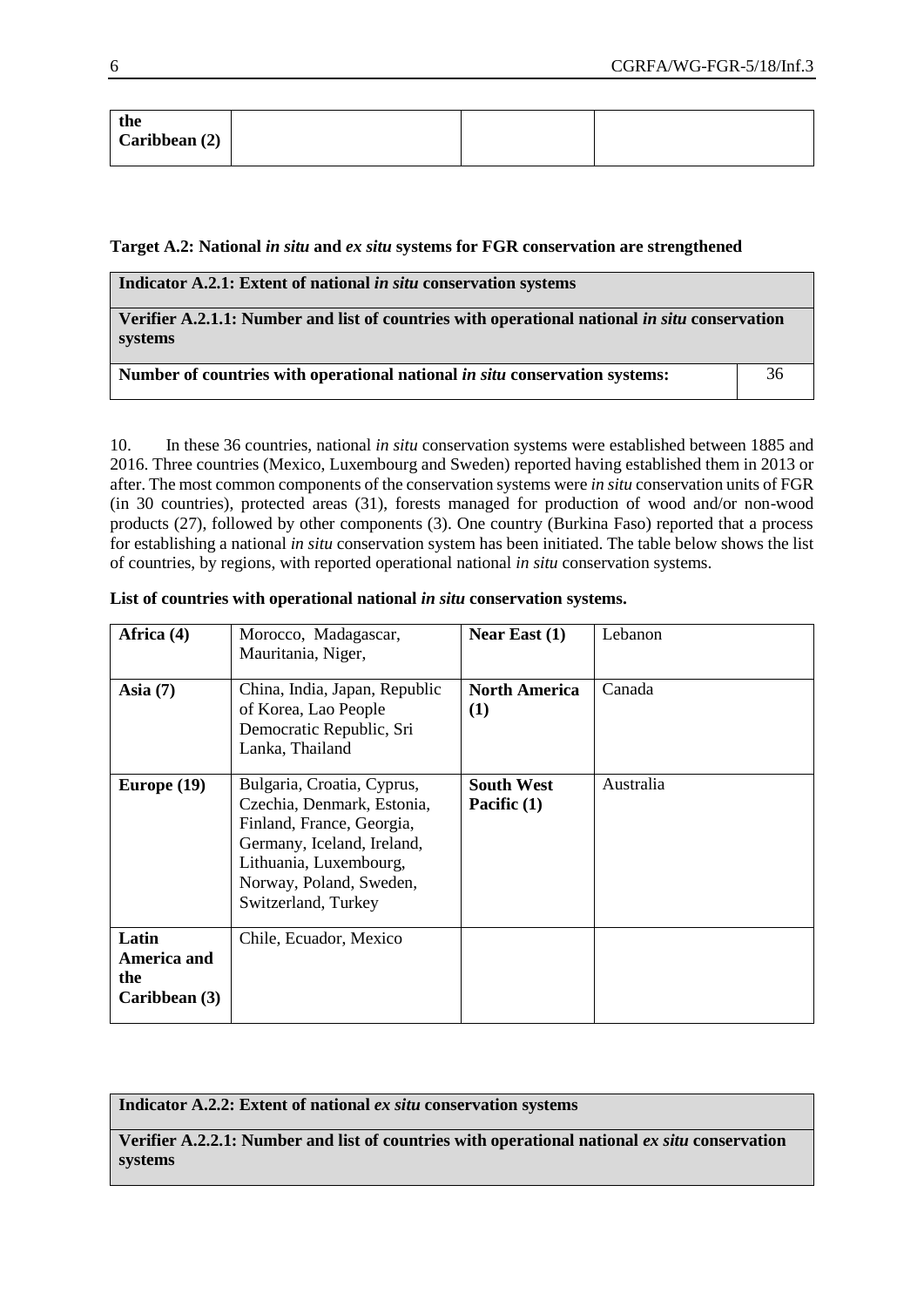| the Caribbean (2) | | | |
|---|---|---|---|

**Target A.2: National *in situ* and *ex situ* systems for FGR conservation are strengthened**

| **Indicator A.2.1: Extent of national *in situ* conservation systems** | |
|---|---|
| **Verifier A.2.1.1: Number and list of countries with operational national *in situ* conservation systems** | |
| **Number of countries with operational national *in situ* conservation systems:** | 36 |

10. In these 36 countries, national *in situ* conservation systems were established between 1885 and 2016. Three countries (Mexico, Luxembourg and Sweden) reported having established them in 2013 or after. The most common components of the conservation systems were *in situ* conservation units of FGR (in 30 countries), protected areas (31), forests managed for production of wood and/or non-wood products (27), followed by other components (3). One country (Burkina Faso) reported that a process for establishing a national *in situ* conservation system has been initiated. The table below shows the list of countries, by regions, with reported operational national *in situ* conservation systems.

**List of countries with operational national *in situ* conservation systems.**

| **Africa (4)** | Morocco, Madagascar, Mauritania, Niger, | **Near East (1)** | Lebanon |
|---|---|---|---|
| **Asia (7)** | China, India, Japan, Republic of Korea, Lao People Democratic Republic, Sri Lanka, Thailand | **North America (1)** | Canada |
| **Europe (19)** | Bulgaria, Croatia, Cyprus, Czechia, Denmark, Estonia, Finland, France, Georgia, Germany, Iceland, Ireland, Lithuania, Luxembourg, Norway, Poland, Sweden, Switzerland, Turkey | **South West Pacific (1)** | Australia |
| **Latin America and the Caribbean (3)** | Chile, Ecuador, Mexico | | |

| **Indicator A.2.2: Extent of national *ex situ* conservation systems** |
|---|
| **Verifier A.2.2.1: Number and list of countries with operational national *ex situ* conservation systems** |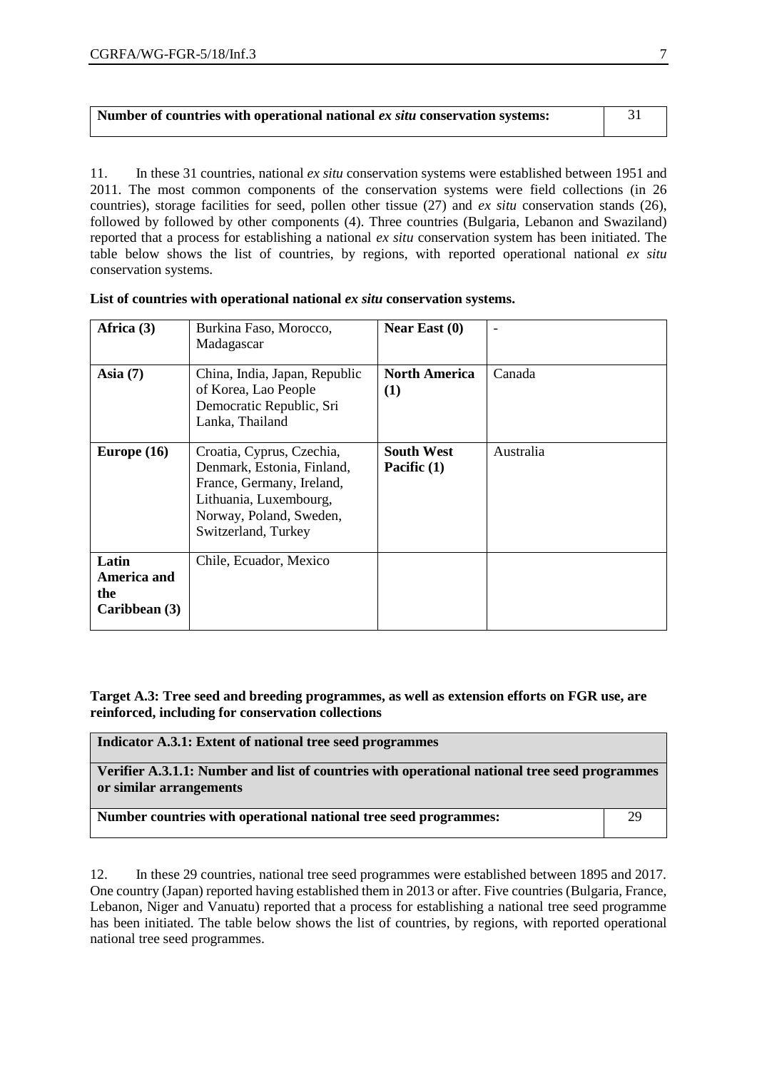| Number of countries with operational national *ex situ* conservation systems: | 31 |
|---|---|

11. In these 31 countries, national *ex situ* conservation systems were established between 1951 and 2011. The most common components of the conservation systems were field collections (in 26 countries), storage facilities for seed, pollen other tissue (27) and *ex situ* conservation stands (26), followed by followed by other components (4). Three countries (Bulgaria, Lebanon and Swaziland) reported that a process for establishing a national *ex situ* conservation system has been initiated. The table below shows the list of countries, by regions, with reported operational national *ex situ* conservation systems.

**List of countries with operational national *ex situ* conservation systems.**

| **Africa (3)** | Burkina Faso, Morocco, Madagascar | **Near East (0)** | - |
|---|---|---|---|
| **Asia (7)** | China, India, Japan, Republic of Korea, Lao People Democratic Republic, Sri Lanka, Thailand | **North America (1)** | Canada |
| **Europe (16)** | Croatia, Cyprus, Czechia, Denmark, Estonia, Finland, France, Germany, Ireland, Lithuania, Luxembourg, Norway, Poland, Sweden, Switzerland, Turkey | **South West Pacific (1)** | Australia |
| **Latin America and the Caribbean (3)** | Chile, Ecuador, Mexico | | |

**Target A.3: Tree seed and breeding programmes, as well as extension efforts on FGR use, are reinforced, including for conservation collections**

| **Indicator A.3.1: Extent of national tree seed programmes** | |
|---|---|
| **Verifier A.3.1.1: Number and list of countries with operational national tree seed programmes or similar arrangements** | |
| **Number countries with operational national tree seed programmes:** | 29 |

12. In these 29 countries, national tree seed programmes were established between 1895 and 2017. One country (Japan) reported having established them in 2013 or after. Five countries (Bulgaria, France, Lebanon, Niger and Vanuatu) reported that a process for establishing a national tree seed programme has been initiated. The table below shows the list of countries, by regions, with reported operational national tree seed programmes.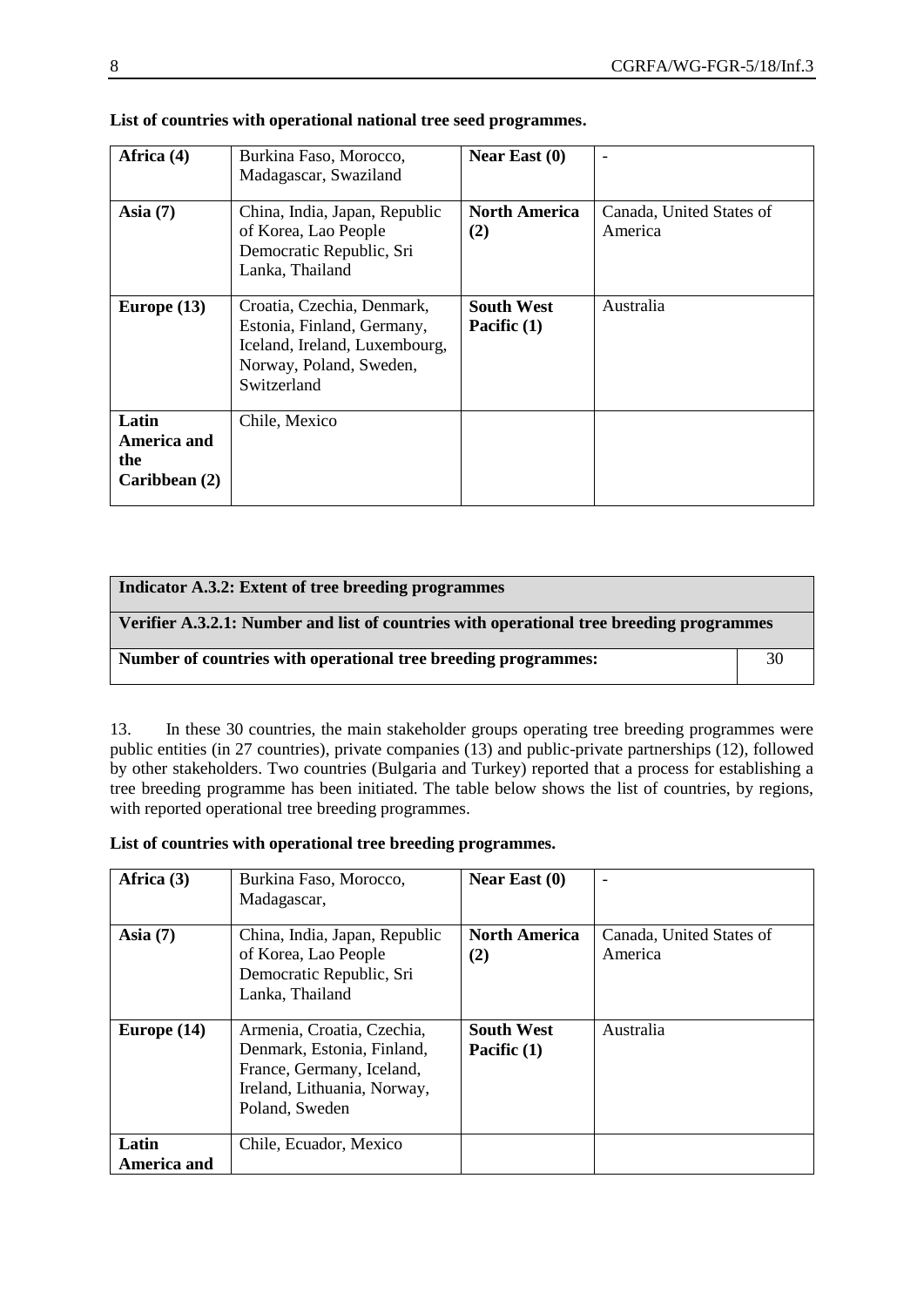**List of countries with operational national tree seed programmes.**

| Africa (4) | Burkina Faso, Morocco, Madagascar, Swaziland | Near East (0) | - |
|---|---|---|---|
| **Asia (7)** | China, India, Japan, Republic of Korea, Lao People Democratic Republic, Sri Lanka, Thailand | **North America (2)** | Canada, United States of America |
| **Europe (13)** | Croatia, Czechia, Denmark, Estonia, Finland, Germany, Iceland, Ireland, Luxembourg, Norway, Poland, Sweden, Switzerland | **South West Pacific (1)** | Australia |
| **Latin America and the Caribbean (2)** | Chile, Mexico | | |

| Indicator A.3.2: Extent of tree breeding programmes | |
|---|---|
| **Verifier A.3.2.1: Number and list of countries with operational tree breeding programmes** | |
| **Number of countries with operational tree breeding programmes:** | 30 |

13. In these 30 countries, the main stakeholder groups operating tree breeding programmes were public entities (in 27 countries), private companies (13) and public-private partnerships (12), followed by other stakeholders. Two countries (Bulgaria and Turkey) reported that a process for establishing a tree breeding programme has been initiated. The table below shows the list of countries, by regions, with reported operational tree breeding programmes.

**List of countries with operational tree breeding programmes.**

| Africa (3) | Burkina Faso, Morocco, Madagascar, | Near East (0) | - |
|---|---|---|---|
| **Asia (7)** | China, India, Japan, Republic of Korea, Lao People Democratic Republic, Sri Lanka, Thailand | **North America (2)** | Canada, United States of America |
| **Europe (14)** | Armenia, Croatia, Czechia, Denmark, Estonia, Finland, France, Germany, Iceland, Ireland, Lithuania, Norway, Poland, Sweden | **South West Pacific (1)** | Australia |
| **Latin America and** | Chile, Ecuador, Mexico | | |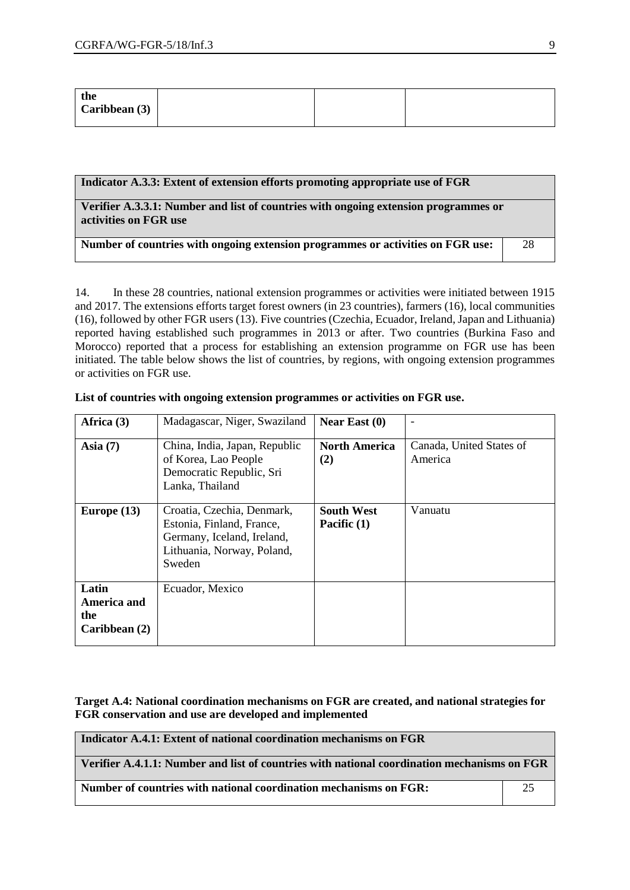| the Caribbean (3) | | | |
|---|---|---|---|

| Indicator A.3.3: Extent of extension efforts promoting appropriate use of FGR | |
|---|---|
| **Verifier A.3.3.1: Number and list of countries with ongoing extension programmes or activities on FGR use** | |
| **Number of countries with ongoing extension programmes or activities on FGR use:** | 28 |

14. In these 28 countries, national extension programmes or activities were initiated between 1915 and 2017. The extensions efforts target forest owners (in 23 countries), farmers (16), local communities (16), followed by other FGR users (13). Five countries (Czechia, Ecuador, Ireland, Japan and Lithuania) reported having established such programmes in 2013 or after. Two countries (Burkina Faso and Morocco) reported that a process for establishing an extension programme on FGR use has been initiated. The table below shows the list of countries, by regions, with ongoing extension programmes or activities on FGR use.

**List of countries with ongoing extension programmes or activities on FGR use.**

| **Africa (3)** | Madagascar, Niger, Swaziland | **Near East (0)** | - |
|---|---|---|---|
| **Asia (7)** | China, India, Japan, Republic of Korea, Lao People Democratic Republic, Sri Lanka, Thailand | **North America (2)** | Canada, United States of America |
| **Europe (13)** | Croatia, Czechia, Denmark, Estonia, Finland, France, Germany, Iceland, Ireland, Lithuania, Norway, Poland, Sweden | **South West Pacific (1)** | Vanuatu |
| **Latin America and the Caribbean (2)** | Ecuador, Mexico | | |

**Target A.4: National coordination mechanisms on FGR are created, and national strategies for FGR conservation and use are developed and implemented**

| Indicator A.4.1: Extent of national coordination mechanisms on FGR | |
|---|---|
| **Verifier A.4.1.1: Number and list of countries with national coordination mechanisms on FGR** | |
| **Number of countries with national coordination mechanisms on FGR:** | 25 |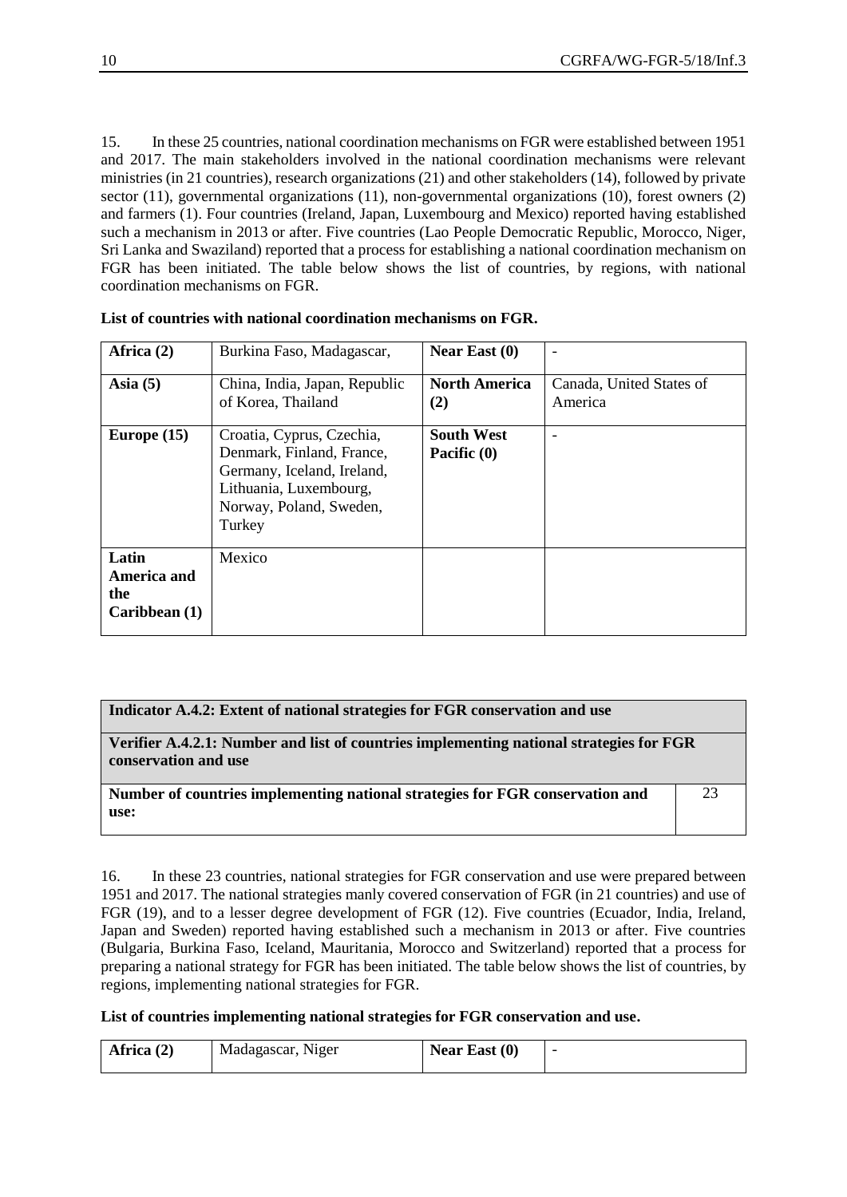15. In these 25 countries, national coordination mechanisms on FGR were established between 1951 and 2017. The main stakeholders involved in the national coordination mechanisms were relevant ministries (in 21 countries), research organizations (21) and other stakeholders (14), followed by private sector (11), governmental organizations (11), non-governmental organizations (10), forest owners (2) and farmers (1). Four countries (Ireland, Japan, Luxembourg and Mexico) reported having established such a mechanism in 2013 or after. Five countries (Lao People Democratic Republic, Morocco, Niger, Sri Lanka and Swaziland) reported that a process for establishing a national coordination mechanism on FGR has been initiated. The table below shows the list of countries, by regions, with national coordination mechanisms on FGR.

**List of countries with national coordination mechanisms on FGR.**

| | | | |
|---|---|---|---|
| **Africa (2)** | Burkina Faso, Madagascar, | **Near East (0)** | - |
| **Asia (5)** | China, India, Japan, Republic of Korea, Thailand | **North America (2)** | Canada, United States of America |
| **Europe (15)** | Croatia, Cyprus, Czechia, Denmark, Finland, France, Germany, Iceland, Ireland, Lithuania, Luxembourg, Norway, Poland, Sweden, Turkey | **South West Pacific (0)** | - |
| **Latin America and the Caribbean (1)** | Mexico | | |

| **Indicator A.4.2: Extent of national strategies for FGR conservation and use** | |
|---|---|
| **Verifier A.4.2.1: Number and list of countries implementing national strategies for FGR conservation and use** | |
| **Number of countries implementing national strategies for FGR conservation and use:** | 23 |

16. In these 23 countries, national strategies for FGR conservation and use were prepared between 1951 and 2017. The national strategies manly covered conservation of FGR (in 21 countries) and use of FGR (19), and to a lesser degree development of FGR (12). Five countries (Ecuador, India, Ireland, Japan and Sweden) reported having established such a mechanism in 2013 or after. Five countries (Bulgaria, Burkina Faso, Iceland, Mauritania, Morocco and Switzerland) reported that a process for preparing a national strategy for FGR has been initiated. The table below shows the list of countries, by regions, implementing national strategies for FGR.

**List of countries implementing national strategies for FGR conservation and use.**

| | | | |
|---|---|---|---|
| **Africa (2)** | Madagascar, Niger | **Near East (0)** | - |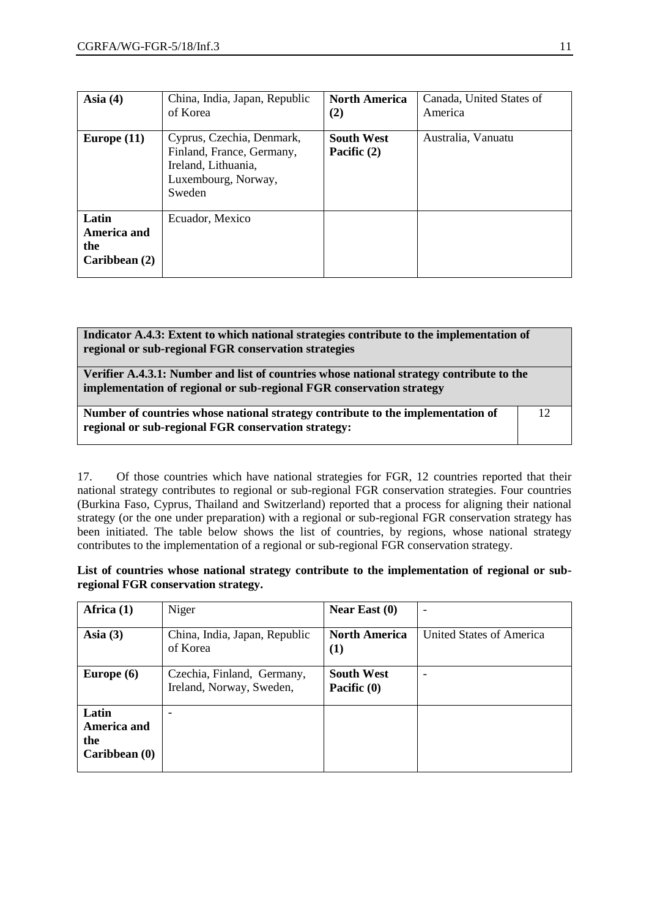| Asia (4) | China, India, Japan, Republic of Korea | North America (2) | Canada, United States of America |
|---|---|---|---|
| Europe (11) | Cyprus, Czechia, Denmark, Finland, France, Germany, Ireland, Lithuania, Luxembourg, Norway, Sweden | South West Pacific (2) | Australia, Vanuatu |
| Latin America and the Caribbean (2) | Ecuador, Mexico | | |

| **Indicator A.4.3: Extent to which national strategies contribute to the implementation of regional or sub-regional FGR conservation strategies** | |
|---|---|
| **Verifier A.4.3.1: Number and list of countries whose national strategy contribute to the implementation of regional or sub-regional FGR conservation strategy** | |
| **Number of countries whose national strategy contribute to the implementation of regional or sub-regional FGR conservation strategy:** | 12 |

17. Of those countries which have national strategies for FGR, 12 countries reported that their national strategy contributes to regional or sub-regional FGR conservation strategies. Four countries (Burkina Faso, Cyprus, Thailand and Switzerland) reported that a process for aligning their national strategy (or the one under preparation) with a regional or sub-regional FGR conservation strategy has been initiated. The table below shows the list of countries, by regions, whose national strategy contributes to the implementation of a regional or sub-regional FGR conservation strategy.

**List of countries whose national strategy contribute to the implementation of regional or sub-regional FGR conservation strategy.**

| Africa (1) | Niger | Near East (0) | - |
|---|---|---|---|
| Asia (3) | China, India, Japan, Republic of Korea | North America (1) | United States of America |
| Europe (6) | Czechia, Finland, Germany, Ireland, Norway, Sweden, | South West Pacific (0) | - |
| Latin America and the Caribbean (0) | - | | |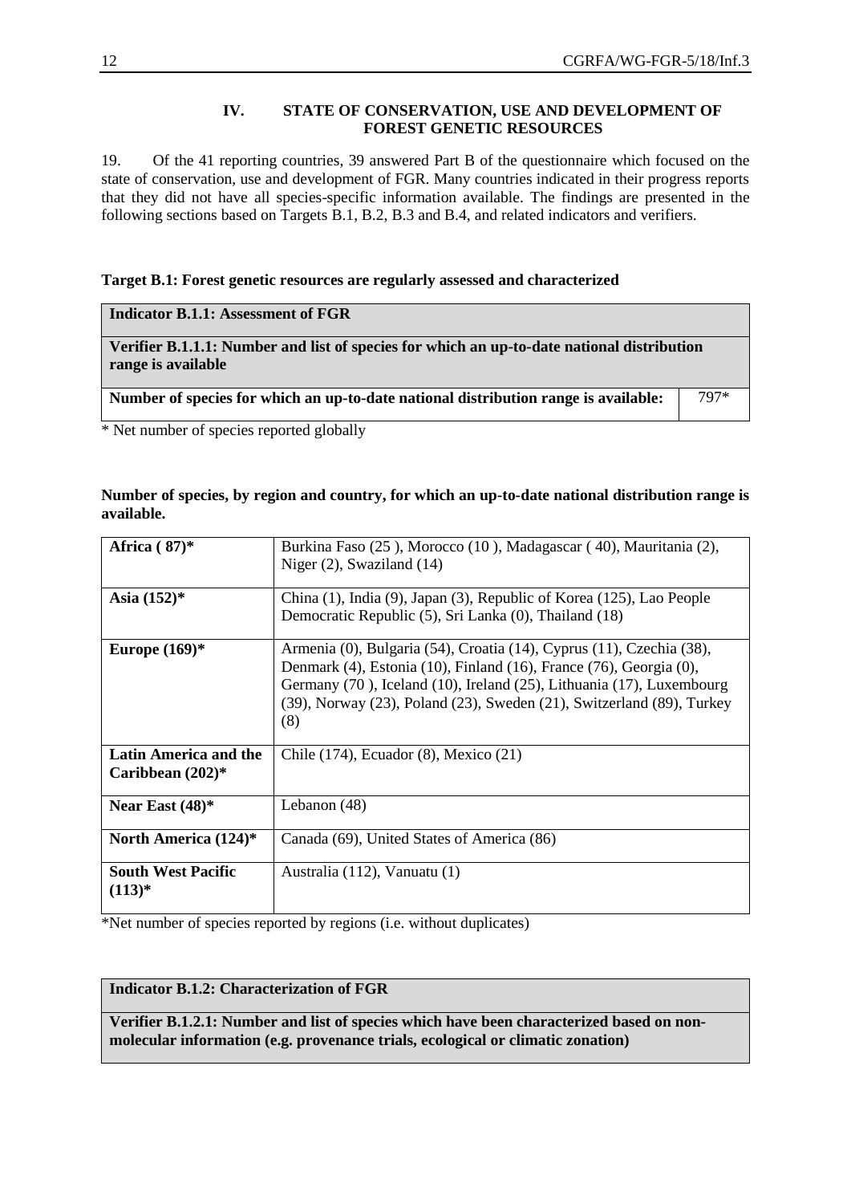## IV. STATE OF CONSERVATION, USE AND DEVELOPMENT OF FOREST GENETIC RESOURCES

19. Of the 41 reporting countries, 39 answered Part B of the questionnaire which focused on the state of conservation, use and development of FGR. Many countries indicated in their progress reports that they did not have all species-specific information available. The findings are presented in the following sections based on Targets B.1, B.2, B.3 and B.4, and related indicators and verifiers.

**Target B.1: Forest genetic resources are regularly assessed and characterized**

| **Indicator B.1.1: Assessment of FGR** | |
|---|---|
| **Verifier B.1.1.1: Number and list of species for which an up-to-date national distribution range is available** | |
| **Number of species for which an up-to-date national distribution range is available:** | 797* |

\* Net number of species reported globally

**Number of species, by region and country, for which an up-to-date national distribution range is available.**

| Region | Countries |
|---|---|
| **Africa ( 87)*** | Burkina Faso (25 ), Morocco (10 ), Madagascar ( 40), Mauritania (2), Niger (2), Swaziland (14) |
| **Asia (152)*** | China (1), India (9), Japan (3), Republic of Korea (125), Lao People Democratic Republic (5), Sri Lanka (0), Thailand (18) |
| **Europe (169)*** | Armenia (0), Bulgaria (54), Croatia (14), Cyprus (11), Czechia (38), Denmark (4), Estonia (10), Finland (16), France (76), Georgia (0), Germany (70 ), Iceland (10), Ireland (25), Lithuania (17), Luxembourg (39), Norway (23), Poland (23), Sweden (21), Switzerland (89), Turkey (8) |
| **Latin America and the Caribbean (202)*** | Chile (174), Ecuador (8), Mexico (21) |
| **Near East (48)*** | Lebanon (48) |
| **North America (124)*** | Canada (69), United States of America (86) |
| **South West Pacific (113)*** | Australia (112), Vanuatu (1) |

*Net number of species reported by regions (i.e. without duplicates)

| **Indicator B.1.2: Characterization of FGR** |
|---|
| **Verifier B.1.2.1: Number and list of species which have been characterized based on non-molecular information (e.g. provenance trials, ecological or climatic zonation)** |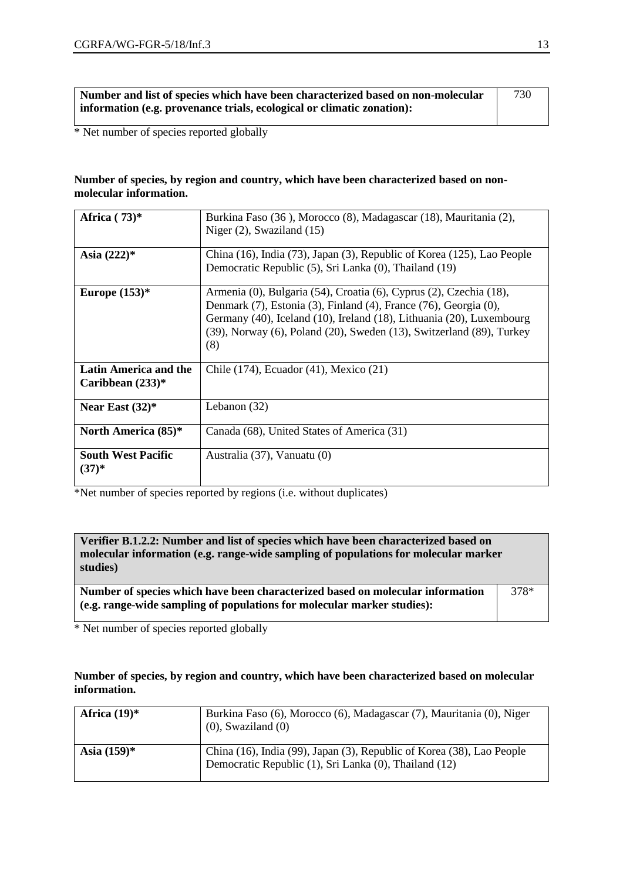| Number and list of species which have been characterized based on non-molecular information (e.g. provenance trials, ecological or climatic zonation): | 730 |
|---|---|

* Net number of species reported globally

**Number of species, by region and country, which have been characterized based on non-molecular information.**

| | |
|---|---|
| **Africa ( 73)*** | Burkina Faso (36 ), Morocco (8), Madagascar (18), Mauritania (2), Niger (2), Swaziland (15) |
| **Asia (222)*** | China (16), India (73), Japan (3), Republic of Korea (125), Lao People Democratic Republic (5), Sri Lanka (0), Thailand (19) |
| **Europe (153)*** | Armenia (0), Bulgaria (54), Croatia (6), Cyprus (2), Czechia (18), Denmark (7), Estonia (3), Finland (4), France (76), Georgia (0), Germany (40), Iceland (10), Ireland (18), Lithuania (20), Luxembourg (39), Norway (6), Poland (20), Sweden (13), Switzerland (89), Turkey (8) |
| **Latin America and the Caribbean (233)*** | Chile (174), Ecuador (41), Mexico (21) |
| **Near East (32)*** | Lebanon (32) |
| **North America (85)*** | Canada (68), United States of America (31) |
| **South West Pacific (37)*** | Australia (37), Vanuatu (0) |

*Net number of species reported by regions (i.e. without duplicates)

| **Verifier B.1.2.2: Number and list of species which have been characterized based on molecular information (e.g. range-wide sampling of populations for molecular marker studies)** | |
|---|---|
| **Number of species which have been characterized based on molecular information (e.g. range-wide sampling of populations for molecular marker studies):** | 378* |

* Net number of species reported globally

**Number of species, by region and country, which have been characterized based on molecular information.**

| | |
|---|---|
| **Africa (19)*** | Burkina Faso (6), Morocco (6), Madagascar (7), Mauritania (0), Niger (0), Swaziland (0) |
| **Asia (159)*** | China (16), India (99), Japan (3), Republic of Korea (38), Lao People Democratic Republic (1), Sri Lanka (0), Thailand (12) |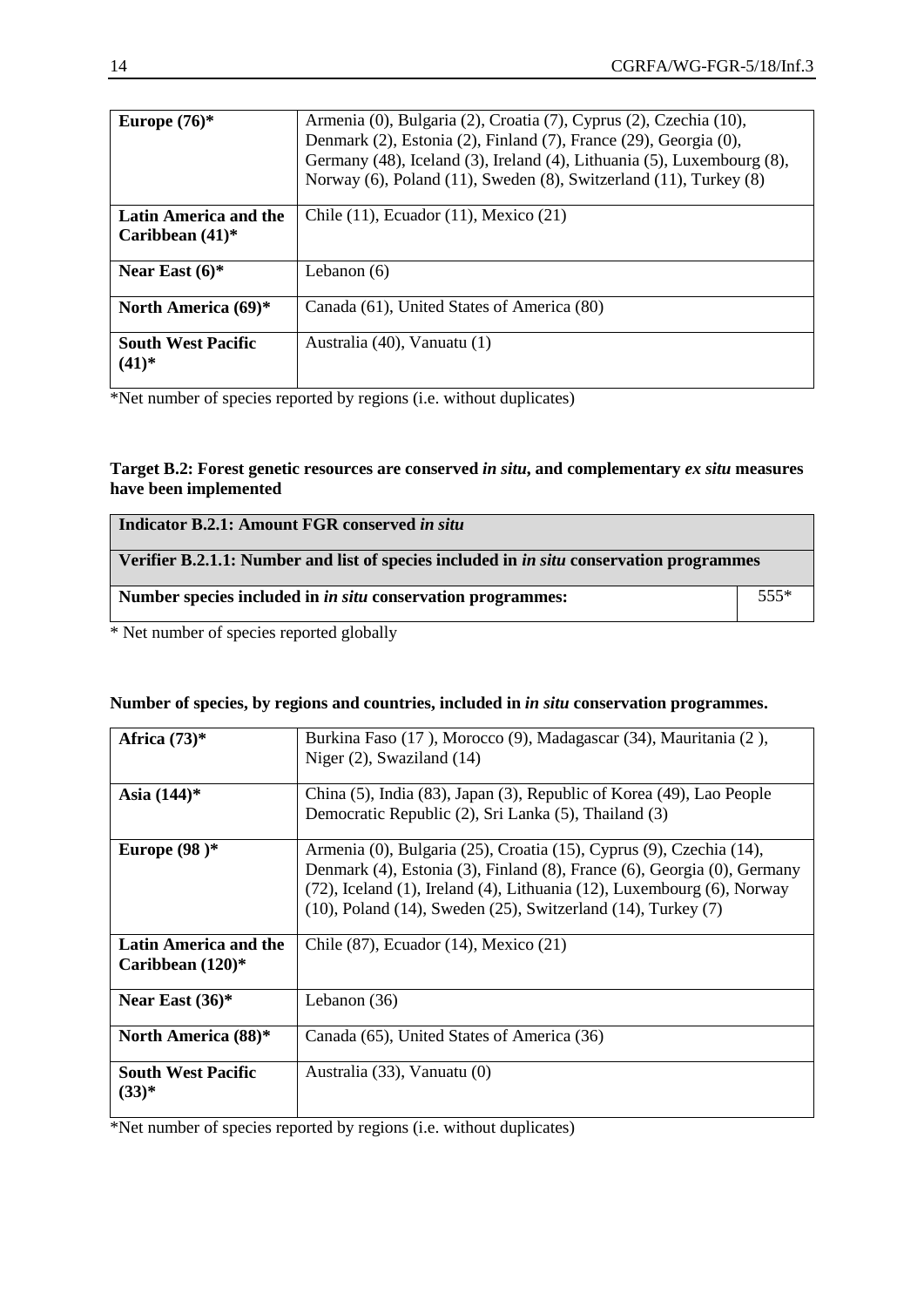| **Europe (76)*** | Armenia (0), Bulgaria (2), Croatia (7), Cyprus (2), Czechia (10), Denmark (2), Estonia (2), Finland (7), France (29), Georgia (0), Germany (48), Iceland (3), Ireland (4), Lithuania (5), Luxembourg (8), Norway (6), Poland (11), Sweden (8), Switzerland (11), Turkey (8) |
|---|---|
| **Latin America and the Caribbean (41)*** | Chile (11), Ecuador (11), Mexico (21) |
| **Near East (6)*** | Lebanon (6) |
| **North America (69)*** | Canada (61), United States of America (80) |
| **South West Pacific (41)*** | Australia (40), Vanuatu (1) |

*Net number of species reported by regions (i.e. without duplicates)

**Target B.2: Forest genetic resources are conserved *in situ*, and complementary *ex situ* measures have been implemented**

| **Indicator B.2.1: Amount FGR conserved *in situ*** | |
|---|---|
| **Verifier B.2.1.1: Number and list of species included in *in situ* conservation programmes** | |
| **Number species included in *in situ* conservation programmes:** | 555* |

* Net number of species reported globally

**Number of species, by regions and countries, included in *in situ* conservation programmes.**

| **Africa (73)*** | Burkina Faso (17 ), Morocco (9), Madagascar (34), Mauritania (2 ), Niger (2), Swaziland (14) |
|---|---|
| **Asia (144)*** | China (5), India (83), Japan (3), Republic of Korea (49), Lao People Democratic Republic (2), Sri Lanka (5), Thailand (3) |
| **Europe (98 )*** | Armenia (0), Bulgaria (25), Croatia (15), Cyprus (9), Czechia (14), Denmark (4), Estonia (3), Finland (8), France (6), Georgia (0), Germany (72), Iceland (1), Ireland (4), Lithuania (12), Luxembourg (6), Norway (10), Poland (14), Sweden (25), Switzerland (14), Turkey (7) |
| **Latin America and the Caribbean (120)*** | Chile (87), Ecuador (14), Mexico (21) |
| **Near East (36)*** | Lebanon (36) |
| **North America (88)*** | Canada (65), United States of America (36) |
| **South West Pacific (33)*** | Australia (33), Vanuatu (0) |

*Net number of species reported by regions (i.e. without duplicates)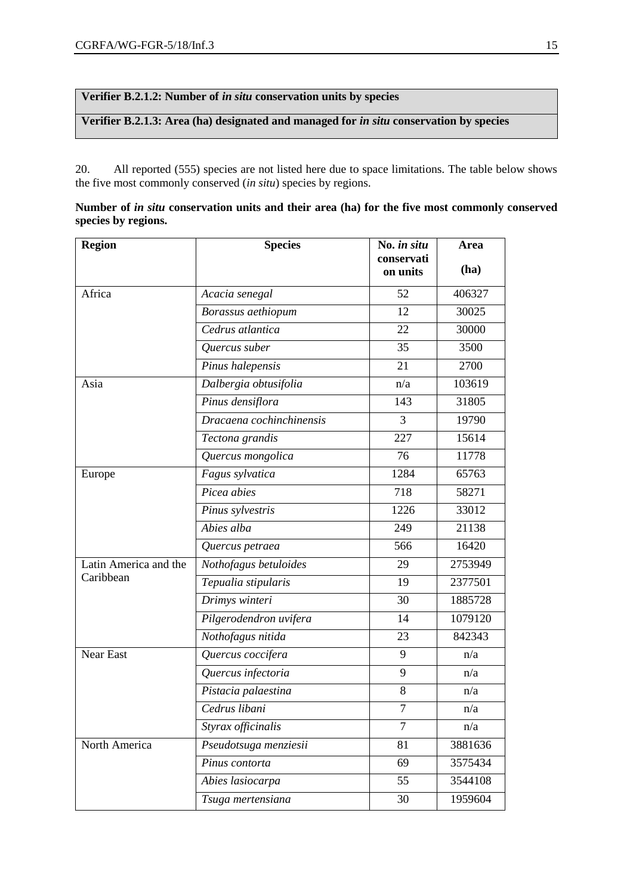**Verifier B.2.1.2: Number of *in situ* conservation units by species**

**Verifier B.2.1.3: Area (ha) designated and managed for *in situ* conservation by species**

20. All reported (555) species are not listed here due to space limitations. The table below shows the five most commonly conserved (*in situ*) species by regions.

**Number of *in situ* conservation units and their area (ha) for the five most commonly conserved species by regions.**

| Region | Species | No. *in situ* conservation units | Area (ha) |
|---|---|---|---|
| Africa | *Acacia senegal* | 52 | 406327 |
| | *Borassus aethiopum* | 12 | 30025 |
| | *Cedrus atlantica* | 22 | 30000 |
| | *Quercus suber* | 35 | 3500 |
| | *Pinus halepensis* | 21 | 2700 |
| Asia | *Dalbergia obtusifolia* | n/a | 103619 |
| | *Pinus densiflora* | 143 | 31805 |
| | *Dracaena cochinchinensis* | 3 | 19790 |
| | *Tectona grandis* | 227 | 15614 |
| | *Quercus mongolica* | 76 | 11778 |
| Europe | *Fagus sylvatica* | 1284 | 65763 |
| | *Picea abies* | 718 | 58271 |
| | *Pinus sylvestris* | 1226 | 33012 |
| | *Abies alba* | 249 | 21138 |
| | *Quercus petraea* | 566 | 16420 |
| Latin America and the Caribbean | *Nothofagus betuloides* | 29 | 2753949 |
| | *Tepualia stipularis* | 19 | 2377501 |
| | *Drimys winteri* | 30 | 1885728 |
| | *Pilgerodendron uvifera* | 14 | 1079120 |
| | *Nothofagus nitida* | 23 | 842343 |
| Near East | *Quercus coccifera* | 9 | n/a |
| | *Quercus infectoria* | 9 | n/a |
| | *Pistacia palaestina* | 8 | n/a |
| | *Cedrus libani* | 7 | n/a |
| | *Styrax officinalis* | 7 | n/a |
| North America | *Pseudotsuga menziesii* | 81 | 3881636 |
| | *Pinus contorta* | 69 | 3575434 |
| | *Abies lasiocarpa* | 55 | 3544108 |
| | *Tsuga mertensiana* | 30 | 1959604 |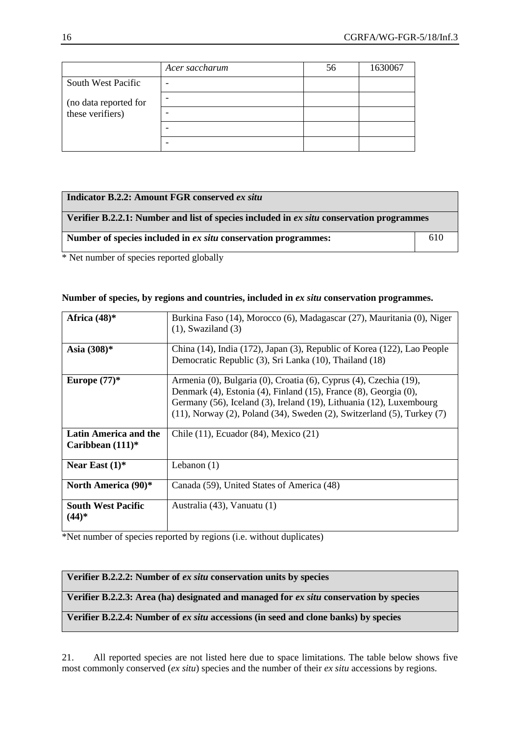| | *Acer saccharum* | 56 | 1630067 |
|---|---|---|---|
| South West Pacific | - | | |
| (no data reported for these verifiers) | - | | |
| | - | | |
| | - | | |
| | - | | |

| **Indicator B.2.2: Amount FGR conserved *ex situ*** | |
|---|---|
| **Verifier B.2.2.1: Number and list of species included in *ex situ* conservation programmes** | |
| **Number of species included in *ex situ* conservation programmes:** | 610 |

* Net number of species reported globally

**Number of species, by regions and countries, included in *ex situ* conservation programmes.**

| | |
|---|---|
| **Africa (48)*** | Burkina Faso (14), Morocco (6), Madagascar (27), Mauritania (0), Niger (1), Swaziland (3) |
| **Asia (308)*** | China (14), India (172), Japan (3), Republic of Korea (122), Lao People Democratic Republic (3), Sri Lanka (10), Thailand (18) |
| **Europe (77)*** | Armenia (0), Bulgaria (0), Croatia (6), Cyprus (4), Czechia (19), Denmark (4), Estonia (4), Finland (15), France (8), Georgia (0), Germany (56), Iceland (3), Ireland (19), Lithuania (12), Luxembourg (11), Norway (2), Poland (34), Sweden (2), Switzerland (5), Turkey (7) |
| **Latin America and the Caribbean (111)*** | Chile (11), Ecuador (84), Mexico (21) |
| **Near East (1)*** | Lebanon (1) |
| **North America (90)*** | Canada (59), United States of America (48) |
| **South West Pacific (44)*** | Australia (43), Vanuatu (1) |

*Net number of species reported by regions (i.e. without duplicates)

| |
|---|
| **Verifier B.2.2.2: Number of *ex situ* conservation units by species** |
| **Verifier B.2.2.3: Area (ha) designated and managed for *ex situ* conservation by species** |
| **Verifier B.2.2.4: Number of *ex situ* accessions (in seed and clone banks) by species** |

21. All reported species are not listed here due to space limitations. The table below shows five most commonly conserved (*ex situ*) species and the number of their *ex situ* accessions by regions.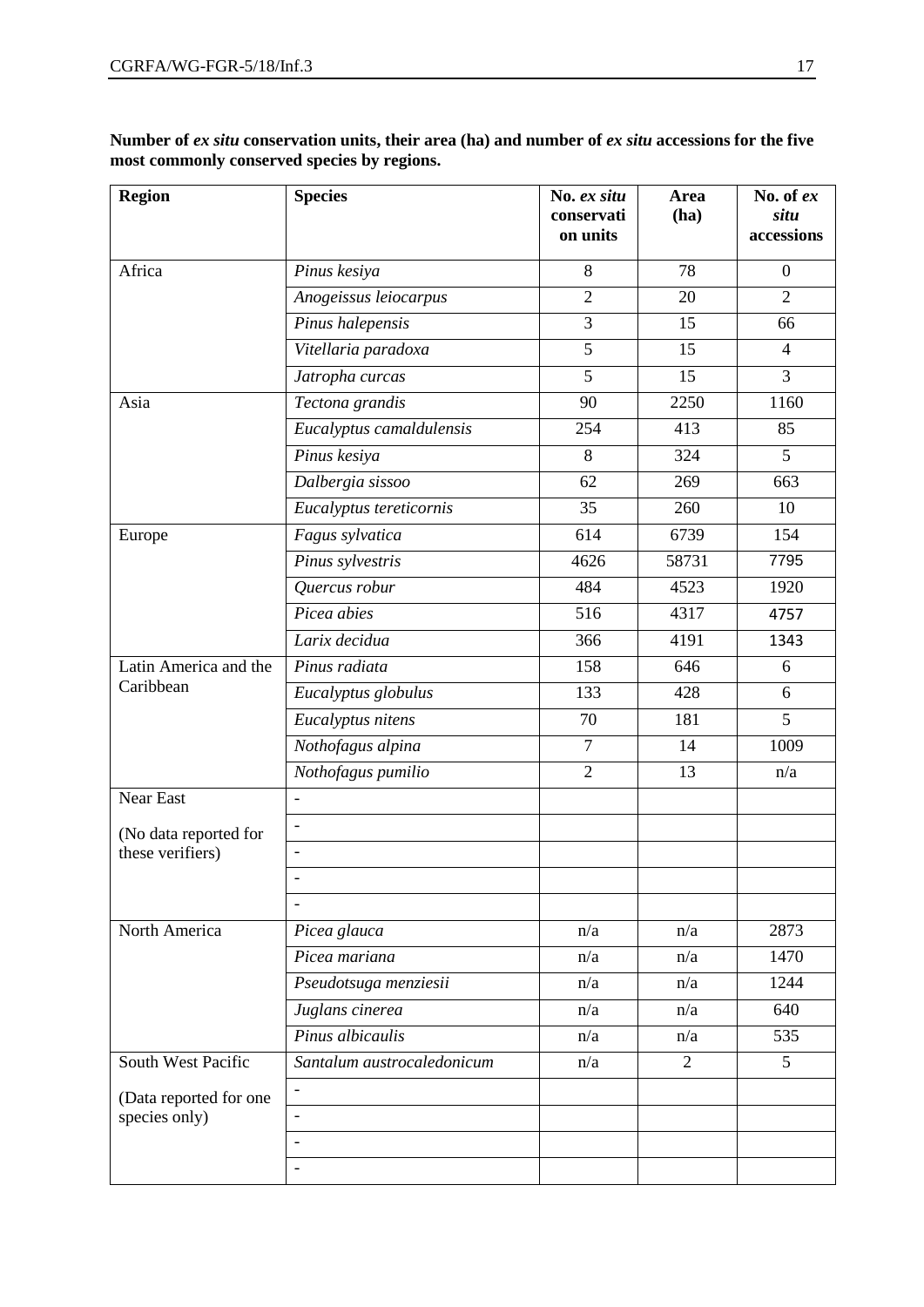**Number of *ex situ* conservation units, their area (ha) and number of *ex situ* accessions for the five most commonly conserved species by regions.**

| Region | Species | No. *ex situ* conservation units | Area (ha) | No. of *ex situ* accessions |
|---|---|---|---|---|
| Africa | *Pinus kesiya* | 8 | 78 | 0 |
| | *Anogeissus leiocarpus* | 2 | 20 | 2 |
| | *Pinus halepensis* | 3 | 15 | 66 |
| | *Vitellaria paradoxa* | 5 | 15 | 4 |
| | *Jatropha curcas* | 5 | 15 | 3 |
| Asia | *Tectona grandis* | 90 | 2250 | 1160 |
| | *Eucalyptus camaldulensis* | 254 | 413 | 85 |
| | *Pinus kesiya* | 8 | 324 | 5 |
| | *Dalbergia sissoo* | 62 | 269 | 663 |
| | *Eucalyptus tereticornis* | 35 | 260 | 10 |
| Europe | *Fagus sylvatica* | 614 | 6739 | 154 |
| | *Pinus sylvestris* | 4626 | 58731 | 7795 |
| | *Quercus robur* | 484 | 4523 | 1920 |
| | *Picea abies* | 516 | 4317 | 4757 |
| | *Larix decidua* | 366 | 4191 | 1343 |
| Latin America and the Caribbean | *Pinus radiata* | 158 | 646 | 6 |
| | *Eucalyptus globulus* | 133 | 428 | 6 |
| | *Eucalyptus nitens* | 70 | 181 | 5 |
| | *Nothofagus alpina* | 7 | 14 | 1009 |
| | *Nothofagus pumilio* | 2 | 13 | n/a |
| Near East | - | | | |
| (No data reported for these verifiers) | - | | | |
| | - | | | |
| | - | | | |
| | - | | | |
| North America | *Picea glauca* | n/a | n/a | 2873 |
| | *Picea mariana* | n/a | n/a | 1470 |
| | *Pseudotsuga menziesii* | n/a | n/a | 1244 |
| | *Juglans cinerea* | n/a | n/a | 640 |
| | *Pinus albicaulis* | n/a | n/a | 535 |
| South West Pacific | *Santalum austrocaledonicum* | n/a | 2 | 5 |
| (Data reported for one species only) | - | | | |
| | - | | | |
| | - | | | |
| | - | | | |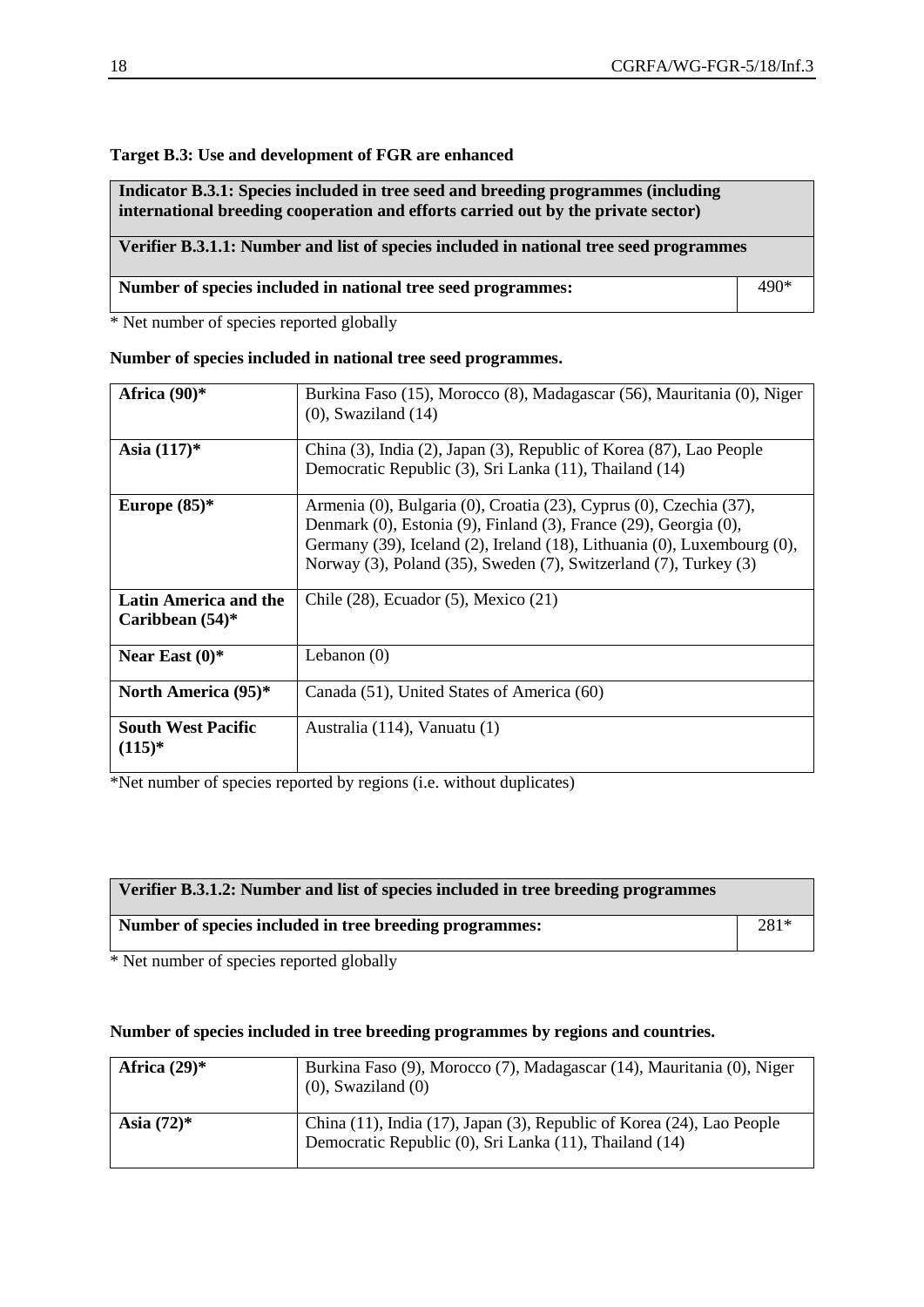**Target B.3: Use and development of FGR are enhanced**

| **Indicator B.3.1: Species included in tree seed and breeding programmes (including international breeding cooperation and efforts carried out by the private sector)** | |
|---|---|
| **Verifier B.3.1.1: Number and list of species included in national tree seed programmes** | |
| **Number of species included in national tree seed programmes:** | 490* |

\* Net number of species reported globally

**Number of species included in national tree seed programmes.**

| | |
|---|---|
| **Africa (90)*** | Burkina Faso (15), Morocco (8), Madagascar (56), Mauritania (0), Niger (0), Swaziland (14) |
| **Asia (117)*** | China (3), India (2), Japan (3), Republic of Korea (87), Lao People Democratic Republic (3), Sri Lanka (11), Thailand (14) |
| **Europe (85)*** | Armenia (0), Bulgaria (0), Croatia (23), Cyprus (0), Czechia (37), Denmark (0), Estonia (9), Finland (3), France (29), Georgia (0), Germany (39), Iceland (2), Ireland (18), Lithuania (0), Luxembourg (0), Norway (3), Poland (35), Sweden (7), Switzerland (7), Turkey (3) |
| **Latin America and the Caribbean (54)*** | Chile (28), Ecuador (5), Mexico (21) |
| **Near East (0)*** | Lebanon (0) |
| **North America (95)*** | Canada (51), United States of America (60) |
| **South West Pacific (115)*** | Australia (114), Vanuatu (1) |

*Net number of species reported by regions (i.e. without duplicates)

| **Verifier B.3.1.2: Number and list of species included in tree breeding programmes** | |
|---|---|
| **Number of species included in tree breeding programmes:** | 281* |

\* Net number of species reported globally

**Number of species included in tree breeding programmes by regions and countries.**

| | |
|---|---|
| **Africa (29)*** | Burkina Faso (9), Morocco (7), Madagascar (14), Mauritania (0), Niger (0), Swaziland (0) |
| **Asia (72)*** | China (11), India (17), Japan (3), Republic of Korea (24), Lao People Democratic Republic (0), Sri Lanka (11), Thailand (14) |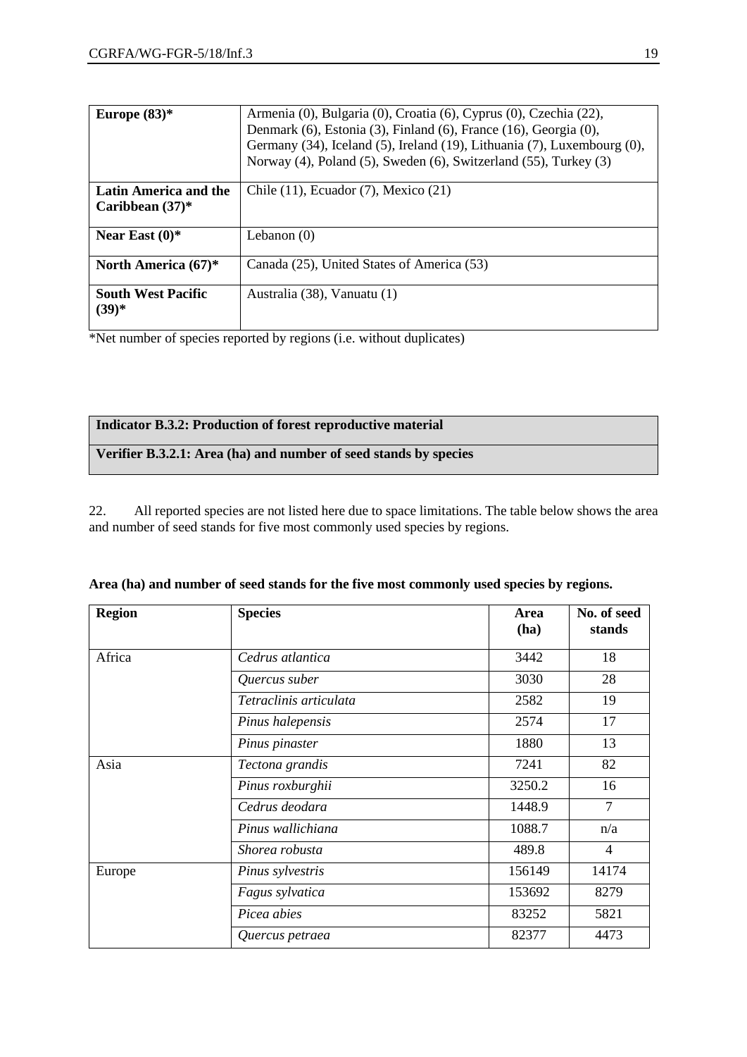| **Europe (83)*** | Armenia (0), Bulgaria (0), Croatia (6), Cyprus (0), Czechia (22), Denmark (6), Estonia (3), Finland (6), France (16), Georgia (0), Germany (34), Iceland (5), Ireland (19), Lithuania (7), Luxembourg (0), Norway (4), Poland (5), Sweden (6), Switzerland (55), Turkey (3) |
|---|---|
| **Latin America and the Caribbean (37)*** | Chile (11), Ecuador (7), Mexico (21) |
| **Near East (0)*** | Lebanon (0) |
| **North America (67)*** | Canada (25), United States of America (53) |
| **South West Pacific (39)*** | Australia (38), Vanuatu (1) |

*Net number of species reported by regions (i.e. without duplicates)

**Indicator B.3.2: Production of forest reproductive material**

**Verifier B.3.2.1: Area (ha) and number of seed stands by species**

22. All reported species are not listed here due to space limitations. The table below shows the area and number of seed stands for five most commonly used species by regions.

**Area (ha) and number of seed stands for the five most commonly used species by regions.**

| Region | Species | Area (ha) | No. of seed stands |
|---|---|---|---|
| Africa | *Cedrus atlantica* | 3442 | 18 |
| | *Quercus suber* | 3030 | 28 |
| | *Tetraclinis articulata* | 2582 | 19 |
| | *Pinus halepensis* | 2574 | 17 |
| | *Pinus pinaster* | 1880 | 13 |
| Asia | *Tectona grandis* | 7241 | 82 |
| | *Pinus roxburghii* | 3250.2 | 16 |
| | *Cedrus deodara* | 1448.9 | 7 |
| | *Pinus wallichiana* | 1088.7 | n/a |
| | *Shorea robusta* | 489.8 | 4 |
| Europe | *Pinus sylvestris* | 156149 | 14174 |
| | *Fagus sylvatica* | 153692 | 8279 |
| | *Picea abies* | 83252 | 5821 |
| | *Quercus petraea* | 82377 | 4473 |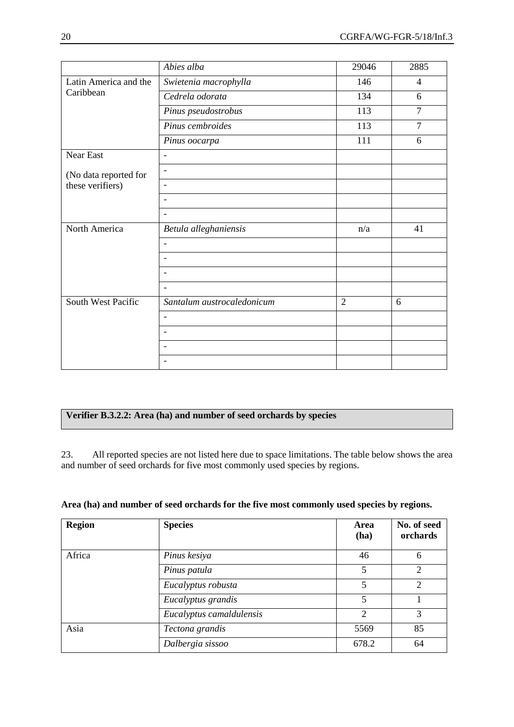| | | | |
|---|---|---|---|
| | *Abies alba* | 29046 | 2885 |
| Latin America and the Caribbean | *Swietenia macrophylla* | 146 | 4 |
| | *Cedrela odorata* | 134 | 6 |
| | *Pinus pseudostrobus* | 113 | 7 |
| | *Pinus cembroides* | 113 | 7 |
| | *Pinus oocarpa* | 111 | 6 |
| Near East | - | | |
| (No data reported for these verifiers) | - | | |
| | - | | |
| | - | | |
| | - | | |
| North America | *Betula alleghaniensis* | n/a | 41 |
| | - | | |
| | - | | |
| | - | | |
| | - | | |
| South West Pacific | *Santalum austrocaledonicum* | 2 | 6 |
| | - | | |
| | - | | |
| | - | | |
| | - | | |

**Verifier B.3.2.2: Area (ha) and number of seed orchards by species**

23. All reported species are not listed here due to space limitations. The table below shows the area and number of seed orchards for five most commonly used species by regions.

**Area (ha) and number of seed orchards for the five most commonly used species by regions.**

| Region | Species | Area (ha) | No. of seed orchards |
|---|---|---|---|
| Africa | *Pinus kesiya* | 46 | 6 |
| | *Pinus patula* | 5 | 2 |
| | *Eucalyptus robusta* | 5 | 2 |
| | *Eucalyptus grandis* | 5 | 1 |
| | *Eucalyptus camaldulensis* | 2 | 3 |
| Asia | *Tectona grandis* | 5569 | 85 |
| | *Dalbergia sissoo* | 678.2 | 64 |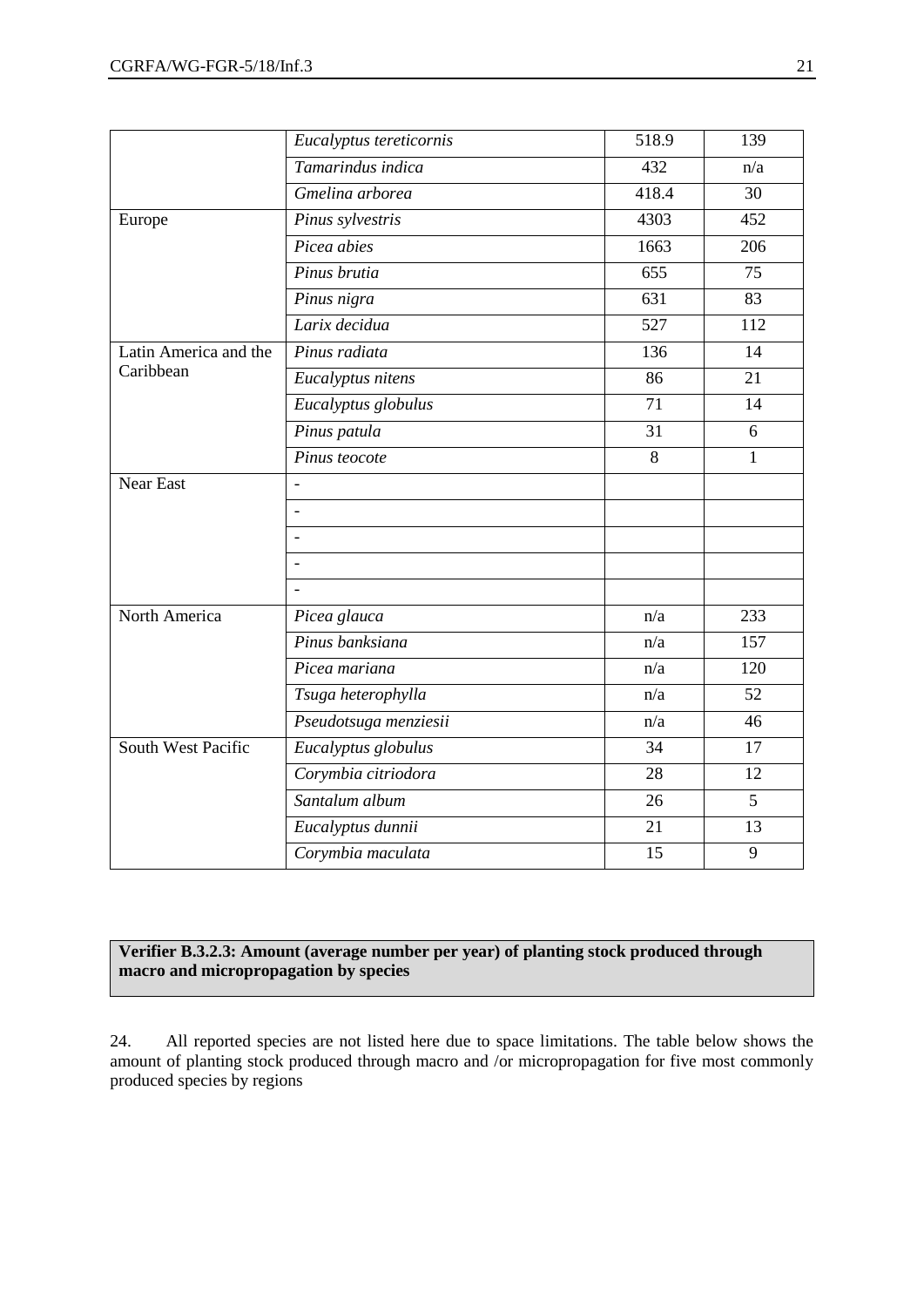| | | | |
|---|---|---|---|
| | *Eucalyptus tereticornis* | 518.9 | 139 |
| | *Tamarindus indica* | 432 | n/a |
| | *Gmelina arborea* | 418.4 | 30 |
| Europe | *Pinus sylvestris* | 4303 | 452 |
| | *Picea abies* | 1663 | 206 |
| | *Pinus brutia* | 655 | 75 |
| | *Pinus nigra* | 631 | 83 |
| | *Larix decidua* | 527 | 112 |
| Latin America and the Caribbean | *Pinus radiata* | 136 | 14 |
| | *Eucalyptus nitens* | 86 | 21 |
| | *Eucalyptus globulus* | 71 | 14 |
| | *Pinus patula* | 31 | 6 |
| | *Pinus teocote* | 8 | 1 |
| Near East | - | | |
| | - | | |
| | - | | |
| | - | | |
| | - | | |
| North America | *Picea glauca* | n/a | 233 |
| | *Pinus banksiana* | n/a | 157 |
| | *Picea mariana* | n/a | 120 |
| | *Tsuga heterophylla* | n/a | 52 |
| | *Pseudotsuga menziesii* | n/a | 46 |
| South West Pacific | *Eucalyptus globulus* | 34 | 17 |
| | *Corymbia citriodora* | 28 | 12 |
| | *Santalum album* | 26 | 5 |
| | *Eucalyptus dunnii* | 21 | 13 |
| | *Corymbia maculata* | 15 | 9 |

**Verifier B.3.2.3: Amount (average number per year) of planting stock produced through macro and micropropagation by species**

24. All reported species are not listed here due to space limitations. The table below shows the amount of planting stock produced through macro and /or micropropagation for five most commonly produced species by regions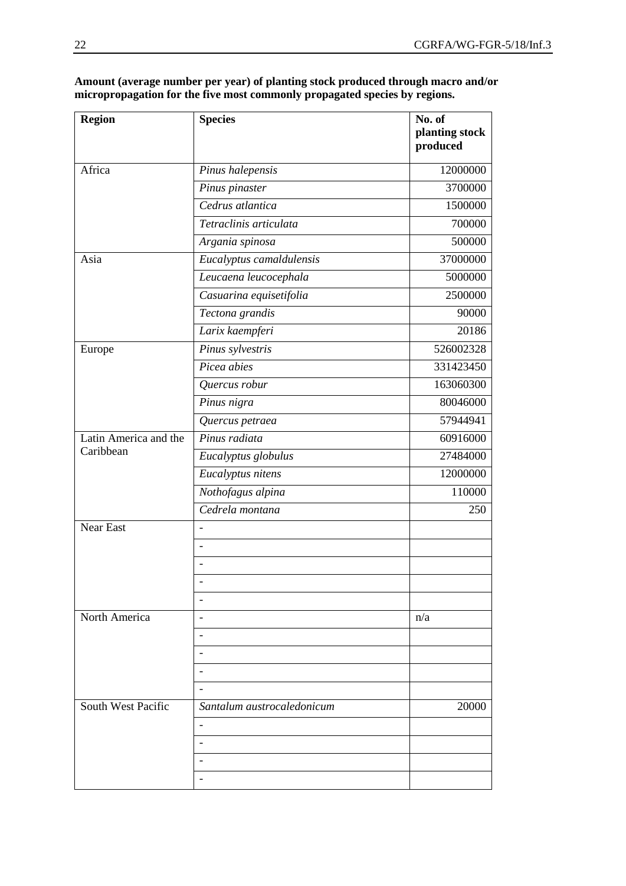**Amount (average number per year) of planting stock produced through macro and/or micropropagation for the five most commonly propagated species by regions.**

| Region | Species | No. of planting stock produced |
|---|---|---|
| Africa | *Pinus halepensis* | 12000000 |
| | *Pinus pinaster* | 3700000 |
| | *Cedrus atlantica* | 1500000 |
| | *Tetraclinis articulata* | 700000 |
| | *Argania spinosa* | 500000 |
| Asia | *Eucalyptus camaldulensis* | 37000000 |
| | *Leucaena leucocephala* | 5000000 |
| | *Casuarina equisetifolia* | 2500000 |
| | *Tectona grandis* | 90000 |
| | *Larix kaempferi* | 20186 |
| Europe | *Pinus sylvestris* | 526002328 |
| | *Picea abies* | 331423450 |
| | *Quercus robur* | 163060300 |
| | *Pinus nigra* | 80046000 |
| | *Quercus petraea* | 57944941 |
| Latin America and the Caribbean | *Pinus radiata* | 60916000 |
| | *Eucalyptus globulus* | 27484000 |
| | *Eucalyptus nitens* | 12000000 |
| | *Nothofagus alpina* | 110000 |
| | *Cedrela montana* | 250 |
| Near East | - | |
| | - | |
| | - | |
| | - | |
| | - | |
| North America | - | n/a |
| | - | |
| | - | |
| | - | |
| | - | |
| South West Pacific | *Santalum austrocaledonicum* | 20000 |
| | - | |
| | - | |
| | - | |
| | - | |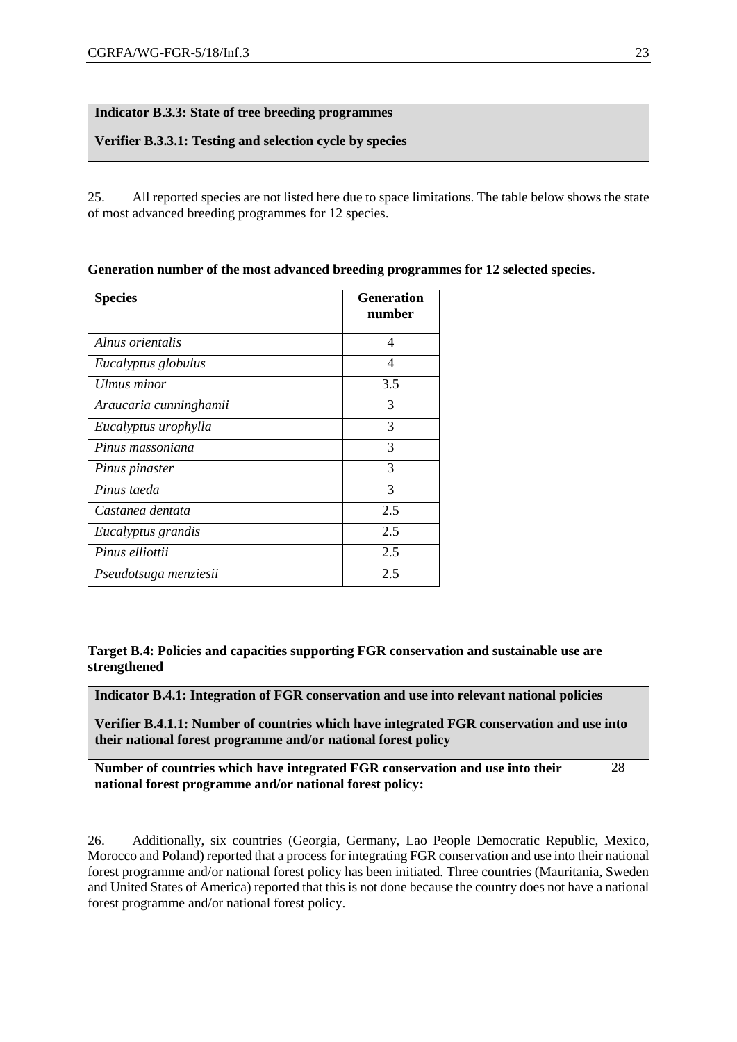**Indicator B.3.3: State of tree breeding programmes**

**Verifier B.3.3.1: Testing and selection cycle by species**

25. All reported species are not listed here due to space limitations. The table below shows the state of most advanced breeding programmes for 12 species.

**Generation number of the most advanced breeding programmes for 12 selected species.**

| Species | Generation number |
|---|---|
| *Alnus orientalis* | 4 |
| *Eucalyptus globulus* | 4 |
| *Ulmus minor* | 3.5 |
| *Araucaria cunninghamii* | 3 |
| *Eucalyptus urophylla* | 3 |
| *Pinus massoniana* | 3 |
| *Pinus pinaster* | 3 |
| *Pinus taeda* | 3 |
| *Castanea dentata* | 2.5 |
| *Eucalyptus grandis* | 2.5 |
| *Pinus elliottii* | 2.5 |
| *Pseudotsuga menziesii* | 2.5 |

**Target B.4: Policies and capacities supporting FGR conservation and sustainable use are strengthened**

**Indicator B.4.1: Integration of FGR conservation and use into relevant national policies**

**Verifier B.4.1.1: Number of countries which have integrated FGR conservation and use into their national forest programme and/or national forest policy**

| **Number of countries which have integrated FGR conservation and use into their national forest programme and/or national forest policy:** | 28 |
|---|---|

26. Additionally, six countries (Georgia, Germany, Lao People Democratic Republic, Mexico, Morocco and Poland) reported that a process for integrating FGR conservation and use into their national forest programme and/or national forest policy has been initiated. Three countries (Mauritania, Sweden and United States of America) reported that this is not done because the country does not have a national forest programme and/or national forest policy.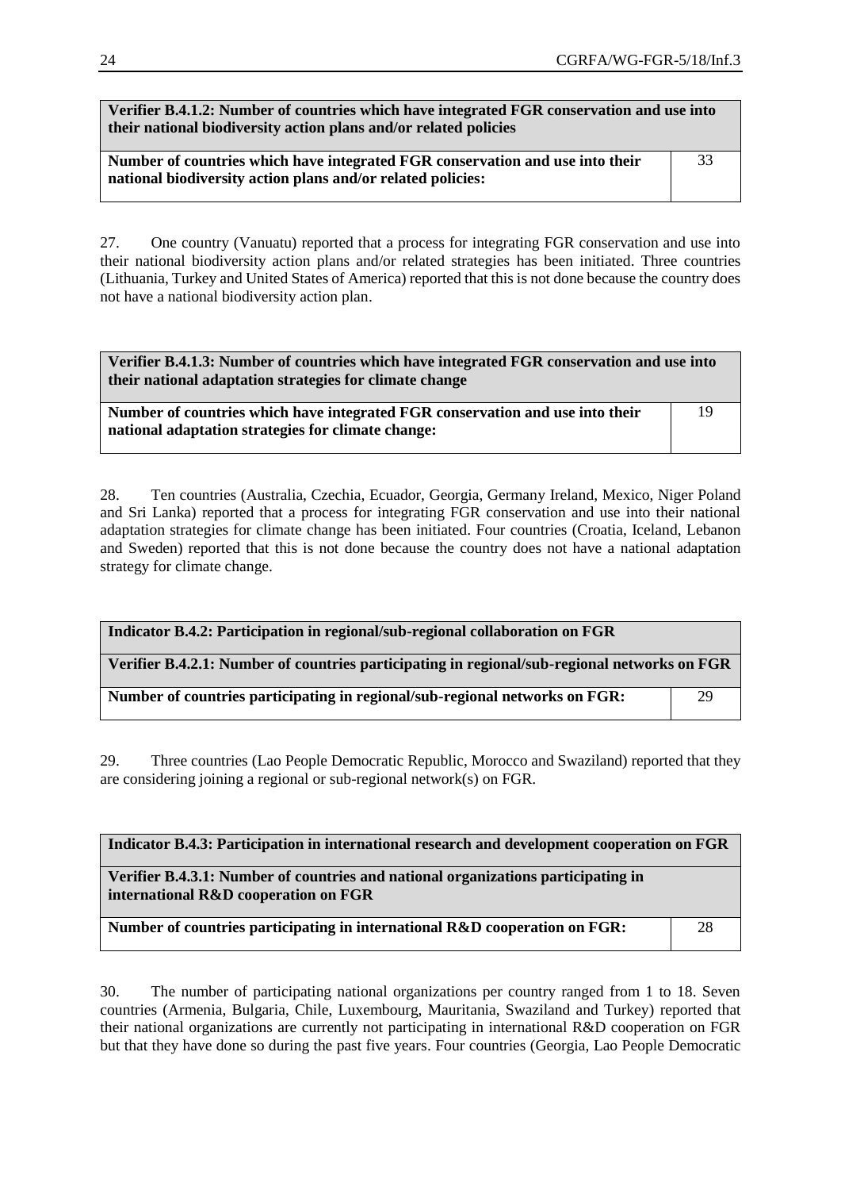| Verifier B.4.1.2: Number of countries which have integrated FGR conservation and use into their national biodiversity action plans and/or related policies | |
|---|---|
| **Number of countries which have integrated FGR conservation and use into their national biodiversity action plans and/or related policies:** | 33 |

27. One country (Vanuatu) reported that a process for integrating FGR conservation and use into their national biodiversity action plans and/or related strategies has been initiated. Three countries (Lithuania, Turkey and United States of America) reported that this is not done because the country does not have a national biodiversity action plan.

| Verifier B.4.1.3: Number of countries which have integrated FGR conservation and use into their national adaptation strategies for climate change | |
|---|---|
| **Number of countries which have integrated FGR conservation and use into their national adaptation strategies for climate change:** | 19 |

28. Ten countries (Australia, Czechia, Ecuador, Georgia, Germany Ireland, Mexico, Niger Poland and Sri Lanka) reported that a process for integrating FGR conservation and use into their national adaptation strategies for climate change has been initiated. Four countries (Croatia, Iceland, Lebanon and Sweden) reported that this is not done because the country does not have a national adaptation strategy for climate change.

| Indicator B.4.2: Participation in regional/sub-regional collaboration on FGR | |
|---|---|
| **Verifier B.4.2.1: Number of countries participating in regional/sub-regional networks on FGR** | |
| **Number of countries participating in regional/sub-regional networks on FGR:** | 29 |

29. Three countries (Lao People Democratic Republic, Morocco and Swaziland) reported that they are considering joining a regional or sub-regional network(s) on FGR.

| Indicator B.4.3: Participation in international research and development cooperation on FGR | |
|---|---|
| **Verifier B.4.3.1: Number of countries and national organizations participating in international R&D cooperation on FGR** | |
| **Number of countries participating in international R&D cooperation on FGR:** | 28 |

30. The number of participating national organizations per country ranged from 1 to 18. Seven countries (Armenia, Bulgaria, Chile, Luxembourg, Mauritania, Swaziland and Turkey) reported that their national organizations are currently not participating in international R&D cooperation on FGR but that they have done so during the past five years. Four countries (Georgia, Lao People Democratic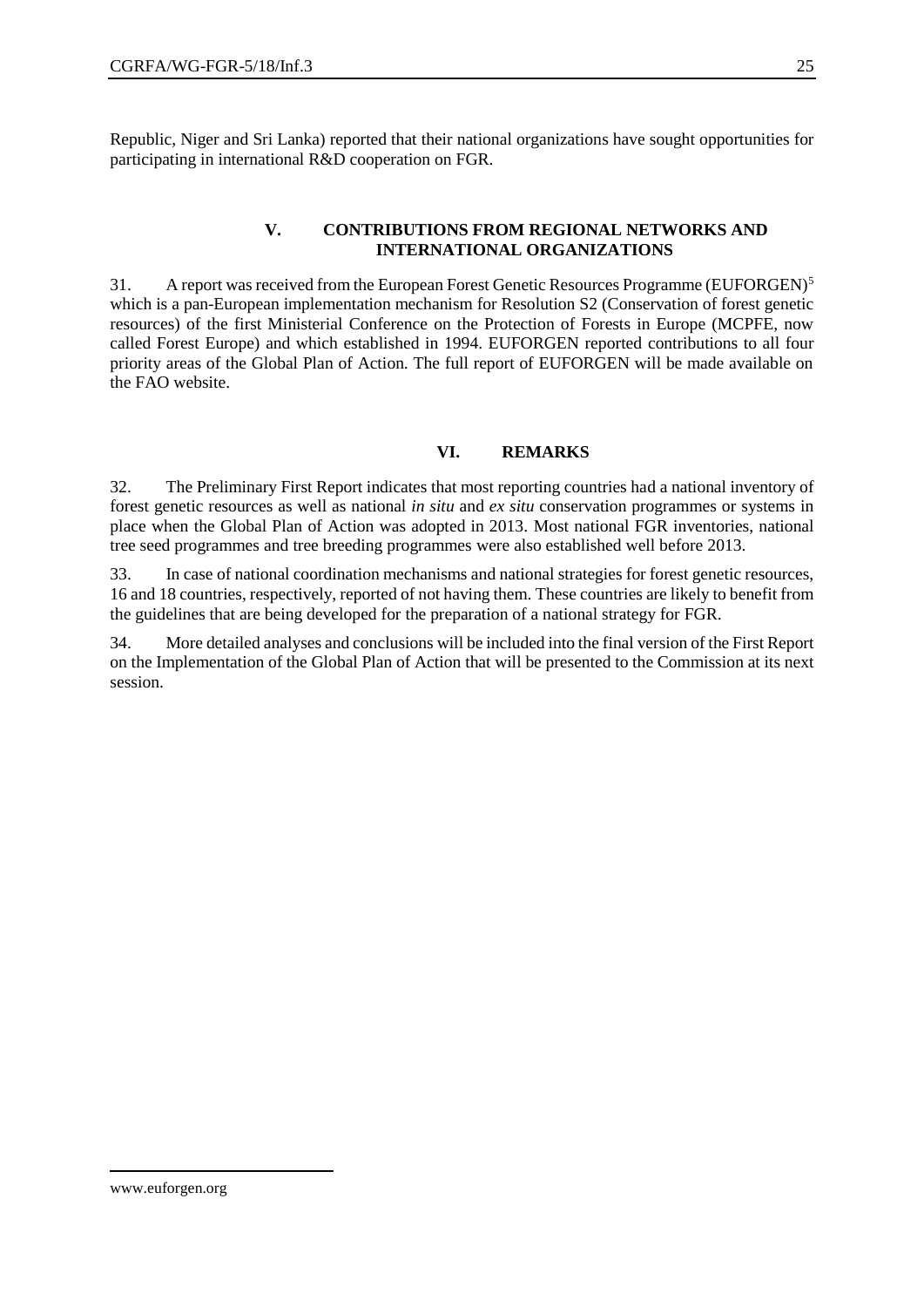Republic, Niger and Sri Lanka) reported that their national organizations have sought opportunities for participating in international R&D cooperation on FGR.

## V. CONTRIBUTIONS FROM REGIONAL NETWORKS AND INTERNATIONAL ORGANIZATIONS

31. A report was received from the European Forest Genetic Resources Programme (EUFORGEN)[5] which is a pan-European implementation mechanism for Resolution S2 (Conservation of forest genetic resources) of the first Ministerial Conference on the Protection of Forests in Europe (MCPFE, now called Forest Europe) and which established in 1994. EUFORGEN reported contributions to all four priority areas of the Global Plan of Action. The full report of EUFORGEN will be made available on the FAO website.

## VI. REMARKS

32. The Preliminary First Report indicates that most reporting countries had a national inventory of forest genetic resources as well as national *in situ* and *ex situ* conservation programmes or systems in place when the Global Plan of Action was adopted in 2013. Most national FGR inventories, national tree seed programmes and tree breeding programmes were also established well before 2013.

33. In case of national coordination mechanisms and national strategies for forest genetic resources, 16 and 18 countries, respectively, reported of not having them. These countries are likely to benefit from the guidelines that are being developed for the preparation of a national strategy for FGR.

34. More detailed analyses and conclusions will be included into the final version of the First Report on the Implementation of the Global Plan of Action that will be presented to the Commission at its next session.

---

[5] www.euforgen.org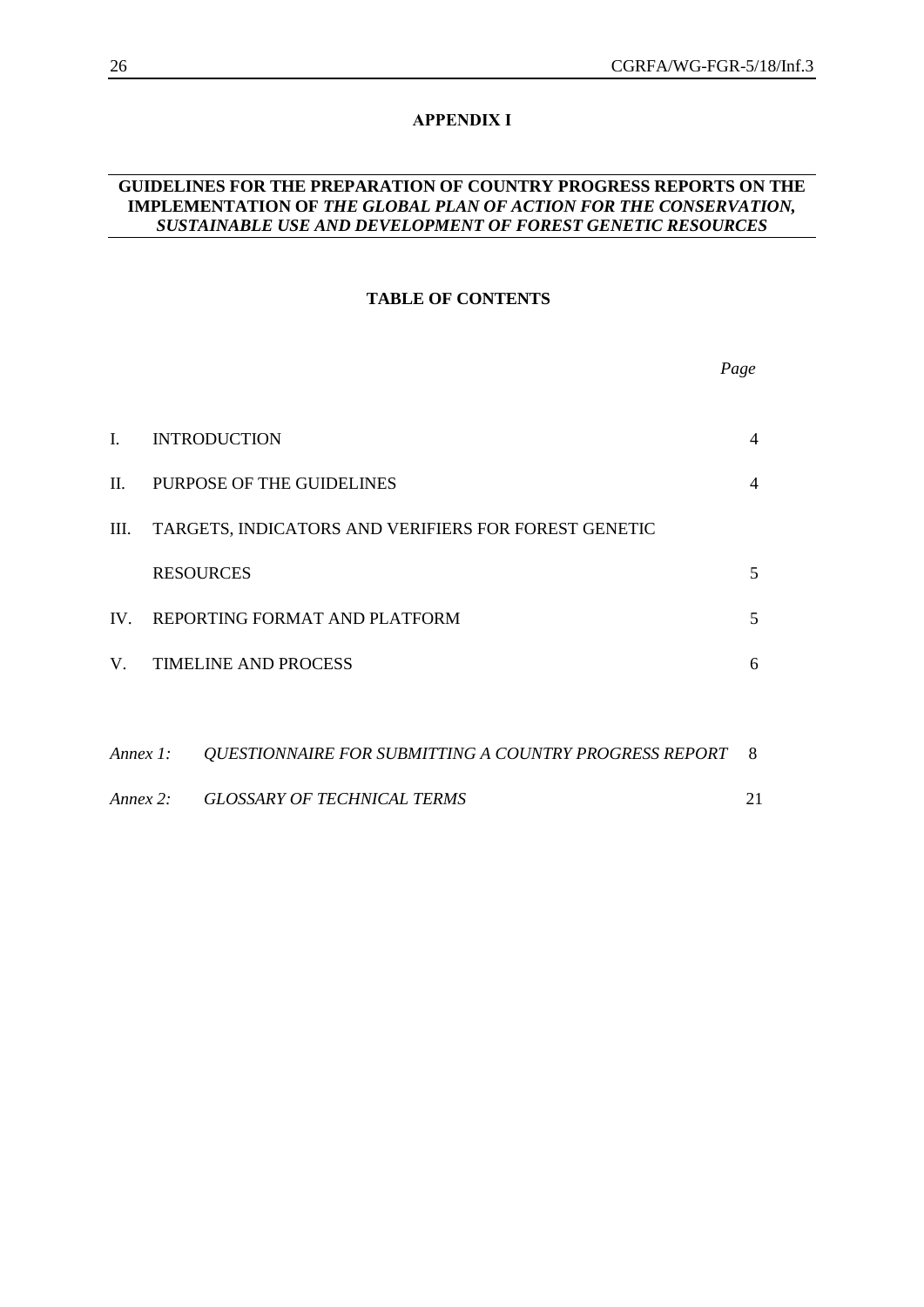## APPENDIX I

## GUIDELINES FOR THE PREPARATION OF COUNTRY PROGRESS REPORTS ON THE IMPLEMENTATION OF *THE GLOBAL PLAN OF ACTION FOR THE CONSERVATION, SUSTAINABLE USE AND DEVELOPMENT OF FOREST GENETIC RESOURCES*

### TABLE OF CONTENTS

| | | *Page* |
|---|---|---|
| I. | INTRODUCTION | 4 |
| II. | PURPOSE OF THE GUIDELINES | 4 |
| III. | TARGETS, INDICATORS AND VERIFIERS FOR FOREST GENETIC RESOURCES | 5 |
| IV. | REPORTING FORMAT AND PLATFORM | 5 |
| V. | TIMELINE AND PROCESS | 6 |
| *Annex 1:* | *QUESTIONNAIRE FOR SUBMITTING A COUNTRY PROGRESS REPORT* | 8 |
| *Annex 2:* | *GLOSSARY OF TECHNICAL TERMS* | 21 |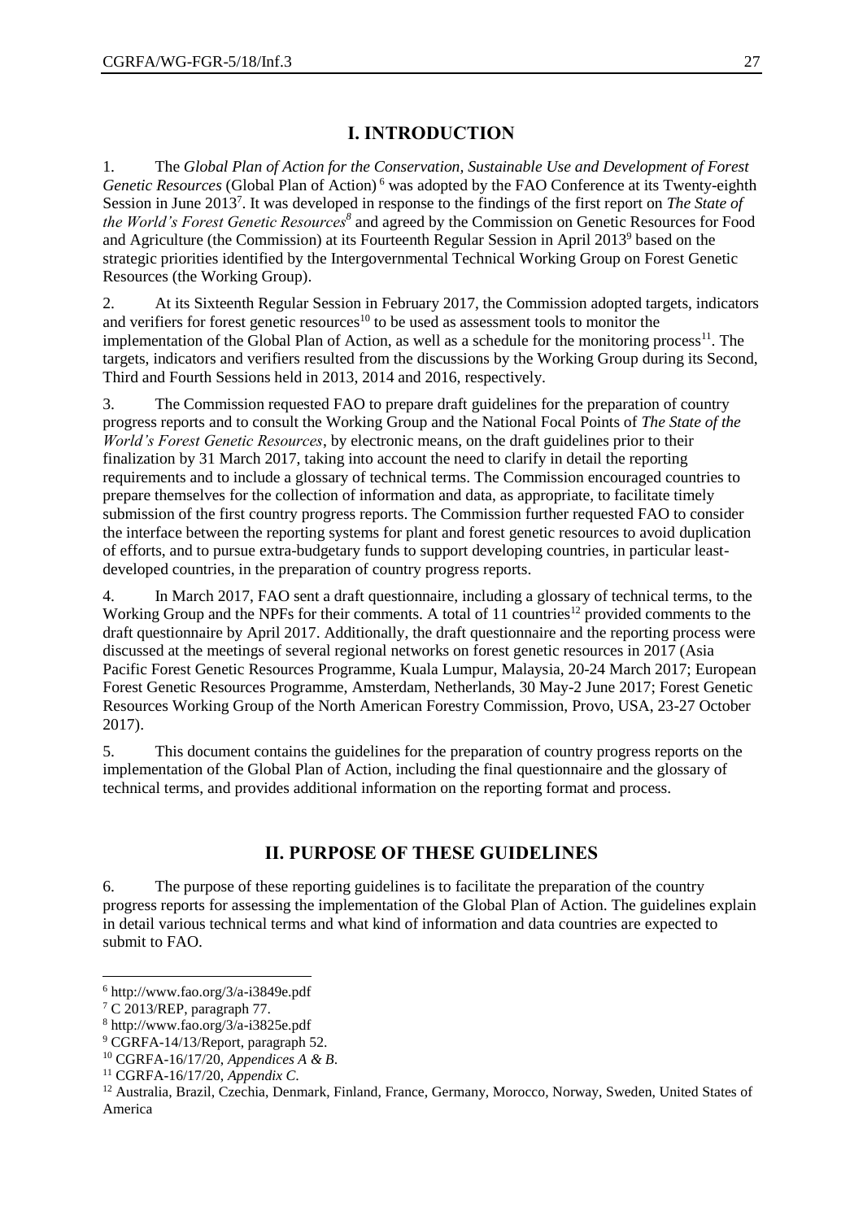# I. INTRODUCTION

1. The *Global Plan of Action for the Conservation, Sustainable Use and Development of Forest Genetic Resources* (Global Plan of Action) [6] was adopted by the FAO Conference at its Twenty-eighth Session in June 2013[7]. It was developed in response to the findings of the first report on *The State of the World's Forest Genetic Resources*[8] and agreed by the Commission on Genetic Resources for Food and Agriculture (the Commission) at its Fourteenth Regular Session in April 2013[9] based on the strategic priorities identified by the Intergovernmental Technical Working Group on Forest Genetic Resources (the Working Group).

2. At its Sixteenth Regular Session in February 2017, the Commission adopted targets, indicators and verifiers for forest genetic resources[10] to be used as assessment tools to monitor the implementation of the Global Plan of Action, as well as a schedule for the monitoring process[11]. The targets, indicators and verifiers resulted from the discussions by the Working Group during its Second, Third and Fourth Sessions held in 2013, 2014 and 2016, respectively.

3. The Commission requested FAO to prepare draft guidelines for the preparation of country progress reports and to consult the Working Group and the National Focal Points of *The State of the World's Forest Genetic Resources*, by electronic means, on the draft guidelines prior to their finalization by 31 March 2017, taking into account the need to clarify in detail the reporting requirements and to include a glossary of technical terms. The Commission encouraged countries to prepare themselves for the collection of information and data, as appropriate, to facilitate timely submission of the first country progress reports. The Commission further requested FAO to consider the interface between the reporting systems for plant and forest genetic resources to avoid duplication of efforts, and to pursue extra-budgetary funds to support developing countries, in particular least-developed countries, in the preparation of country progress reports.

4. In March 2017, FAO sent a draft questionnaire, including a glossary of technical terms, to the Working Group and the NPFs for their comments. A total of 11 countries[12] provided comments to the draft questionnaire by April 2017. Additionally, the draft questionnaire and the reporting process were discussed at the meetings of several regional networks on forest genetic resources in 2017 (Asia Pacific Forest Genetic Resources Programme, Kuala Lumpur, Malaysia, 20-24 March 2017; European Forest Genetic Resources Programme, Amsterdam, Netherlands, 30 May-2 June 2017; Forest Genetic Resources Working Group of the North American Forestry Commission, Provo, USA, 23-27 October 2017).

5. This document contains the guidelines for the preparation of country progress reports on the implementation of the Global Plan of Action, including the final questionnaire and the glossary of technical terms, and provides additional information on the reporting format and process.

# II. PURPOSE OF THESE GUIDELINES

6. The purpose of these reporting guidelines is to facilitate the preparation of the country progress reports for assessing the implementation of the Global Plan of Action. The guidelines explain in detail various technical terms and what kind of information and data countries are expected to submit to FAO.

---

[6] http://www.fao.org/3/a-i3849e.pdf

[7] C 2013/REP, paragraph 77.

[8] http://www.fao.org/3/a-i3825e.pdf

[9] CGRFA-14/13/Report, paragraph 52.

[10] CGRFA-16/17/20, *Appendices A & B*.

[11] CGRFA-16/17/20, *Appendix C*.

[12] Australia, Brazil, Czechia, Denmark, Finland, France, Germany, Morocco, Norway, Sweden, United States of America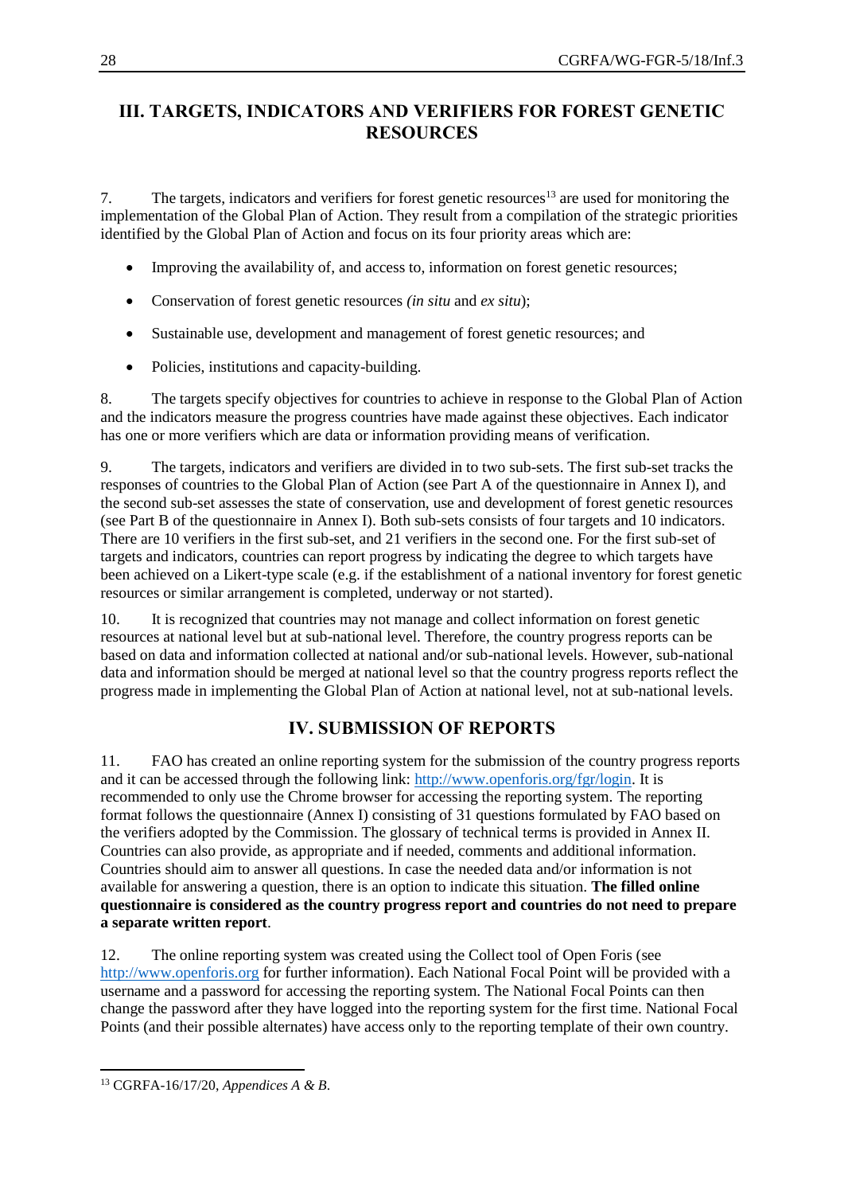## III. TARGETS, INDICATORS AND VERIFIERS FOR FOREST GENETIC RESOURCES

7. The targets, indicators and verifiers for forest genetic resources[13] are used for monitoring the implementation of the Global Plan of Action. They result from a compilation of the strategic priorities identified by the Global Plan of Action and focus on its four priority areas which are:

- Improving the availability of, and access to, information on forest genetic resources;
- Conservation of forest genetic resources *(in situ* and *ex situ*);
- Sustainable use, development and management of forest genetic resources; and
- Policies, institutions and capacity-building.

8. The targets specify objectives for countries to achieve in response to the Global Plan of Action and the indicators measure the progress countries have made against these objectives. Each indicator has one or more verifiers which are data or information providing means of verification.

9. The targets, indicators and verifiers are divided in to two sub-sets. The first sub-set tracks the responses of countries to the Global Plan of Action (see Part A of the questionnaire in Annex I), and the second sub-set assesses the state of conservation, use and development of forest genetic resources (see Part B of the questionnaire in Annex I). Both sub-sets consists of four targets and 10 indicators. There are 10 verifiers in the first sub-set, and 21 verifiers in the second one. For the first sub-set of targets and indicators, countries can report progress by indicating the degree to which targets have been achieved on a Likert-type scale (e.g. if the establishment of a national inventory for forest genetic resources or similar arrangement is completed, underway or not started).

10. It is recognized that countries may not manage and collect information on forest genetic resources at national level but at sub-national level. Therefore, the country progress reports can be based on data and information collected at national and/or sub-national levels. However, sub-national data and information should be merged at national level so that the country progress reports reflect the progress made in implementing the Global Plan of Action at national level, not at sub-national levels.

## IV. SUBMISSION OF REPORTS

11. FAO has created an online reporting system for the submission of the country progress reports and it can be accessed through the following link: http://www.openforis.org/fgr/login. It is recommended to only use the Chrome browser for accessing the reporting system. The reporting format follows the questionnaire (Annex I) consisting of 31 questions formulated by FAO based on the verifiers adopted by the Commission. The glossary of technical terms is provided in Annex II. Countries can also provide, as appropriate and if needed, comments and additional information. Countries should aim to answer all questions. In case the needed data and/or information is not available for answering a question, there is an option to indicate this situation. **The filled online questionnaire is considered as the country progress report and countries do not need to prepare a separate written report**.

12. The online reporting system was created using the Collect tool of Open Foris (see http://www.openforis.org for further information). Each National Focal Point will be provided with a username and a password for accessing the reporting system. The National Focal Points can then change the password after they have logged into the reporting system for the first time. National Focal Points (and their possible alternates) have access only to the reporting template of their own country.

---

[13] CGRFA-16/17/20, *Appendices A & B*.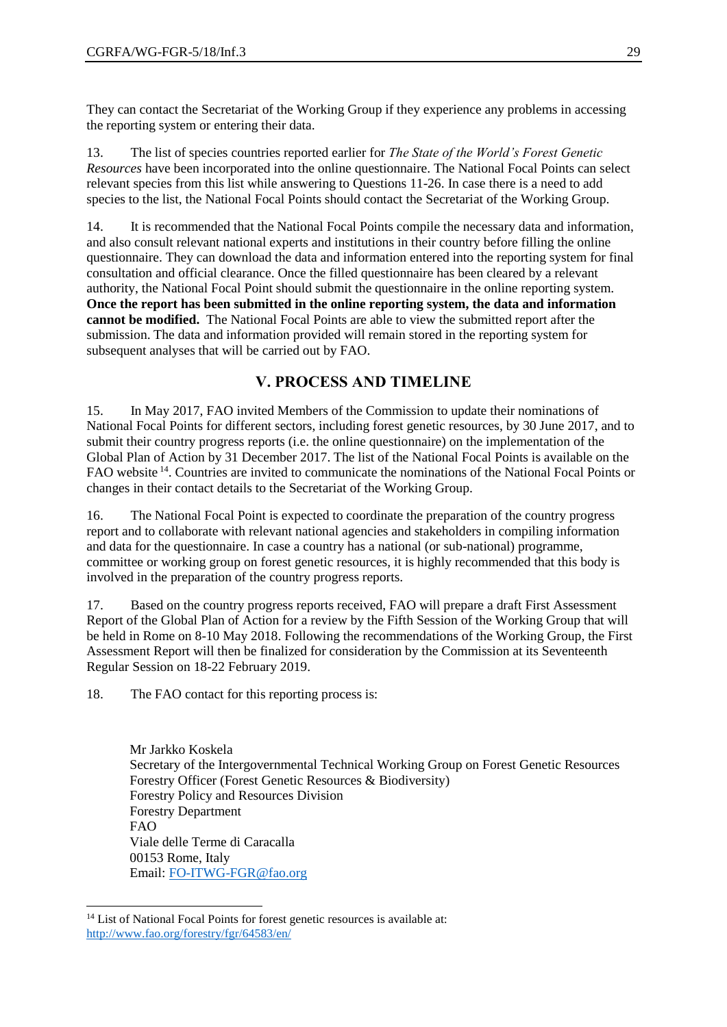They can contact the Secretariat of the Working Group if they experience any problems in accessing the reporting system or entering their data.

13. The list of species countries reported earlier for *The State of the World's Forest Genetic Resources* have been incorporated into the online questionnaire. The National Focal Points can select relevant species from this list while answering to Questions 11-26. In case there is a need to add species to the list, the National Focal Points should contact the Secretariat of the Working Group.

14. It is recommended that the National Focal Points compile the necessary data and information, and also consult relevant national experts and institutions in their country before filling the online questionnaire. They can download the data and information entered into the reporting system for final consultation and official clearance. Once the filled questionnaire has been cleared by a relevant authority, the National Focal Point should submit the questionnaire in the online reporting system. **Once the report has been submitted in the online reporting system, the data and information cannot be modified.** The National Focal Points are able to view the submitted report after the submission. The data and information provided will remain stored in the reporting system for subsequent analyses that will be carried out by FAO.

## V. PROCESS AND TIMELINE

15. In May 2017, FAO invited Members of the Commission to update their nominations of National Focal Points for different sectors, including forest genetic resources, by 30 June 2017, and to submit their country progress reports (i.e. the online questionnaire) on the implementation of the Global Plan of Action by 31 December 2017. The list of the National Focal Points is available on the FAO website [14]. Countries are invited to communicate the nominations of the National Focal Points or changes in their contact details to the Secretariat of the Working Group.

16. The National Focal Point is expected to coordinate the preparation of the country progress report and to collaborate with relevant national agencies and stakeholders in compiling information and data for the questionnaire. In case a country has a national (or sub-national) programme, committee or working group on forest genetic resources, it is highly recommended that this body is involved in the preparation of the country progress reports.

17. Based on the country progress reports received, FAO will prepare a draft First Assessment Report of the Global Plan of Action for a review by the Fifth Session of the Working Group that will be held in Rome on 8-10 May 2018. Following the recommendations of the Working Group, the First Assessment Report will then be finalized for consideration by the Commission at its Seventeenth Regular Session on 18-22 February 2019.

18. The FAO contact for this reporting process is:

Mr Jarkko Koskela
Secretary of the Intergovernmental Technical Working Group on Forest Genetic Resources
Forestry Officer (Forest Genetic Resources & Biodiversity)
Forestry Policy and Resources Division
Forestry Department
FAO
Viale delle Terme di Caracalla
00153 Rome, Italy
Email: FO-ITWG-FGR@fao.org

---

[14] List of National Focal Points for forest genetic resources is available at: http://www.fao.org/forestry/fgr/64583/en/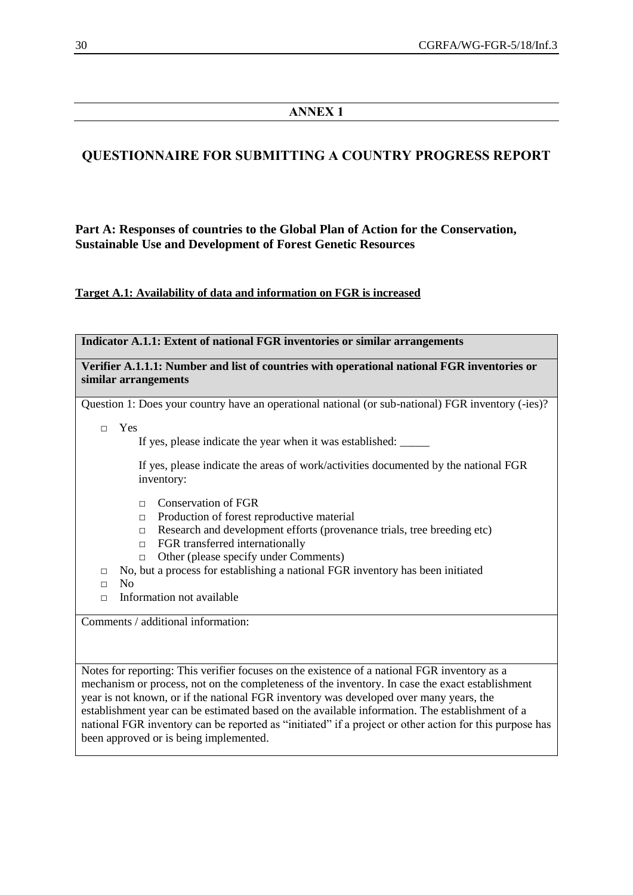## ANNEX 1

# QUESTIONNAIRE FOR SUBMITTING A COUNTRY PROGRESS REPORT

### Part A: Responses of countries to the Global Plan of Action for the Conservation, Sustainable Use and Development of Forest Genetic Resources

**Target A.1: Availability of data and information on FGR is increased**

**Indicator A.1.1: Extent of national FGR inventories or similar arrangements**

**Verifier A.1.1.1: Number and list of countries with operational national FGR inventories or similar arrangements**

Question 1: Does your country have an operational national (or sub-national) FGR inventory (-ies)?

- □ Yes

  If yes, please indicate the year when it was established: _____

  If yes, please indicate the areas of work/activities documented by the national FGR inventory:

  - □ Conservation of FGR
  - □ Production of forest reproductive material
  - □ Research and development efforts (provenance trials, tree breeding etc)
  - □ FGR transferred internationally
  - □ Other (please specify under Comments)
- □ No, but a process for establishing a national FGR inventory has been initiated
- □ No
- □ Information not available

Comments / additional information:

Notes for reporting: This verifier focuses on the existence of a national FGR inventory as a mechanism or process, not on the completeness of the inventory. In case the exact establishment year is not known, or if the national FGR inventory was developed over many years, the establishment year can be estimated based on the available information. The establishment of a national FGR inventory can be reported as "initiated" if a project or other action for this purpose has been approved or is being implemented.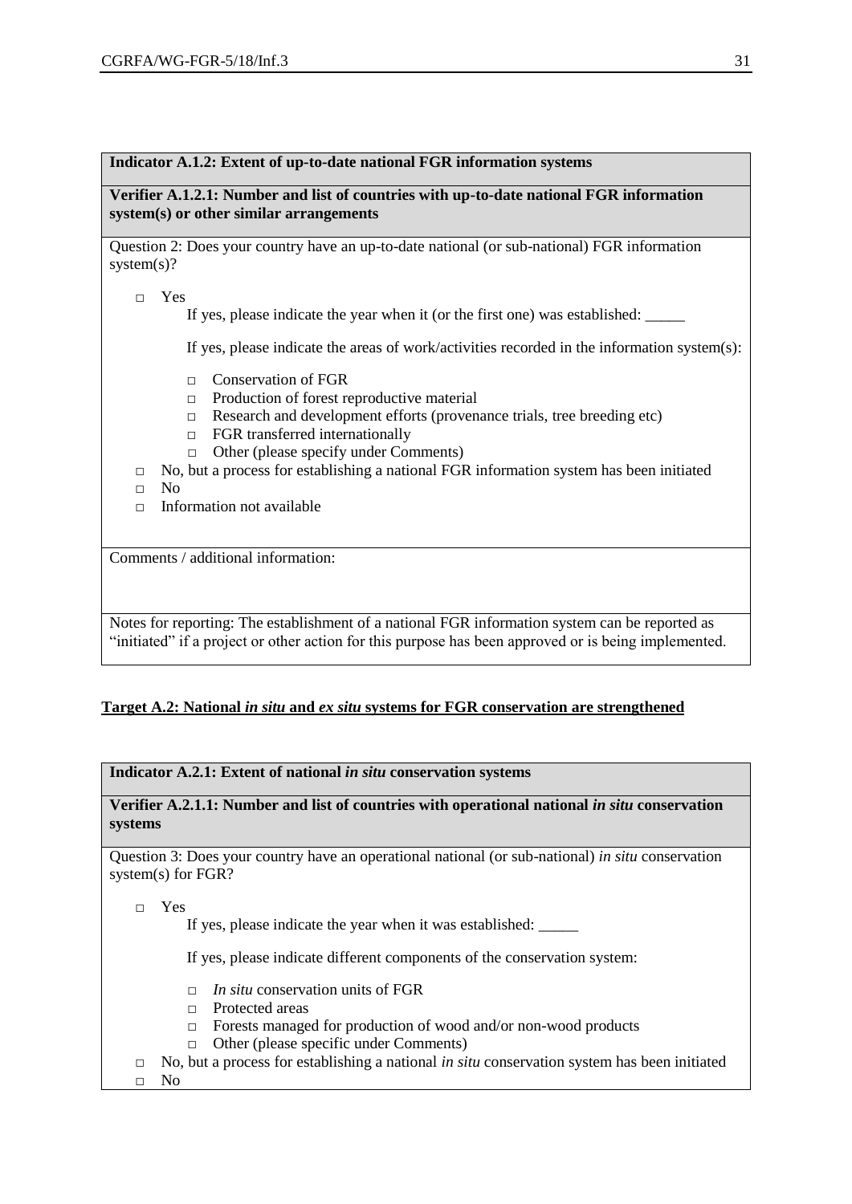**Indicator A.1.2: Extent of up-to-date national FGR information systems**

**Verifier A.1.2.1: Number and list of countries with up-to-date national FGR information system(s) or other similar arrangements**

Question 2: Does your country have an up-to-date national (or sub-national) FGR information system(s)?

- □ Yes

  If yes, please indicate the year when it (or the first one) was established: _____

  If yes, please indicate the areas of work/activities recorded in the information system(s):

  - □ Conservation of FGR
  - □ Production of forest reproductive material
  - □ Research and development efforts (provenance trials, tree breeding etc)
  - □ FGR transferred internationally
  - □ Other (please specify under Comments)
- □ No, but a process for establishing a national FGR information system has been initiated
- □ No
- □ Information not available

Comments / additional information:

Notes for reporting: The establishment of a national FGR information system can be reported as "initiated" if a project or other action for this purpose has been approved or is being implemented.

**Target A.2: National *in situ* and *ex situ* systems for FGR conservation are strengthened**

**Indicator A.2.1: Extent of national *in situ* conservation systems**

**Verifier A.2.1.1: Number and list of countries with operational national *in situ* conservation systems**

Question 3: Does your country have an operational national (or sub-national) *in situ* conservation system(s) for FGR?

- □ Yes

  If yes, please indicate the year when it was established: _____

  If yes, please indicate different components of the conservation system:

  - □ *In situ* conservation units of FGR
  - □ Protected areas
  - □ Forests managed for production of wood and/or non-wood products
  - □ Other (please specific under Comments)
- □ No, but a process for establishing a national *in situ* conservation system has been initiated
- □ No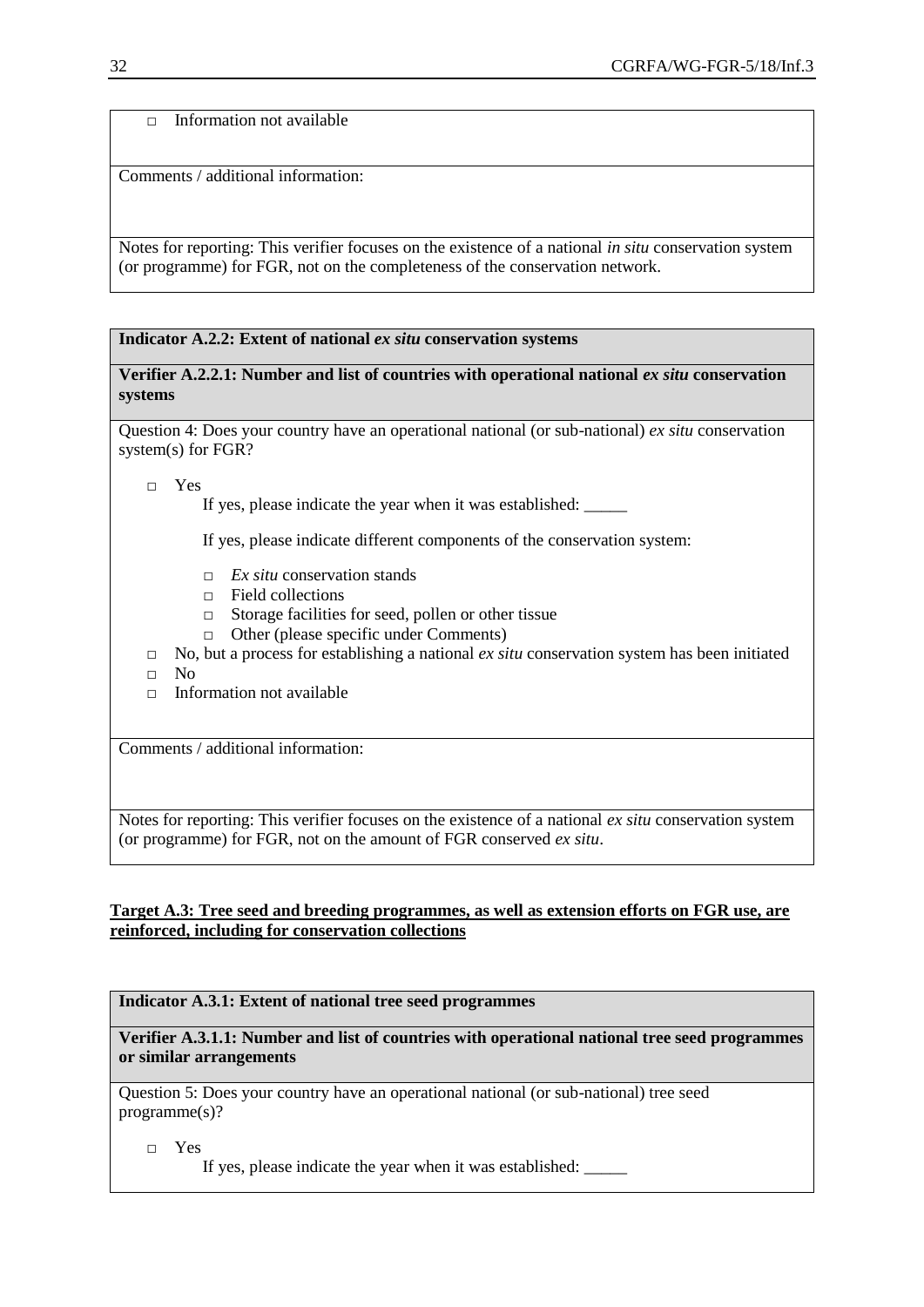□ Information not available

Comments / additional information:

Notes for reporting: This verifier focuses on the existence of a national *in situ* conservation system (or programme) for FGR, not on the completeness of the conservation network.

**Indicator A.2.2: Extent of national *ex situ* conservation systems**

**Verifier A.2.2.1: Number and list of countries with operational national *ex situ* conservation systems**

Question 4: Does your country have an operational national (or sub-national) *ex situ* conservation system(s) for FGR?

- □ Yes
  
  If yes, please indicate the year when it was established: _____
  
  If yes, please indicate different components of the conservation system:
  
  - □ *Ex situ* conservation stands
  - □ Field collections
  - □ Storage facilities for seed, pollen or other tissue
  - □ Other (please specific under Comments)
- □ No, but a process for establishing a national *ex situ* conservation system has been initiated
- □ No
- □ Information not available

Comments / additional information:

Notes for reporting: This verifier focuses on the existence of a national *ex situ* conservation system (or programme) for FGR, not on the amount of FGR conserved *ex situ*.

**Target A.3: Tree seed and breeding programmes, as well as extension efforts on FGR use, are reinforced, including for conservation collections**

**Indicator A.3.1: Extent of national tree seed programmes**

**Verifier A.3.1.1: Number and list of countries with operational national tree seed programmes or similar arrangements**

Question 5: Does your country have an operational national (or sub-national) tree seed programme(s)?

- □ Yes
  
  If yes, please indicate the year when it was established: _____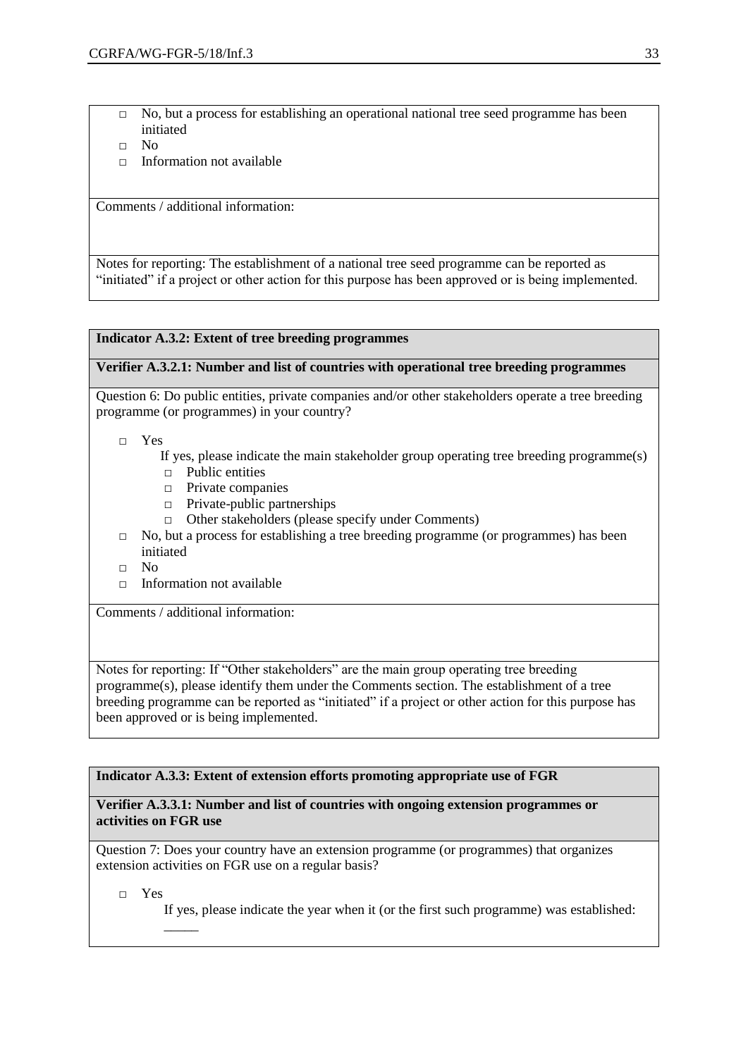- □ No, but a process for establishing an operational national tree seed programme has been initiated
- □ No
- □ Information not available

Comments / additional information:

Notes for reporting: The establishment of a national tree seed programme can be reported as "initiated" if a project or other action for this purpose has been approved or is being implemented.

**Indicator A.3.2: Extent of tree breeding programmes**

**Verifier A.3.2.1: Number and list of countries with operational tree breeding programmes**

Question 6: Do public entities, private companies and/or other stakeholders operate a tree breeding programme (or programmes) in your country?

- □ Yes
  
  If yes, please indicate the main stakeholder group operating tree breeding programme(s)
  - □ Public entities
  - □ Private companies
  - □ Private-public partnerships
  - □ Other stakeholders (please specify under Comments)
- □ No, but a process for establishing a tree breeding programme (or programmes) has been initiated
- □ No
- □ Information not available

Comments / additional information:

Notes for reporting: If "Other stakeholders" are the main group operating tree breeding programme(s), please identify them under the Comments section. The establishment of a tree breeding programme can be reported as "initiated" if a project or other action for this purpose has been approved or is being implemented.

**Indicator A.3.3: Extent of extension efforts promoting appropriate use of FGR**

**Verifier A.3.3.1: Number and list of countries with ongoing extension programmes or activities on FGR use**

Question 7: Does your country have an extension programme (or programmes) that organizes extension activities on FGR use on a regular basis?

- □ Yes
  
  If yes, please indicate the year when it (or the first such programme) was established: _____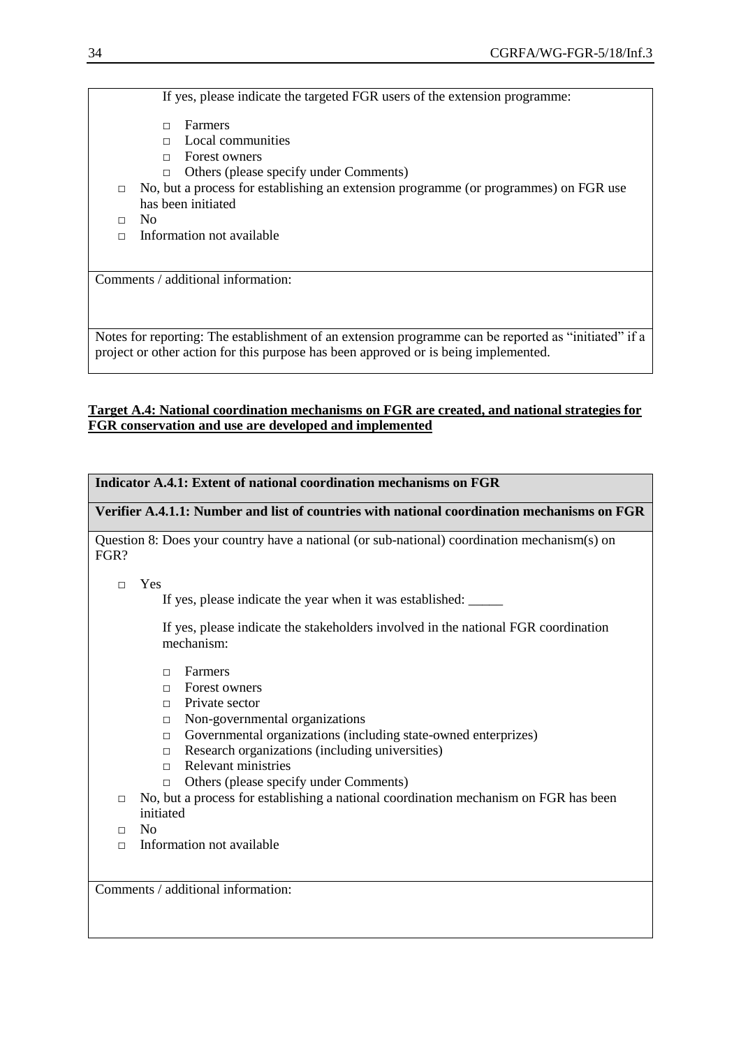If yes, please indicate the targeted FGR users of the extension programme:

- □ Farmers
- □ Local communities
- □ Forest owners
- □ Others (please specify under Comments)

□ No, but a process for establishing an extension programme (or programmes) on FGR use has been initiated

□ No

□ Information not available

Comments / additional information:

Notes for reporting: The establishment of an extension programme can be reported as "initiated" if a project or other action for this purpose has been approved or is being implemented.

**Target A.4: National coordination mechanisms on FGR are created, and national strategies for FGR conservation and use are developed and implemented**

**Indicator A.4.1: Extent of national coordination mechanisms on FGR**

**Verifier A.4.1.1: Number and list of countries with national coordination mechanisms on FGR**

Question 8: Does your country have a national (or sub-national) coordination mechanism(s) on FGR?

□ Yes

If yes, please indicate the year when it was established: _____

If yes, please indicate the stakeholders involved in the national FGR coordination mechanism:

- □ Farmers
- □ Forest owners
- □ Private sector
- □ Non-governmental organizations
- □ Governmental organizations (including state-owned enterprizes)
- □ Research organizations (including universities)
- □ Relevant ministries
- □ Others (please specify under Comments)

□ No, but a process for establishing a national coordination mechanism on FGR has been initiated

□ No

□ Information not available

Comments / additional information: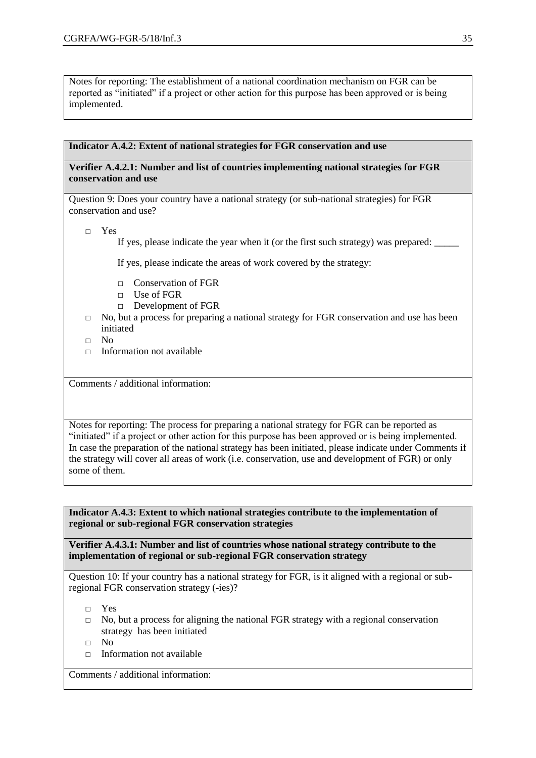Notes for reporting: The establishment of a national coordination mechanism on FGR can be reported as "initiated" if a project or other action for this purpose has been approved or is being implemented.

**Indicator A.4.2: Extent of national strategies for FGR conservation and use**

**Verifier A.4.2.1: Number and list of countries implementing national strategies for FGR conservation and use**

Question 9: Does your country have a national strategy (or sub-national strategies) for FGR conservation and use?

- □ Yes

  If yes, please indicate the year when it (or the first such strategy) was prepared: _____

  If yes, please indicate the areas of work covered by the strategy:

  - □ Conservation of FGR
  - □ Use of FGR
  - □ Development of FGR
- □ No, but a process for preparing a national strategy for FGR conservation and use has been initiated
- □ No
- □ Information not available

Comments / additional information:

Notes for reporting: The process for preparing a national strategy for FGR can be reported as "initiated" if a project or other action for this purpose has been approved or is being implemented. In case the preparation of the national strategy has been initiated, please indicate under Comments if the strategy will cover all areas of work (i.e. conservation, use and development of FGR) or only some of them.

**Indicator A.4.3: Extent to which national strategies contribute to the implementation of regional or sub-regional FGR conservation strategies**

**Verifier A.4.3.1: Number and list of countries whose national strategy contribute to the implementation of regional or sub-regional FGR conservation strategy**

Question 10: If your country has a national strategy for FGR, is it aligned with a regional or sub-regional FGR conservation strategy (-ies)?

- □ Yes
- □ No, but a process for aligning the national FGR strategy with a regional conservation strategy has been initiated
- □ No
- □ Information not available

Comments / additional information: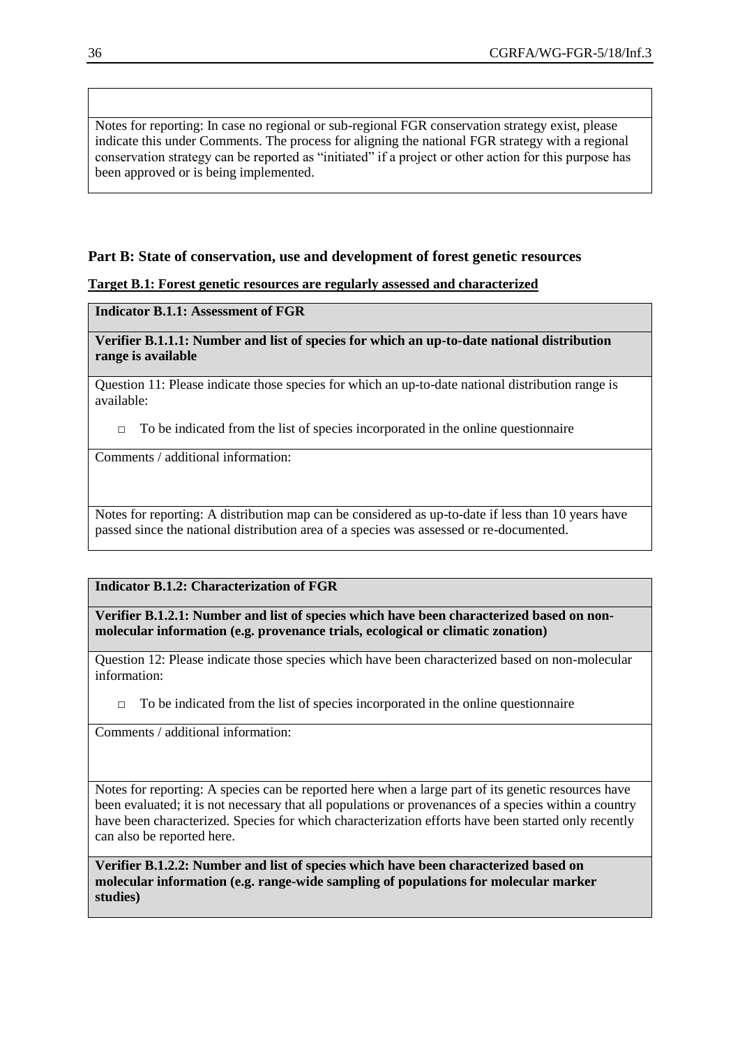Notes for reporting: In case no regional or sub-regional FGR conservation strategy exist, please indicate this under Comments. The process for aligning the national FGR strategy with a regional conservation strategy can be reported as "initiated" if a project or other action for this purpose has been approved or is being implemented.

## Part B: State of conservation, use and development of forest genetic resources

### Target B.1: Forest genetic resources are regularly assessed and characterized

**Indicator B.1.1: Assessment of FGR**

**Verifier B.1.1.1: Number and list of species for which an up-to-date national distribution range is available**

Question 11: Please indicate those species for which an up-to-date national distribution range is available:

- □ To be indicated from the list of species incorporated in the online questionnaire

Comments / additional information:

Notes for reporting: A distribution map can be considered as up-to-date if less than 10 years have passed since the national distribution area of a species was assessed or re-documented.

**Indicator B.1.2: Characterization of FGR**

**Verifier B.1.2.1: Number and list of species which have been characterized based on non-molecular information (e.g. provenance trials, ecological or climatic zonation)**

Question 12: Please indicate those species which have been characterized based on non-molecular information:

- □ To be indicated from the list of species incorporated in the online questionnaire

Comments / additional information:

Notes for reporting: A species can be reported here when a large part of its genetic resources have been evaluated; it is not necessary that all populations or provenances of a species within a country have been characterized. Species for which characterization efforts have been started only recently can also be reported here.

**Verifier B.1.2.2: Number and list of species which have been characterized based on molecular information (e.g. range-wide sampling of populations for molecular marker studies)**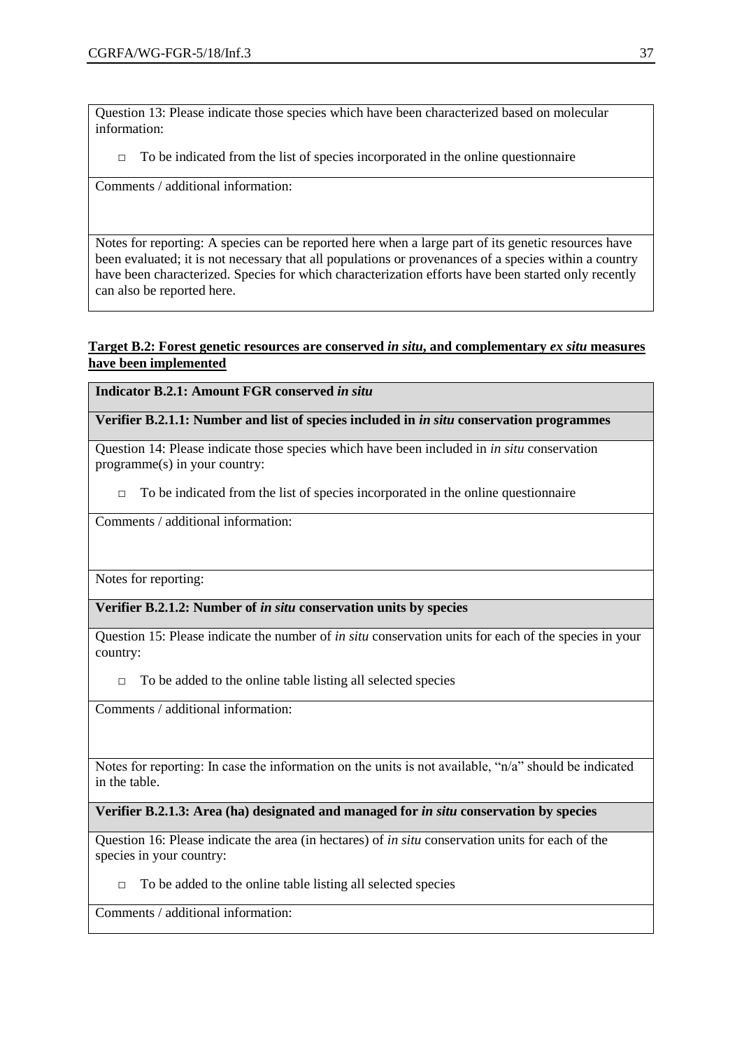Question 13: Please indicate those species which have been characterized based on molecular information:

- □ To be indicated from the list of species incorporated in the online questionnaire

Comments / additional information:

Notes for reporting: A species can be reported here when a large part of its genetic resources have been evaluated; it is not necessary that all populations or provenances of a species within a country have been characterized. Species for which characterization efforts have been started only recently can also be reported here.

**Target B.2: Forest genetic resources are conserved *in situ*, and complementary *ex situ* measures have been implemented**

**Indicator B.2.1: Amount FGR conserved *in situ***

**Verifier B.2.1.1: Number and list of species included in *in situ* conservation programmes**

Question 14: Please indicate those species which have been included in *in situ* conservation programme(s) in your country:

- □ To be indicated from the list of species incorporated in the online questionnaire

Comments / additional information:

Notes for reporting:

**Verifier B.2.1.2: Number of *in situ* conservation units by species**

Question 15: Please indicate the number of *in situ* conservation units for each of the species in your country:

- □ To be added to the online table listing all selected species

Comments / additional information:

Notes for reporting: In case the information on the units is not available, "n/a" should be indicated in the table.

**Verifier B.2.1.3: Area (ha) designated and managed for *in situ* conservation by species**

Question 16: Please indicate the area (in hectares) of *in situ* conservation units for each of the species in your country:

- □ To be added to the online table listing all selected species

Comments / additional information: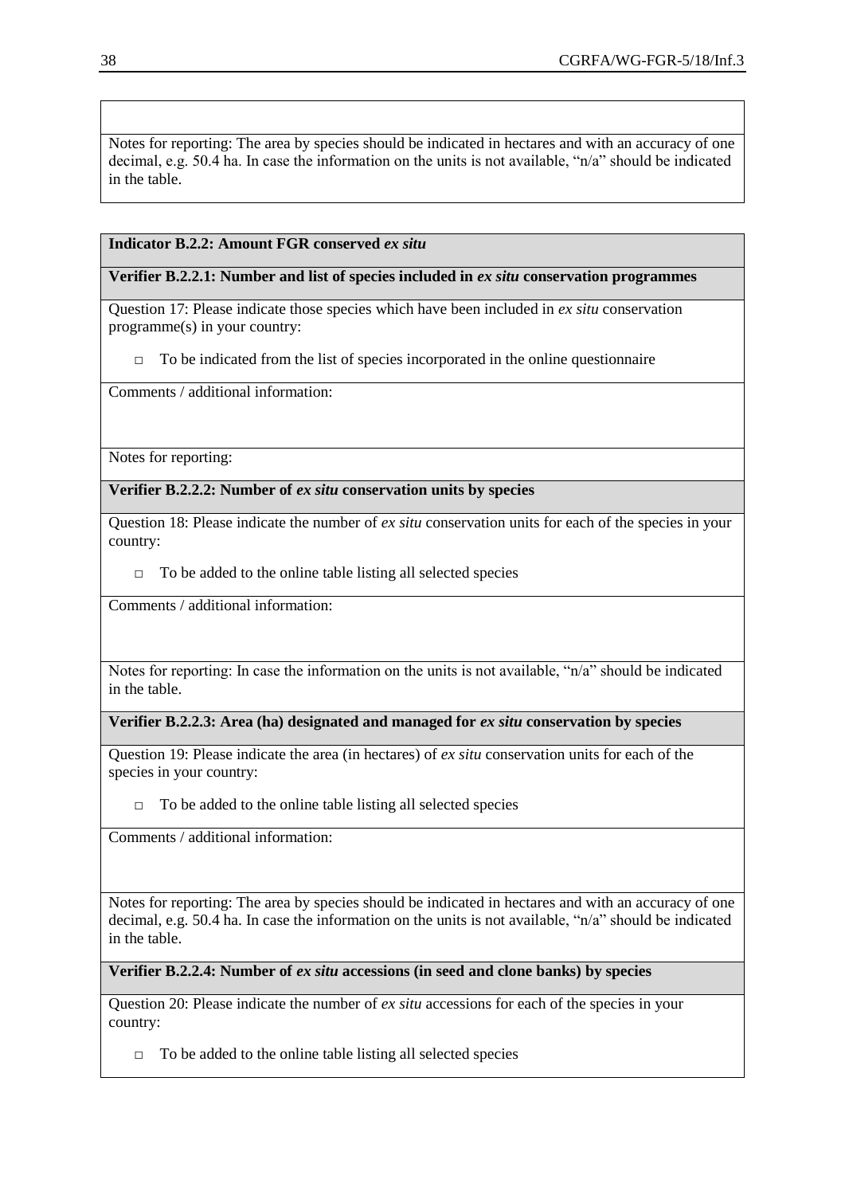Notes for reporting: The area by species should be indicated in hectares and with an accuracy of one decimal, e.g. 50.4 ha. In case the information on the units is not available, "n/a" should be indicated in the table.

**Indicator B.2.2: Amount FGR conserved *ex situ***

**Verifier B.2.2.1: Number and list of species included in *ex situ* conservation programmes**

Question 17: Please indicate those species which have been included in *ex situ* conservation programme(s) in your country:

- □ To be indicated from the list of species incorporated in the online questionnaire

Comments / additional information:

Notes for reporting:

**Verifier B.2.2.2: Number of *ex situ* conservation units by species**

Question 18: Please indicate the number of *ex situ* conservation units for each of the species in your country:

- □ To be added to the online table listing all selected species

Comments / additional information:

Notes for reporting: In case the information on the units is not available, "n/a" should be indicated in the table.

**Verifier B.2.2.3: Area (ha) designated and managed for *ex situ* conservation by species**

Question 19: Please indicate the area (in hectares) of *ex situ* conservation units for each of the species in your country:

- □ To be added to the online table listing all selected species

Comments / additional information:

Notes for reporting: The area by species should be indicated in hectares and with an accuracy of one decimal, e.g. 50.4 ha. In case the information on the units is not available, "n/a" should be indicated in the table.

**Verifier B.2.2.4: Number of *ex situ* accessions (in seed and clone banks) by species**

Question 20: Please indicate the number of *ex situ* accessions for each of the species in your country:

- □ To be added to the online table listing all selected species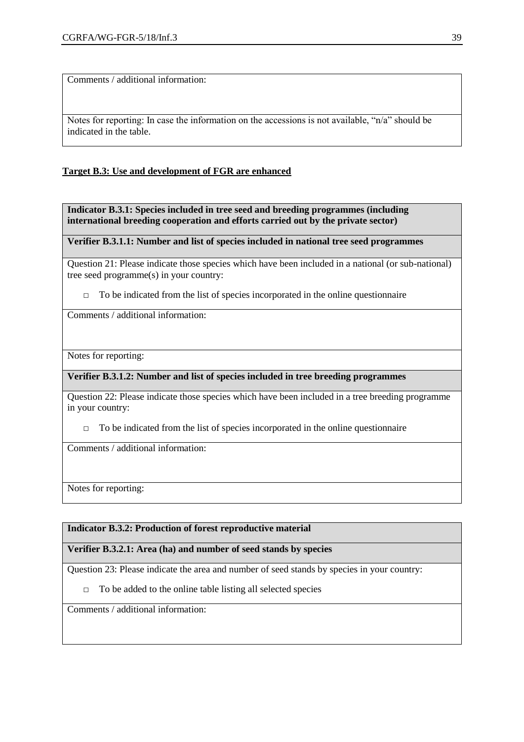| Comments / additional information: |
|---|
| Notes for reporting: In case the information on the accessions is not available, "n/a" should be indicated in the table. |

**Target B.3: Use and development of FGR are enhanced**

| **Indicator B.3.1: Species included in tree seed and breeding programmes (including international breeding cooperation and efforts carried out by the private sector)** |
|---|
| **Verifier B.3.1.1: Number and list of species included in national tree seed programmes** |
| Question 21: Please indicate those species which have been included in a national (or sub-national) tree seed programme(s) in your country:<br><br>□ To be indicated from the list of species incorporated in the online questionnaire |
| Comments / additional information: |
| Notes for reporting: |
| **Verifier B.3.1.2: Number and list of species included in tree breeding programmes** |
| Question 22: Please indicate those species which have been included in a tree breeding programme in your country:<br><br>□ To be indicated from the list of species incorporated in the online questionnaire |
| Comments / additional information: |
| Notes for reporting: |

| **Indicator B.3.2: Production of forest reproductive material** |
|---|
| **Verifier B.3.2.1: Area (ha) and number of seed stands by species** |
| Question 23: Please indicate the area and number of seed stands by species in your country:<br><br>□ To be added to the online table listing all selected species |
| Comments / additional information: |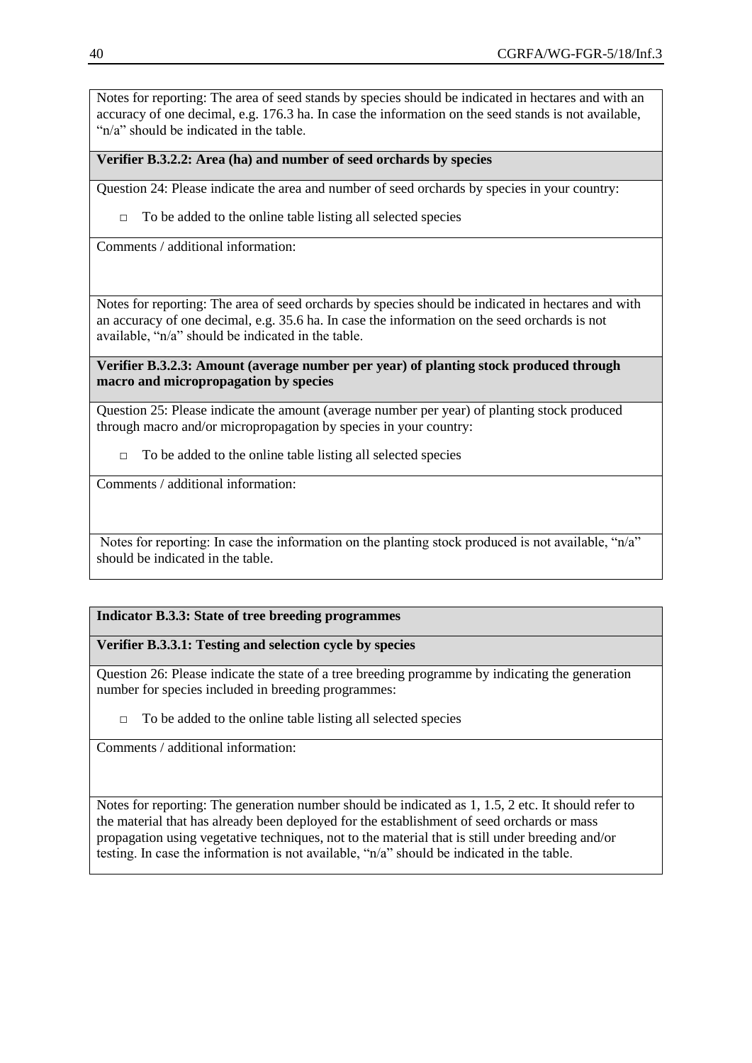Notes for reporting: The area of seed stands by species should be indicated in hectares and with an accuracy of one decimal, e.g. 176.3 ha. In case the information on the seed stands is not available, "n/a" should be indicated in the table.

**Verifier B.3.2.2: Area (ha) and number of seed orchards by species**

Question 24: Please indicate the area and number of seed orchards by species in your country:

- □ To be added to the online table listing all selected species

Comments / additional information:

Notes for reporting: The area of seed orchards by species should be indicated in hectares and with an accuracy of one decimal, e.g. 35.6 ha. In case the information on the seed orchards is not available, "n/a" should be indicated in the table.

**Verifier B.3.2.3: Amount (average number per year) of planting stock produced through macro and micropropagation by species**

Question 25: Please indicate the amount (average number per year) of planting stock produced through macro and/or micropropagation by species in your country:

- □ To be added to the online table listing all selected species

Comments / additional information:

Notes for reporting: In case the information on the planting stock produced is not available, "n/a" should be indicated in the table.

**Indicator B.3.3: State of tree breeding programmes**

**Verifier B.3.3.1: Testing and selection cycle by species**

Question 26: Please indicate the state of a tree breeding programme by indicating the generation number for species included in breeding programmes:

- □ To be added to the online table listing all selected species

Comments / additional information:

Notes for reporting: The generation number should be indicated as 1, 1.5, 2 etc. It should refer to the material that has already been deployed for the establishment of seed orchards or mass propagation using vegetative techniques, not to the material that is still under breeding and/or testing. In case the information is not available, "n/a" should be indicated in the table.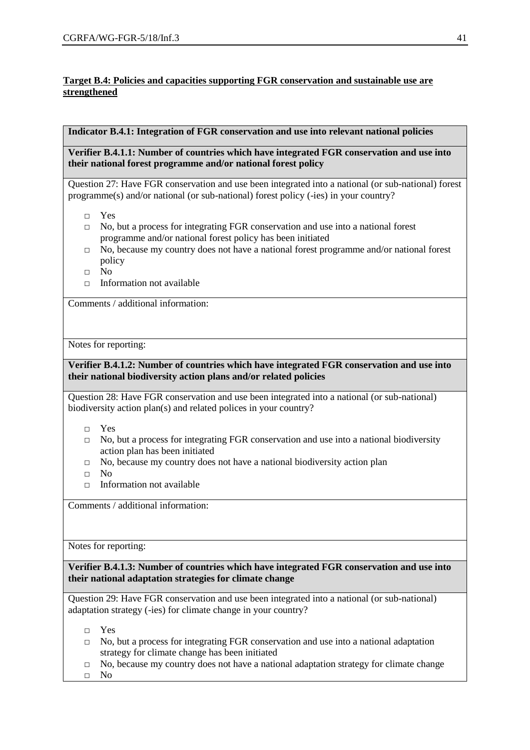**Target B.4: Policies and capacities supporting FGR conservation and sustainable use are strengthened**

**Indicator B.4.1: Integration of FGR conservation and use into relevant national policies**

**Verifier B.4.1.1: Number of countries which have integrated FGR conservation and use into their national forest programme and/or national forest policy**

Question 27: Have FGR conservation and use been integrated into a national (or sub-national) forest programme(s) and/or national (or sub-national) forest policy (-ies) in your country?

- □ Yes
- □ No, but a process for integrating FGR conservation and use into a national forest programme and/or national forest policy has been initiated
- □ No, because my country does not have a national forest programme and/or national forest policy
- □ No
- □ Information not available

Comments / additional information:

Notes for reporting:

**Verifier B.4.1.2: Number of countries which have integrated FGR conservation and use into their national biodiversity action plans and/or related policies**

Question 28: Have FGR conservation and use been integrated into a national (or sub-national) biodiversity action plan(s) and related polices in your country?

- □ Yes
- □ No, but a process for integrating FGR conservation and use into a national biodiversity action plan has been initiated
- □ No, because my country does not have a national biodiversity action plan
- □ No
- □ Information not available

Comments / additional information:

Notes for reporting:

**Verifier B.4.1.3: Number of countries which have integrated FGR conservation and use into their national adaptation strategies for climate change**

Question 29: Have FGR conservation and use been integrated into a national (or sub-national) adaptation strategy (-ies) for climate change in your country?

- □ Yes
- □ No, but a process for integrating FGR conservation and use into a national adaptation strategy for climate change has been initiated
- □ No, because my country does not have a national adaptation strategy for climate change
- □ No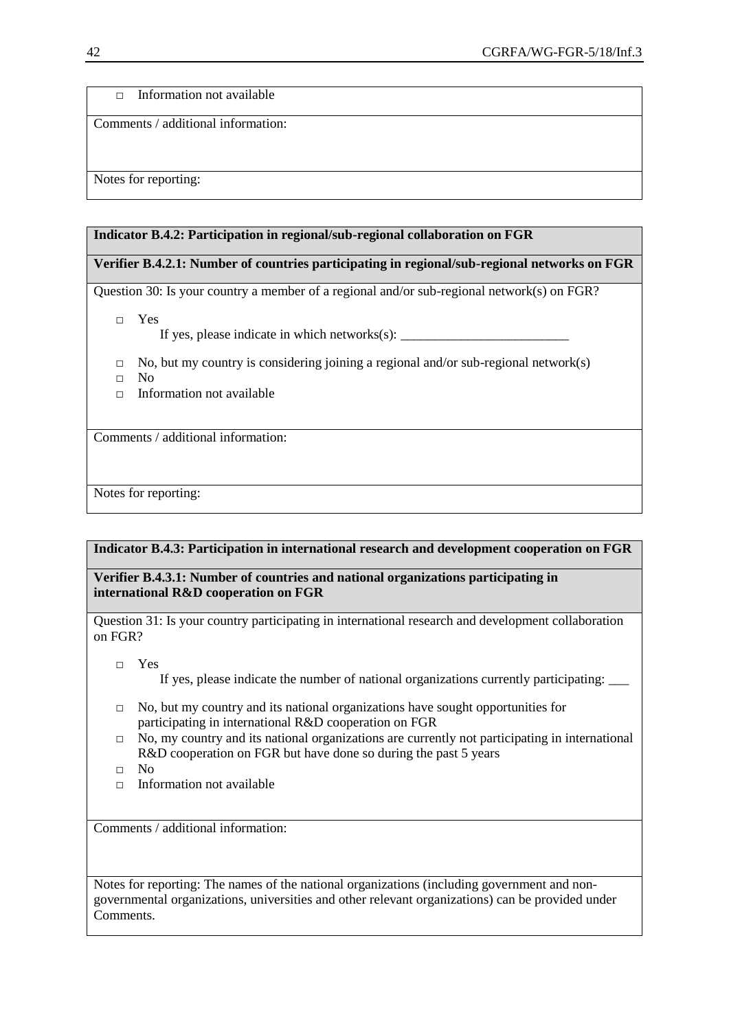□ Information not available

Comments / additional information:

Notes for reporting:

**Indicator B.4.2: Participation in regional/sub-regional collaboration on FGR**

**Verifier B.4.2.1: Number of countries participating in regional/sub-regional networks on FGR**

Question 30: Is your country a member of a regional and/or sub-regional network(s) on FGR?

- □ Yes
  If yes, please indicate in which networks(s): _________________________
- □ No, but my country is considering joining a regional and/or sub-regional network(s)
- □ No
- □ Information not available

Comments / additional information:

Notes for reporting:

**Indicator B.4.3: Participation in international research and development cooperation on FGR**

**Verifier B.4.3.1: Number of countries and national organizations participating in international R&D cooperation on FGR**

Question 31: Is your country participating in international research and development collaboration on FGR?

- □ Yes
  If yes, please indicate the number of national organizations currently participating: ___
- □ No, but my country and its national organizations have sought opportunities for participating in international R&D cooperation on FGR
- □ No, my country and its national organizations are currently not participating in international R&D cooperation on FGR but have done so during the past 5 years
- □ No
- □ Information not available

Comments / additional information:

Notes for reporting: The names of the national organizations (including government and non-governmental organizations, universities and other relevant organizations) can be provided under Comments.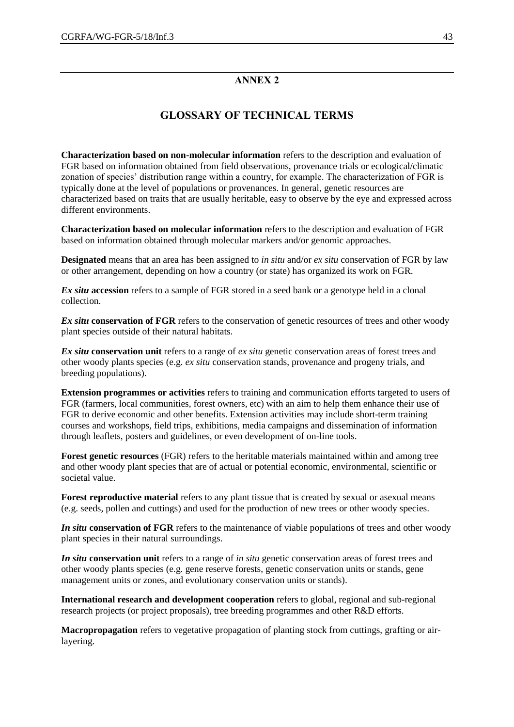## ANNEX 2

# GLOSSARY OF TECHNICAL TERMS

**Characterization based on non-molecular information** refers to the description and evaluation of FGR based on information obtained from field observations, provenance trials or ecological/climatic zonation of species' distribution range within a country, for example. The characterization of FGR is typically done at the level of populations or provenances. In general, genetic resources are characterized based on traits that are usually heritable, easy to observe by the eye and expressed across different environments.

**Characterization based on molecular information** refers to the description and evaluation of FGR based on information obtained through molecular markers and/or genomic approaches.

**Designated** means that an area has been assigned to *in situ* and/or *ex situ* conservation of FGR by law or other arrangement, depending on how a country (or state) has organized its work on FGR.

***Ex situ* accession** refers to a sample of FGR stored in a seed bank or a genotype held in a clonal collection.

***Ex situ* conservation of FGR** refers to the conservation of genetic resources of trees and other woody plant species outside of their natural habitats.

***Ex situ* conservation unit** refers to a range of *ex situ* genetic conservation areas of forest trees and other woody plants species (e.g. *ex situ* conservation stands, provenance and progeny trials, and breeding populations).

**Extension programmes or activities** refers to training and communication efforts targeted to users of FGR (farmers, local communities, forest owners, etc) with an aim to help them enhance their use of FGR to derive economic and other benefits. Extension activities may include short-term training courses and workshops, field trips, exhibitions, media campaigns and dissemination of information through leaflets, posters and guidelines, or even development of on-line tools.

**Forest genetic resources** (FGR) refers to the heritable materials maintained within and among tree and other woody plant species that are of actual or potential economic, environmental, scientific or societal value.

**Forest reproductive material** refers to any plant tissue that is created by sexual or asexual means (e.g. seeds, pollen and cuttings) and used for the production of new trees or other woody species.

***In situ* conservation of FGR** refers to the maintenance of viable populations of trees and other woody plant species in their natural surroundings.

***In situ* conservation unit** refers to a range of *in situ* genetic conservation areas of forest trees and other woody plants species (e.g. gene reserve forests, genetic conservation units or stands, gene management units or zones, and evolutionary conservation units or stands).

**International research and development cooperation** refers to global, regional and sub-regional research projects (or project proposals), tree breeding programmes and other R&D efforts.

**Macropropagation** refers to vegetative propagation of planting stock from cuttings, grafting or air-layering.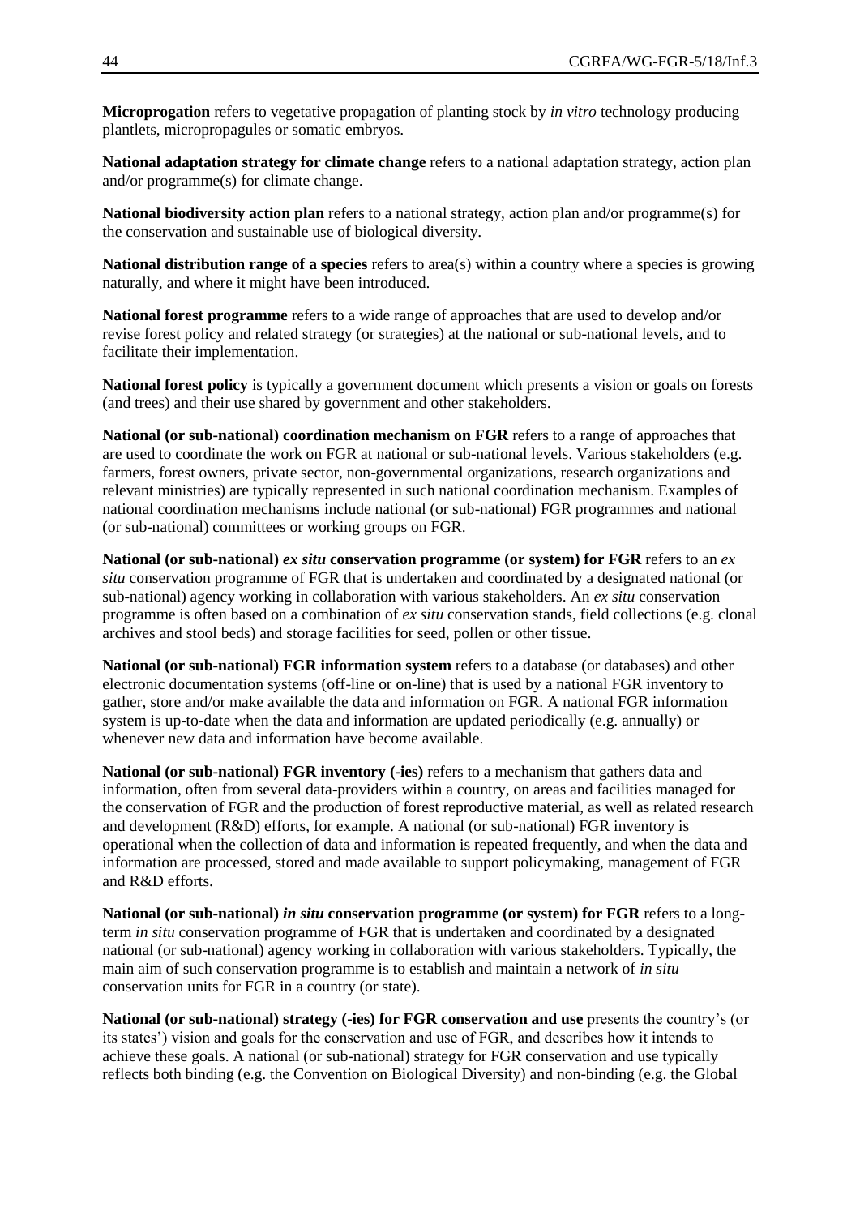**Microprogation** refers to vegetative propagation of planting stock by *in vitro* technology producing plantlets, micropropagules or somatic embryos.

**National adaptation strategy for climate change** refers to a national adaptation strategy, action plan and/or programme(s) for climate change.

**National biodiversity action plan** refers to a national strategy, action plan and/or programme(s) for the conservation and sustainable use of biological diversity.

**National distribution range of a species** refers to area(s) within a country where a species is growing naturally, and where it might have been introduced.

**National forest programme** refers to a wide range of approaches that are used to develop and/or revise forest policy and related strategy (or strategies) at the national or sub-national levels, and to facilitate their implementation.

**National forest policy** is typically a government document which presents a vision or goals on forests (and trees) and their use shared by government and other stakeholders.

**National (or sub-national) coordination mechanism on FGR** refers to a range of approaches that are used to coordinate the work on FGR at national or sub-national levels. Various stakeholders (e.g. farmers, forest owners, private sector, non-governmental organizations, research organizations and relevant ministries) are typically represented in such national coordination mechanism. Examples of national coordination mechanisms include national (or sub-national) FGR programmes and national (or sub-national) committees or working groups on FGR.

**National (or sub-national) *ex situ* conservation programme (or system) for FGR** refers to an *ex situ* conservation programme of FGR that is undertaken and coordinated by a designated national (or sub-national) agency working in collaboration with various stakeholders. An *ex situ* conservation programme is often based on a combination of *ex situ* conservation stands, field collections (e.g. clonal archives and stool beds) and storage facilities for seed, pollen or other tissue.

**National (or sub-national) FGR information system** refers to a database (or databases) and other electronic documentation systems (off-line or on-line) that is used by a national FGR inventory to gather, store and/or make available the data and information on FGR. A national FGR information system is up-to-date when the data and information are updated periodically (e.g. annually) or whenever new data and information have become available.

**National (or sub-national) FGR inventory (-ies)** refers to a mechanism that gathers data and information, often from several data-providers within a country, on areas and facilities managed for the conservation of FGR and the production of forest reproductive material, as well as related research and development (R&D) efforts, for example. A national (or sub-national) FGR inventory is operational when the collection of data and information is repeated frequently, and when the data and information are processed, stored and made available to support policymaking, management of FGR and R&D efforts.

**National (or sub-national) *in situ* conservation programme (or system) for FGR** refers to a long-term *in situ* conservation programme of FGR that is undertaken and coordinated by a designated national (or sub-national) agency working in collaboration with various stakeholders. Typically, the main aim of such conservation programme is to establish and maintain a network of *in situ* conservation units for FGR in a country (or state).

**National (or sub-national) strategy (-ies) for FGR conservation and use** presents the country's (or its states') vision and goals for the conservation and use of FGR, and describes how it intends to achieve these goals. A national (or sub-national) strategy for FGR conservation and use typically reflects both binding (e.g. the Convention on Biological Diversity) and non-binding (e.g. the Global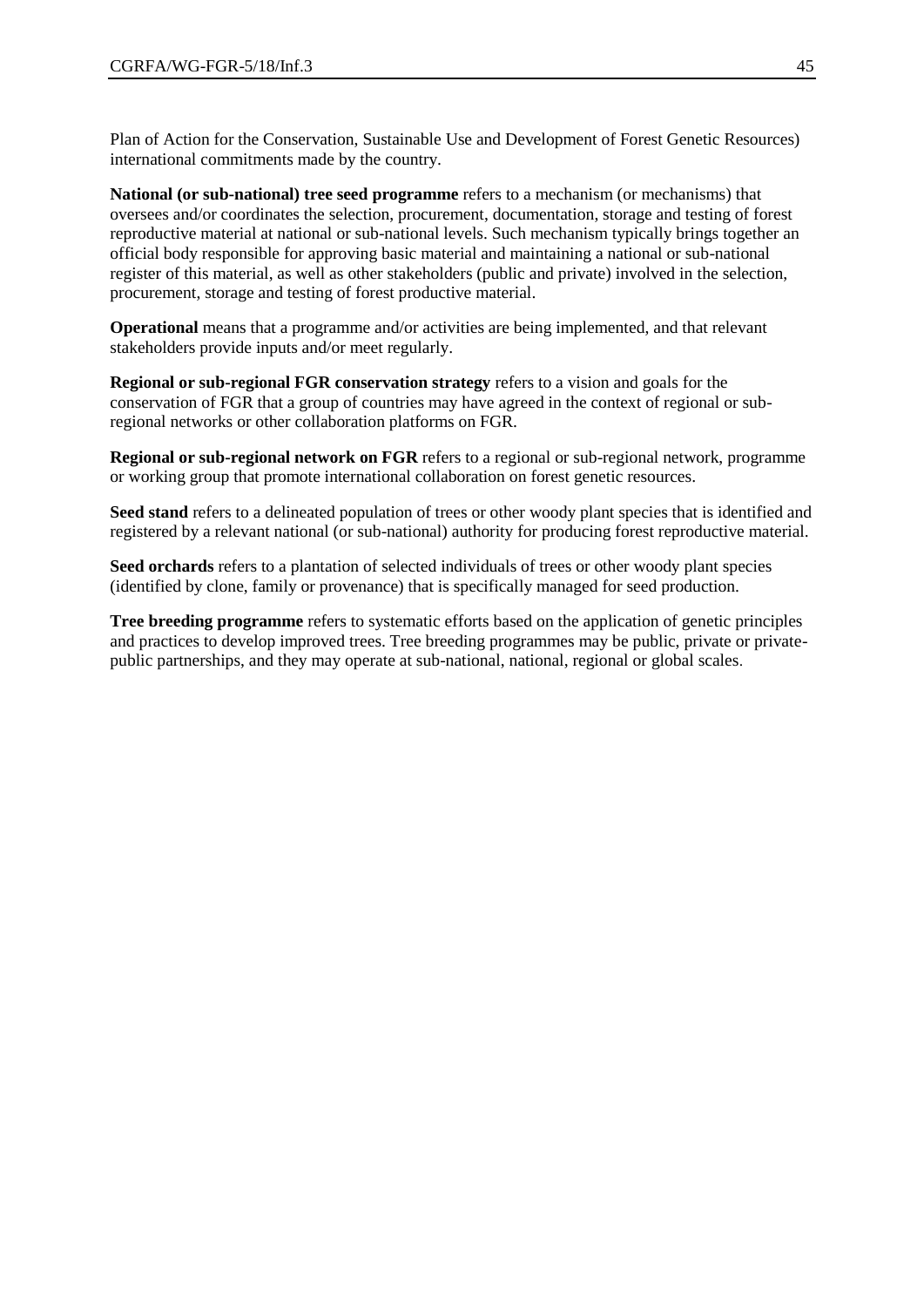Plan of Action for the Conservation, Sustainable Use and Development of Forest Genetic Resources) international commitments made by the country.

**National (or sub-national) tree seed programme** refers to a mechanism (or mechanisms) that oversees and/or coordinates the selection, procurement, documentation, storage and testing of forest reproductive material at national or sub-national levels. Such mechanism typically brings together an official body responsible for approving basic material and maintaining a national or sub-national register of this material, as well as other stakeholders (public and private) involved in the selection, procurement, storage and testing of forest productive material.

**Operational** means that a programme and/or activities are being implemented, and that relevant stakeholders provide inputs and/or meet regularly.

**Regional or sub-regional FGR conservation strategy** refers to a vision and goals for the conservation of FGR that a group of countries may have agreed in the context of regional or sub-regional networks or other collaboration platforms on FGR.

**Regional or sub-regional network on FGR** refers to a regional or sub-regional network, programme or working group that promote international collaboration on forest genetic resources.

**Seed stand** refers to a delineated population of trees or other woody plant species that is identified and registered by a relevant national (or sub-national) authority for producing forest reproductive material.

**Seed orchards** refers to a plantation of selected individuals of trees or other woody plant species (identified by clone, family or provenance) that is specifically managed for seed production.

**Tree breeding programme** refers to systematic efforts based on the application of genetic principles and practices to develop improved trees. Tree breeding programmes may be public, private or private-public partnerships, and they may operate at sub-national, national, regional or global scales.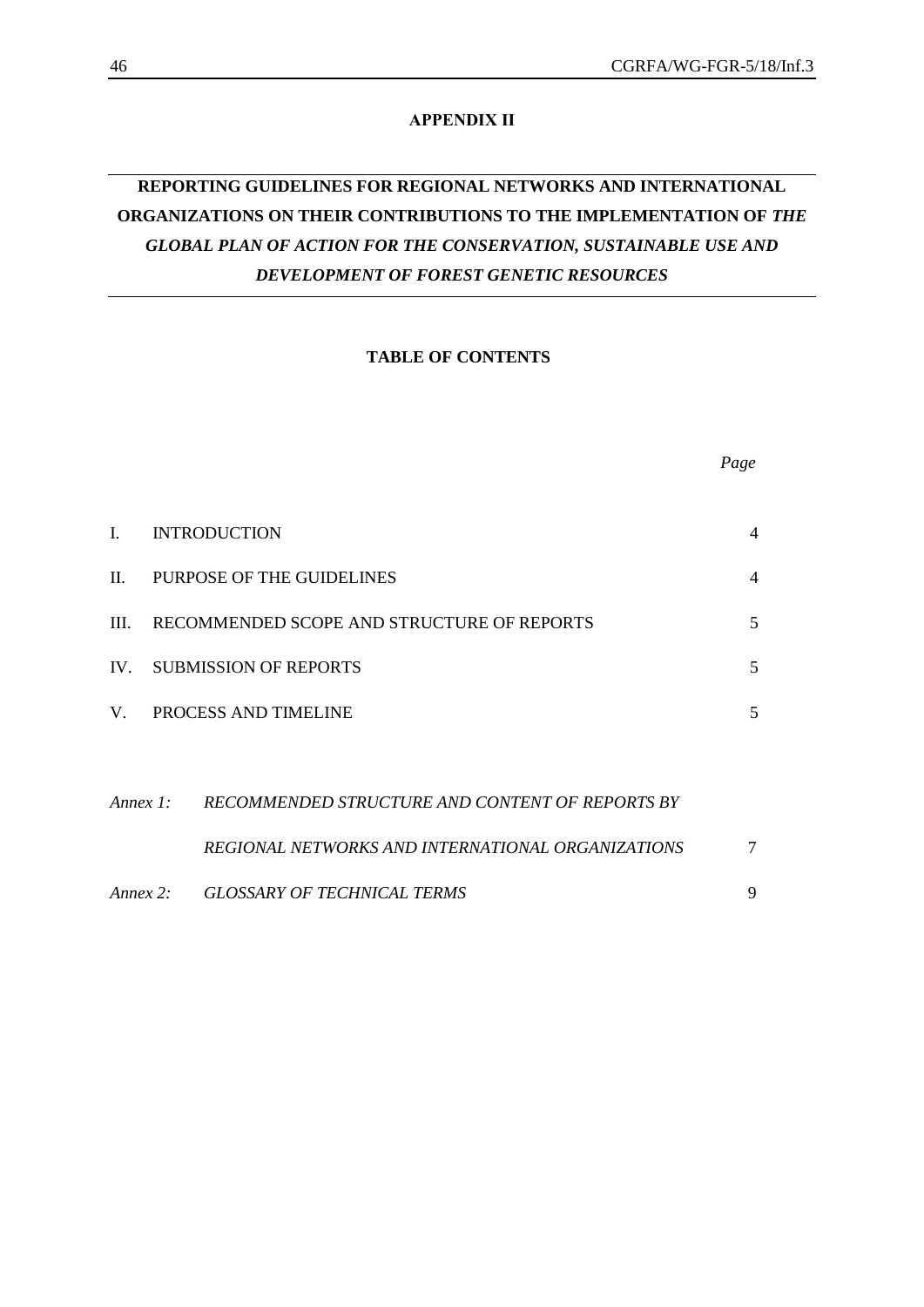**APPENDIX II**

# REPORTING GUIDELINES FOR REGIONAL NETWORKS AND INTERNATIONAL ORGANIZATIONS ON THEIR CONTRIBUTIONS TO THE IMPLEMENTATION OF *THE GLOBAL PLAN OF ACTION FOR THE CONSERVATION, SUSTAINABLE USE AND DEVELOPMENT OF FOREST GENETIC RESOURCES*

**TABLE OF CONTENTS**

| | | *Page* |
|---|---|---|
| I. | INTRODUCTION | 4 |
| II. | PURPOSE OF THE GUIDELINES | 4 |
| III. | RECOMMENDED SCOPE AND STRUCTURE OF REPORTS | 5 |
| IV. | SUBMISSION OF REPORTS | 5 |
| V. | PROCESS AND TIMELINE | 5 |
| *Annex 1:* | *RECOMMENDED STRUCTURE AND CONTENT OF REPORTS BY REGIONAL NETWORKS AND INTERNATIONAL ORGANIZATIONS* | 7 |
| *Annex 2:* | *GLOSSARY OF TECHNICAL TERMS* | 9 |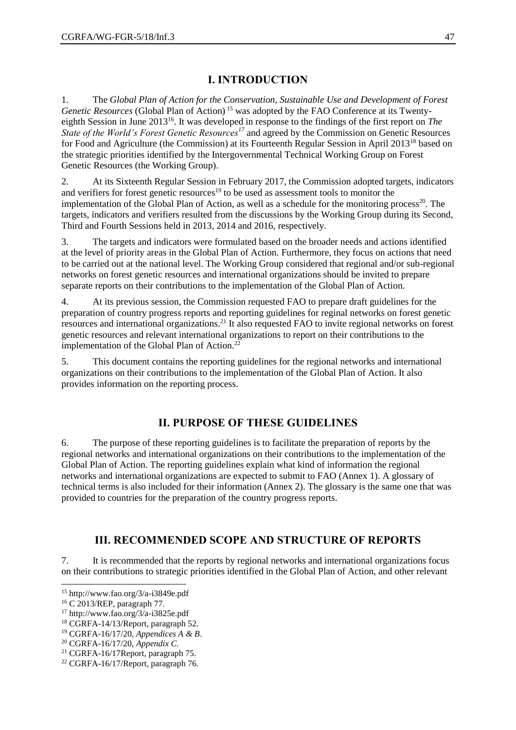# I. INTRODUCTION

1. The *Global Plan of Action for the Conservation, Sustainable Use and Development of Forest Genetic Resources* (Global Plan of Action) [15] was adopted by the FAO Conference at its Twenty-eighth Session in June 2013[16]. It was developed in response to the findings of the first report on *The State of the World's Forest Genetic Resources*[17] and agreed by the Commission on Genetic Resources for Food and Agriculture (the Commission) at its Fourteenth Regular Session in April 2013[18] based on the strategic priorities identified by the Intergovernmental Technical Working Group on Forest Genetic Resources (the Working Group).

2. At its Sixteenth Regular Session in February 2017, the Commission adopted targets, indicators and verifiers for forest genetic resources[19] to be used as assessment tools to monitor the implementation of the Global Plan of Action, as well as a schedule for the monitoring process[20]. The targets, indicators and verifiers resulted from the discussions by the Working Group during its Second, Third and Fourth Sessions held in 2013, 2014 and 2016, respectively.

3. The targets and indicators were formulated based on the broader needs and actions identified at the level of priority areas in the Global Plan of Action. Furthermore, they focus on actions that need to be carried out at the national level. The Working Group considered that regional and/or sub-regional networks on forest genetic resources and international organizations should be invited to prepare separate reports on their contributions to the implementation of the Global Plan of Action.

4. At its previous session, the Commission requested FAO to prepare draft guidelines for the preparation of country progress reports and reporting guidelines for reginal networks on forest genetic resources and international organizations.[21] It also requested FAO to invite regional networks on forest genetic resources and relevant international organizations to report on their contributions to the implementation of the Global Plan of Action.[22]

5. This document contains the reporting guidelines for the regional networks and international organizations on their contributions to the implementation of the Global Plan of Action. It also provides information on the reporting process.

# II. PURPOSE OF THESE GUIDELINES

6. The purpose of these reporting guidelines is to facilitate the preparation of reports by the regional networks and international organizations on their contributions to the implementation of the Global Plan of Action. The reporting guidelines explain what kind of information the regional networks and international organizations are expected to submit to FAO (Annex 1). A glossary of technical terms is also included for their information (Annex 2). The glossary is the same one that was provided to countries for the preparation of the country progress reports.

# III. RECOMMENDED SCOPE AND STRUCTURE OF REPORTS

7. It is recommended that the reports by regional networks and international organizations focus on their contributions to strategic priorities identified in the Global Plan of Action, and other relevant

---

[15] http://www.fao.org/3/a-i3849e.pdf

[16] C 2013/REP, paragraph 77.

[17] http://www.fao.org/3/a-i3825e.pdf

[18] CGRFA-14/13/Report, paragraph 52.

[19] CGRFA-16/17/20, *Appendices A & B*.

[20] CGRFA-16/17/20, *Appendix C*.

[21] CGRFA-16/17Report, paragraph 75.

[22] CGRFA-16/17/Report, paragraph 76.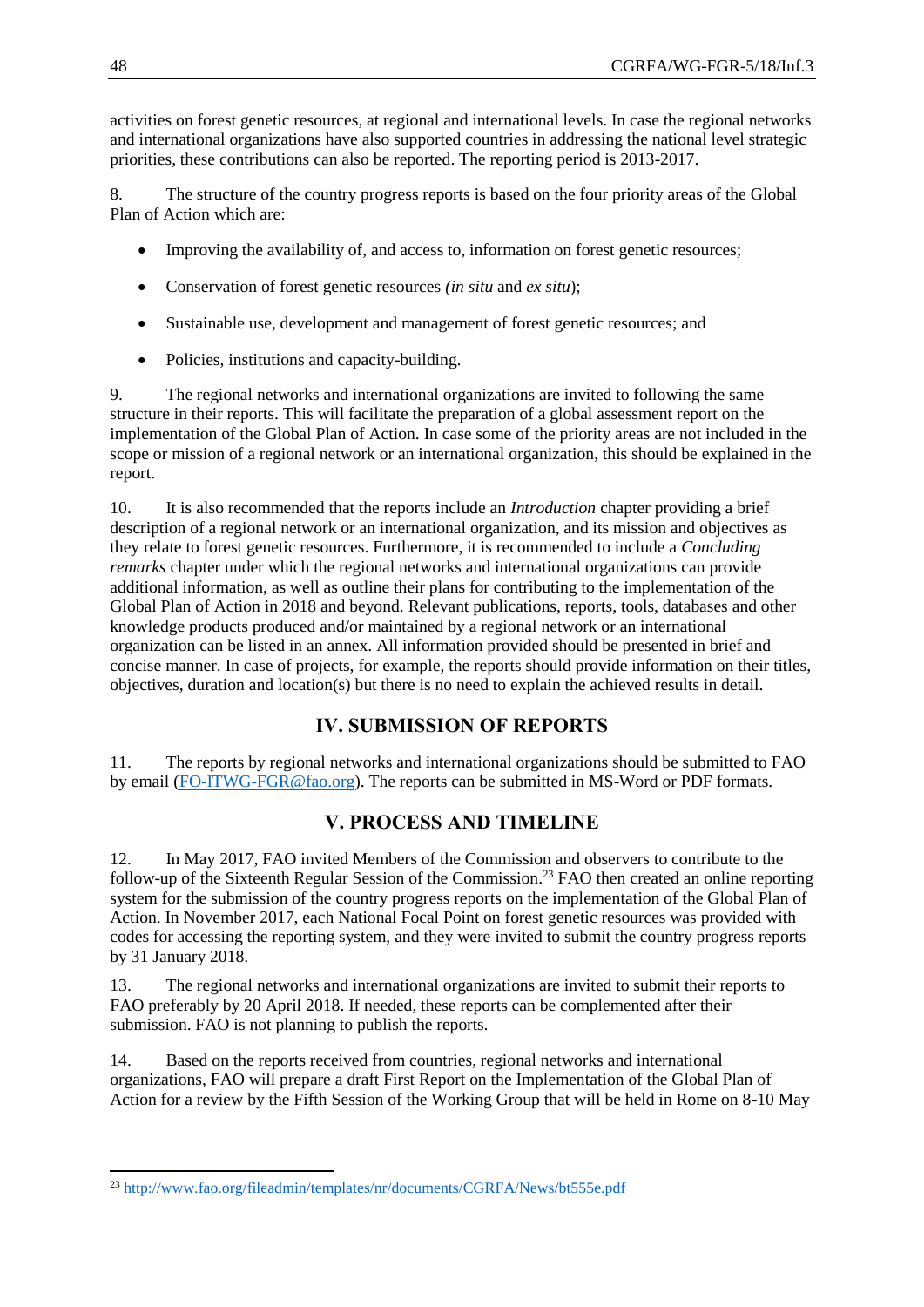activities on forest genetic resources, at regional and international levels. In case the regional networks and international organizations have also supported countries in addressing the national level strategic priorities, these contributions can also be reported. The reporting period is 2013-2017.

8. The structure of the country progress reports is based on the four priority areas of the Global Plan of Action which are:

- Improving the availability of, and access to, information on forest genetic resources;
- Conservation of forest genetic resources *(in situ* and *ex situ*);
- Sustainable use, development and management of forest genetic resources; and
- Policies, institutions and capacity-building.

9. The regional networks and international organizations are invited to following the same structure in their reports. This will facilitate the preparation of a global assessment report on the implementation of the Global Plan of Action. In case some of the priority areas are not included in the scope or mission of a regional network or an international organization, this should be explained in the report.

10. It is also recommended that the reports include an *Introduction* chapter providing a brief description of a regional network or an international organization, and its mission and objectives as they relate to forest genetic resources. Furthermore, it is recommended to include a *Concluding remarks* chapter under which the regional networks and international organizations can provide additional information, as well as outline their plans for contributing to the implementation of the Global Plan of Action in 2018 and beyond. Relevant publications, reports, tools, databases and other knowledge products produced and/or maintained by a regional network or an international organization can be listed in an annex. All information provided should be presented in brief and concise manner. In case of projects, for example, the reports should provide information on their titles, objectives, duration and location(s) but there is no need to explain the achieved results in detail.

## IV. SUBMISSION OF REPORTS

11. The reports by regional networks and international organizations should be submitted to FAO by email (FO-ITWG-FGR@fao.org). The reports can be submitted in MS-Word or PDF formats.

## V. PROCESS AND TIMELINE

12. In May 2017, FAO invited Members of the Commission and observers to contribute to the follow-up of the Sixteenth Regular Session of the Commission.[23] FAO then created an online reporting system for the submission of the country progress reports on the implementation of the Global Plan of Action. In November 2017, each National Focal Point on forest genetic resources was provided with codes for accessing the reporting system, and they were invited to submit the country progress reports by 31 January 2018.

13. The regional networks and international organizations are invited to submit their reports to FAO preferably by 20 April 2018. If needed, these reports can be complemented after their submission. FAO is not planning to publish the reports.

14. Based on the reports received from countries, regional networks and international organizations, FAO will prepare a draft First Report on the Implementation of the Global Plan of Action for a review by the Fifth Session of the Working Group that will be held in Rome on 8-10 May

---

[23] http://www.fao.org/fileadmin/templates/nr/documents/CGRFA/News/bt555e.pdf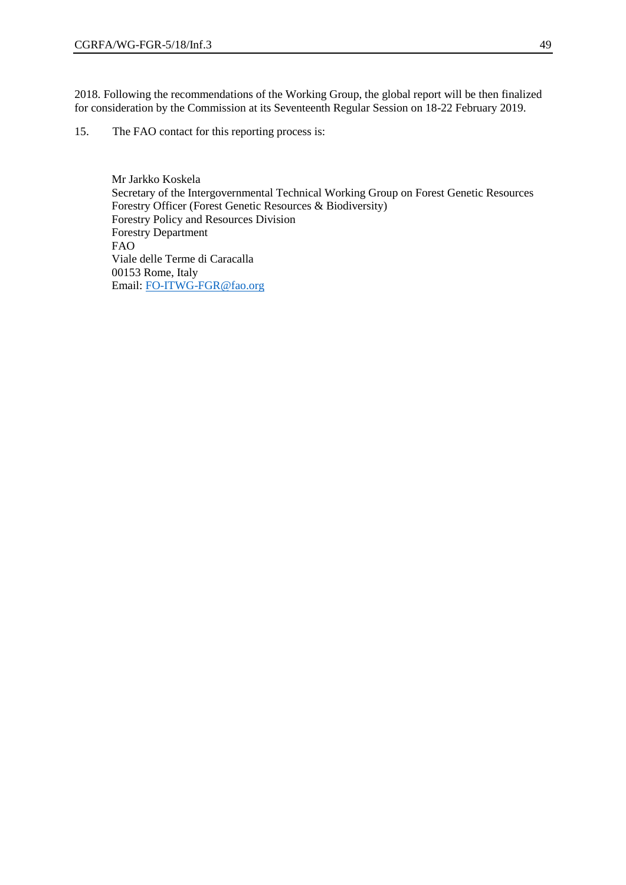2018. Following the recommendations of the Working Group, the global report will be then finalized for consideration by the Commission at its Seventeenth Regular Session on 18-22 February 2019.

15. The FAO contact for this reporting process is:

Mr Jarkko Koskela  
Secretary of the Intergovernmental Technical Working Group on Forest Genetic Resources  
Forestry Officer (Forest Genetic Resources & Biodiversity)  
Forestry Policy and Resources Division  
Forestry Department  
FAO  
Viale delle Terme di Caracalla  
00153 Rome, Italy  
Email: FO-ITWG-FGR@fao.org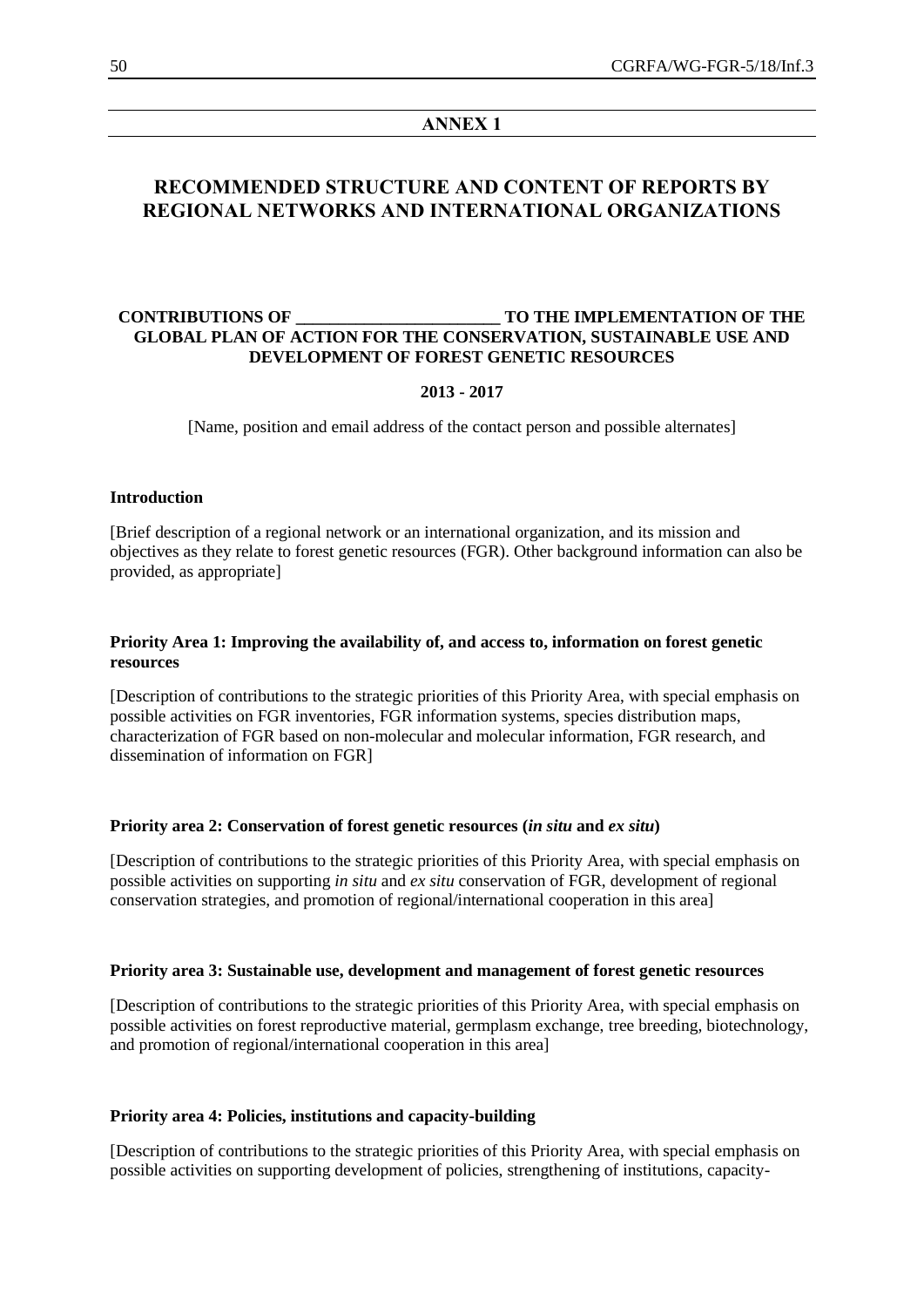## ANNEX 1

# RECOMMENDED STRUCTURE AND CONTENT OF REPORTS BY REGIONAL NETWORKS AND INTERNATIONAL ORGANIZATIONS

**CONTRIBUTIONS OF _______________________ TO THE IMPLEMENTATION OF THE GLOBAL PLAN OF ACTION FOR THE CONSERVATION, SUSTAINABLE USE AND DEVELOPMENT OF FOREST GENETIC RESOURCES**

**2013 - 2017**

[Name, position and email address of the contact person and possible alternates]

**Introduction**

[Brief description of a regional network or an international organization, and its mission and objectives as they relate to forest genetic resources (FGR). Other background information can also be provided, as appropriate]

**Priority Area 1: Improving the availability of, and access to, information on forest genetic resources**

[Description of contributions to the strategic priorities of this Priority Area, with special emphasis on possible activities on FGR inventories, FGR information systems, species distribution maps, characterization of FGR based on non-molecular and molecular information, FGR research, and dissemination of information on FGR]

**Priority area 2: Conservation of forest genetic resources (*in situ* and *ex situ*)**

[Description of contributions to the strategic priorities of this Priority Area, with special emphasis on possible activities on supporting *in situ* and *ex situ* conservation of FGR, development of regional conservation strategies, and promotion of regional/international cooperation in this area]

**Priority area 3: Sustainable use, development and management of forest genetic resources**

[Description of contributions to the strategic priorities of this Priority Area, with special emphasis on possible activities on forest reproductive material, germplasm exchange, tree breeding, biotechnology, and promotion of regional/international cooperation in this area]

**Priority area 4: Policies, institutions and capacity-building**

[Description of contributions to the strategic priorities of this Priority Area, with special emphasis on possible activities on supporting development of policies, strengthening of institutions, capacity-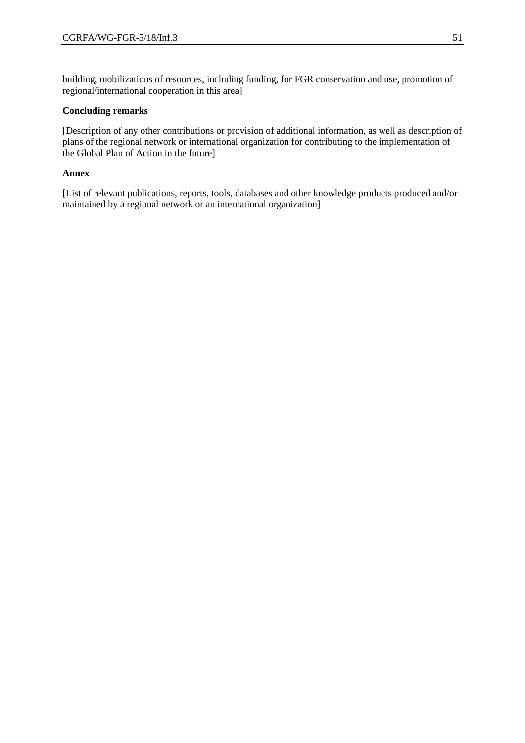building, mobilizations of resources, including funding, for FGR conservation and use, promotion of regional/international cooperation in this area]

**Concluding remarks**

[Description of any other contributions or provision of additional information, as well as description of plans of the regional network or international organization for contributing to the implementation of the Global Plan of Action in the future]

**Annex**

[List of relevant publications, reports, tools, databases and other knowledge products produced and/or maintained by a regional network or an international organization]